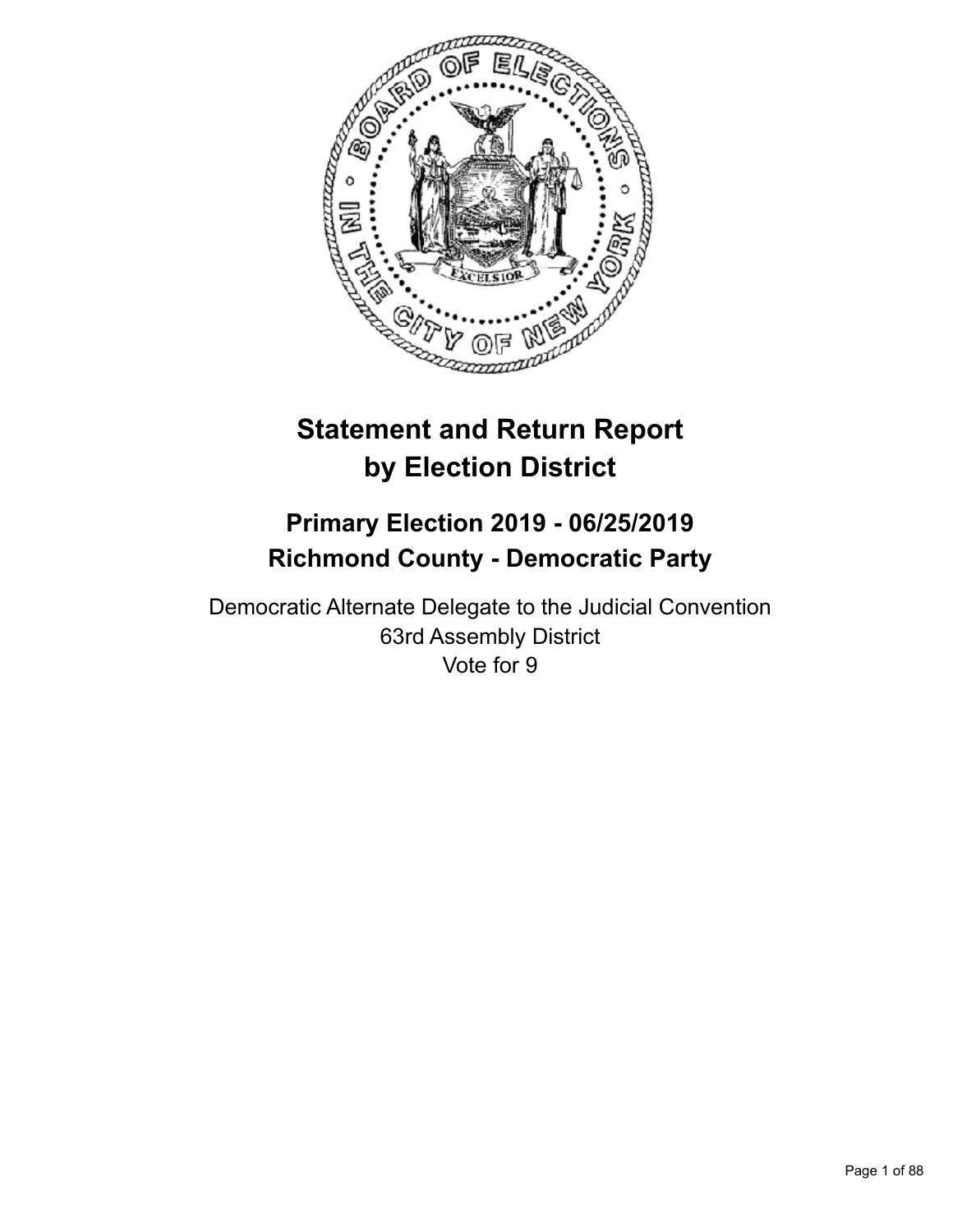# Statement and Return Report by Election District

## Primary Election 2019 - 06/25/2019
## Richmond County - Democratic Party

Democratic Alternate Delegate to the Judicial Convention
63rd Assembly District
Vote for 9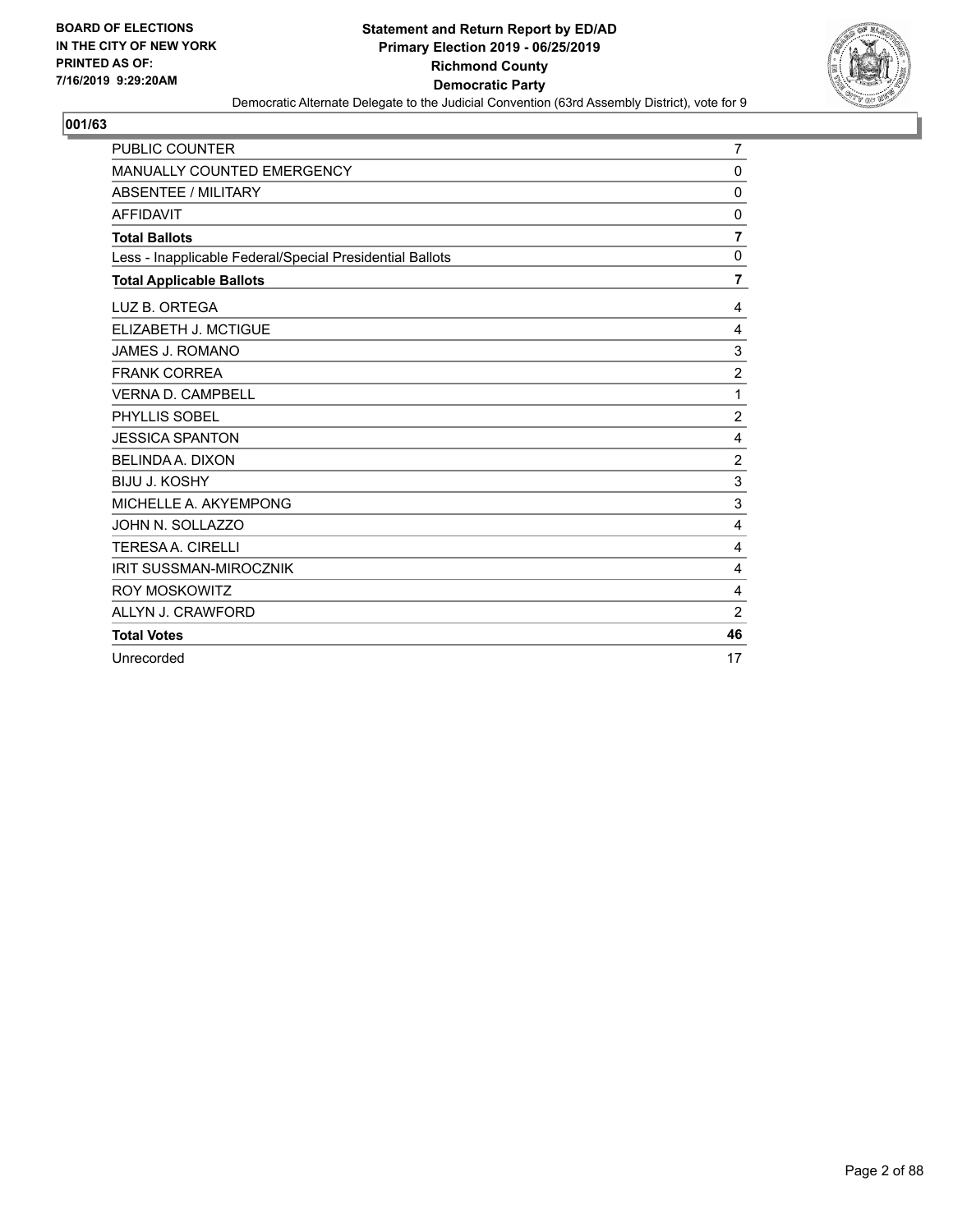BOARD OF ELECTIONS
IN THE CITY OF NEW YORK
PRINTED AS OF:
7/16/2019 9:29:20AM

**Statement and Return Report by ED/AD**
**Primary Election 2019 - 06/25/2019**
**Richmond County**
**Democratic Party**
Democratic Alternate Delegate to the Judicial Convention (63rd Assembly District), vote for 9

## 001/63

| | |
|---|---|
| PUBLIC COUNTER | 7 |
| MANUALLY COUNTED EMERGENCY | 0 |
| ABSENTEE / MILITARY | 0 |
| AFFIDAVIT | 0 |
| **Total Ballots** | **7** |
| Less - Inapplicable Federal/Special Presidential Ballots | 0 |
| **Total Applicable Ballots** | **7** |
| LUZ B. ORTEGA | 4 |
| ELIZABETH J. MCTIGUE | 4 |
| JAMES J. ROMANO | 3 |
| FRANK CORREA | 2 |
| VERNA D. CAMPBELL | 1 |
| PHYLLIS SOBEL | 2 |
| JESSICA SPANTON | 4 |
| BELINDA A. DIXON | 2 |
| BIJU J. KOSHY | 3 |
| MICHELLE A. AKYEMPONG | 3 |
| JOHN N. SOLLAZZO | 4 |
| TERESA A. CIRELLI | 4 |
| IRIT SUSSMAN-MIROCZNIK | 4 |
| ROY MOSKOWITZ | 4 |
| ALLYN J. CRAWFORD | 2 |
| **Total Votes** | **46** |
| Unrecorded | 17 |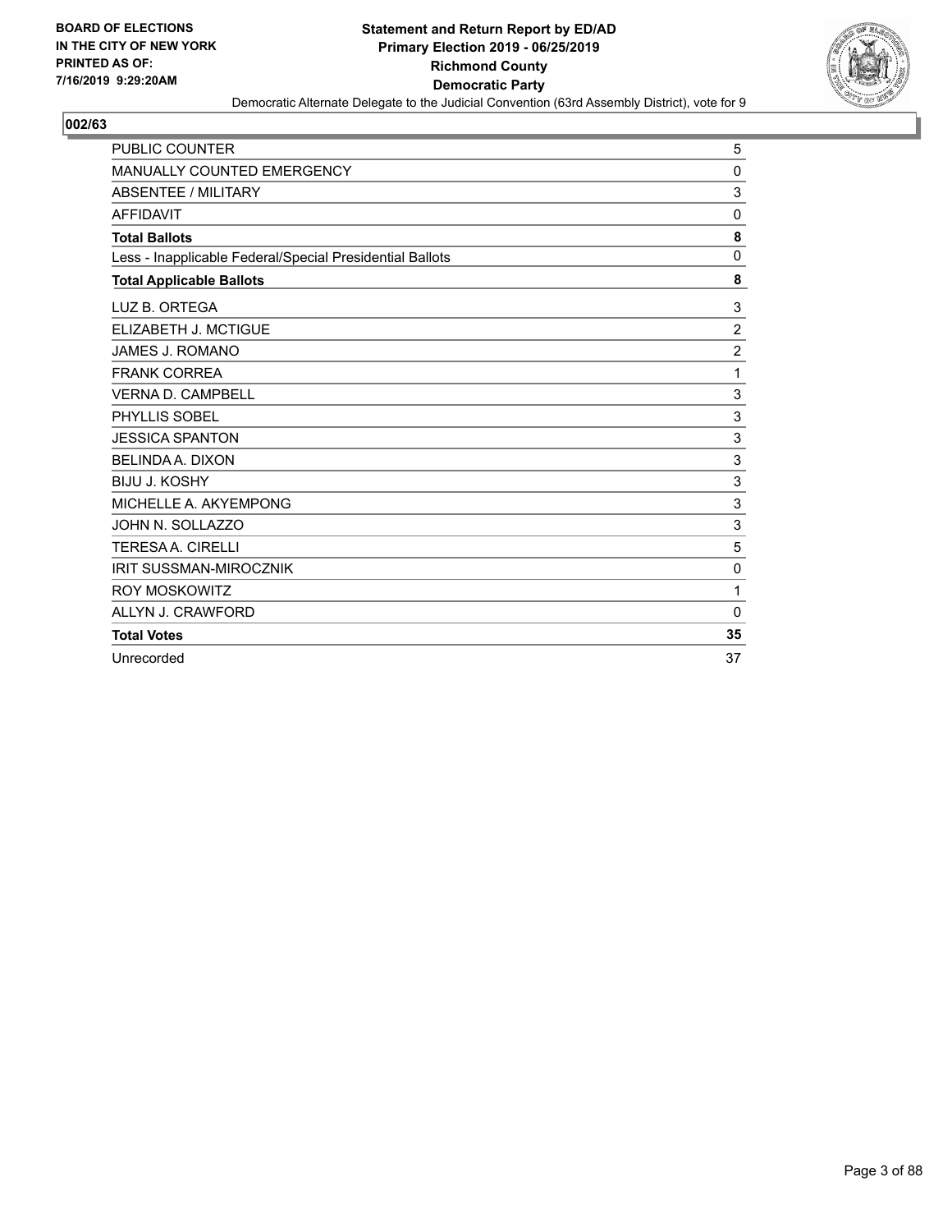**BOARD OF ELECTIONS IN THE CITY OF NEW YORK PRINTED AS OF: 7/16/2019 9:29:20AM**

**Statement and Return Report by ED/AD**
**Primary Election 2019 - 06/25/2019**
**Richmond County**
**Democratic Party**
Democratic Alternate Delegate to the Judicial Convention (63rd Assembly District), vote for 9

**002/63**

| | |
|---|---|
| PUBLIC COUNTER | 5 |
| MANUALLY COUNTED EMERGENCY | 0 |
| ABSENTEE / MILITARY | 3 |
| AFFIDAVIT | 0 |
| **Total Ballots** | **8** |
| Less - Inapplicable Federal/Special Presidential Ballots | 0 |
| **Total Applicable Ballots** | **8** |
| LUZ B. ORTEGA | 3 |
| ELIZABETH J. MCTIGUE | 2 |
| JAMES J. ROMANO | 2 |
| FRANK CORREA | 1 |
| VERNA D. CAMPBELL | 3 |
| PHYLLIS SOBEL | 3 |
| JESSICA SPANTON | 3 |
| BELINDA A. DIXON | 3 |
| BIJU J. KOSHY | 3 |
| MICHELLE A. AKYEMPONG | 3 |
| JOHN N. SOLLAZZO | 3 |
| TERESA A. CIRELLI | 5 |
| IRIT SUSSMAN-MIROCZNIK | 0 |
| ROY MOSKOWITZ | 1 |
| ALLYN J. CRAWFORD | 0 |
| **Total Votes** | **35** |
| Unrecorded | 37 |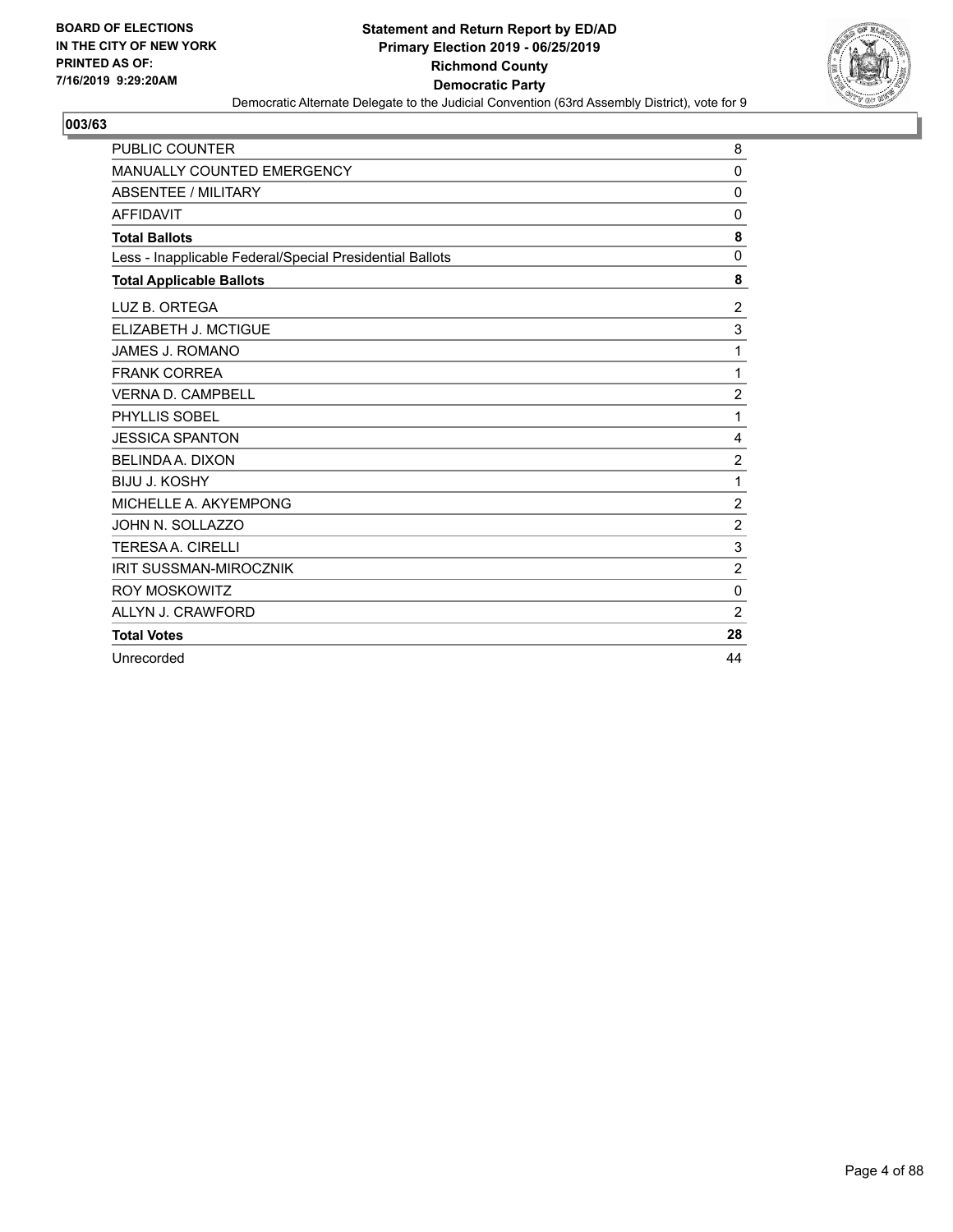**BOARD OF ELECTIONS IN THE CITY OF NEW YORK PRINTED AS OF: 7/16/2019 9:29:20AM**

# Statement and Return Report by ED/AD
## Primary Election 2019 - 06/25/2019
## Richmond County
## Democratic Party
### Democratic Alternate Delegate to the Judicial Convention (63rd Assembly District), vote for 9

**003/63**

| | |
|---|---|
| PUBLIC COUNTER | 8 |
| MANUALLY COUNTED EMERGENCY | 0 |
| ABSENTEE / MILITARY | 0 |
| AFFIDAVIT | 0 |
| **Total Ballots** | **8** |
| Less - Inapplicable Federal/Special Presidential Ballots | 0 |
| **Total Applicable Ballots** | **8** |
| LUZ B. ORTEGA | 2 |
| ELIZABETH J. MCTIGUE | 3 |
| JAMES J. ROMANO | 1 |
| FRANK CORREA | 1 |
| VERNA D. CAMPBELL | 2 |
| PHYLLIS SOBEL | 1 |
| JESSICA SPANTON | 4 |
| BELINDA A. DIXON | 2 |
| BIJU J. KOSHY | 1 |
| MICHELLE A. AKYEMPONG | 2 |
| JOHN N. SOLLAZZO | 2 |
| TERESA A. CIRELLI | 3 |
| IRIT SUSSMAN-MIROCZNIK | 2 |
| ROY MOSKOWITZ | 0 |
| ALLYN J. CRAWFORD | 2 |
| **Total Votes** | **28** |
| Unrecorded | 44 |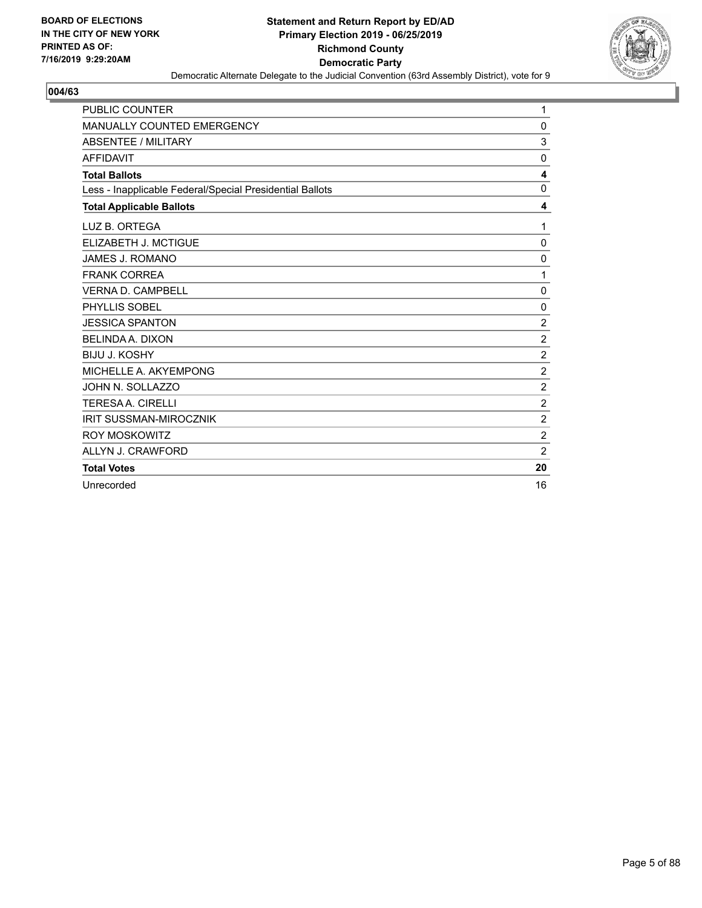**BOARD OF ELECTIONS IN THE CITY OF NEW YORK PRINTED AS OF: 7/16/2019 9:29:20AM**

# Statement and Return Report by ED/AD
## Primary Election 2019 - 06/25/2019
## Richmond County
## Democratic Party

Democratic Alternate Delegate to the Judicial Convention (63rd Assembly District), vote for 9

### 004/63

| | |
|---|---|
| PUBLIC COUNTER | 1 |
| MANUALLY COUNTED EMERGENCY | 0 |
| ABSENTEE / MILITARY | 3 |
| AFFIDAVIT | 0 |
| **Total Ballots** | **4** |
| Less - Inapplicable Federal/Special Presidential Ballots | 0 |
| **Total Applicable Ballots** | **4** |
| LUZ B. ORTEGA | 1 |
| ELIZABETH J. MCTIGUE | 0 |
| JAMES J. ROMANO | 0 |
| FRANK CORREA | 1 |
| VERNA D. CAMPBELL | 0 |
| PHYLLIS SOBEL | 0 |
| JESSICA SPANTON | 2 |
| BELINDA A. DIXON | 2 |
| BIJU J. KOSHY | 2 |
| MICHELLE A. AKYEMPONG | 2 |
| JOHN N. SOLLAZZO | 2 |
| TERESA A. CIRELLI | 2 |
| IRIT SUSSMAN-MIROCZNIK | 2 |
| ROY MOSKOWITZ | 2 |
| ALLYN J. CRAWFORD | 2 |
| **Total Votes** | **20** |
| Unrecorded | 16 |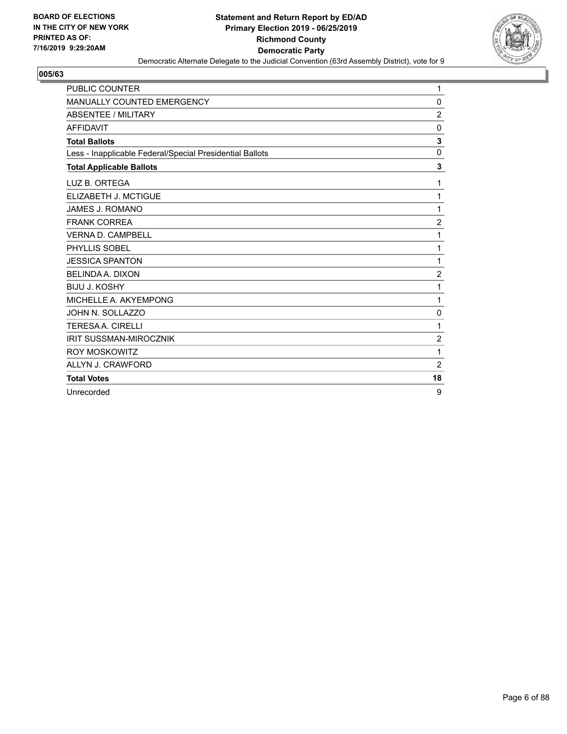**BOARD OF ELECTIONS IN THE CITY OF NEW YORK PRINTED AS OF: 7/16/2019 9:29:20AM**

**Statement and Return Report by ED/AD**
**Primary Election 2019 - 06/25/2019**
**Richmond County**
**Democratic Party**
Democratic Alternate Delegate to the Judicial Convention (63rd Assembly District), vote for 9

## 005/63

| | |
|---|---|
| PUBLIC COUNTER | 1 |
| MANUALLY COUNTED EMERGENCY | 0 |
| ABSENTEE / MILITARY | 2 |
| AFFIDAVIT | 0 |
| **Total Ballots** | **3** |
| Less - Inapplicable Federal/Special Presidential Ballots | 0 |
| **Total Applicable Ballots** | **3** |
| LUZ B. ORTEGA | 1 |
| ELIZABETH J. MCTIGUE | 1 |
| JAMES J. ROMANO | 1 |
| FRANK CORREA | 2 |
| VERNA D. CAMPBELL | 1 |
| PHYLLIS SOBEL | 1 |
| JESSICA SPANTON | 1 |
| BELINDA A. DIXON | 2 |
| BIJU J. KOSHY | 1 |
| MICHELLE A. AKYEMPONG | 1 |
| JOHN N. SOLLAZZO | 0 |
| TERESA A. CIRELLI | 1 |
| IRIT SUSSMAN-MIROCZNIK | 2 |
| ROY MOSKOWITZ | 1 |
| ALLYN J. CRAWFORD | 2 |
| **Total Votes** | **18** |
| Unrecorded | 9 |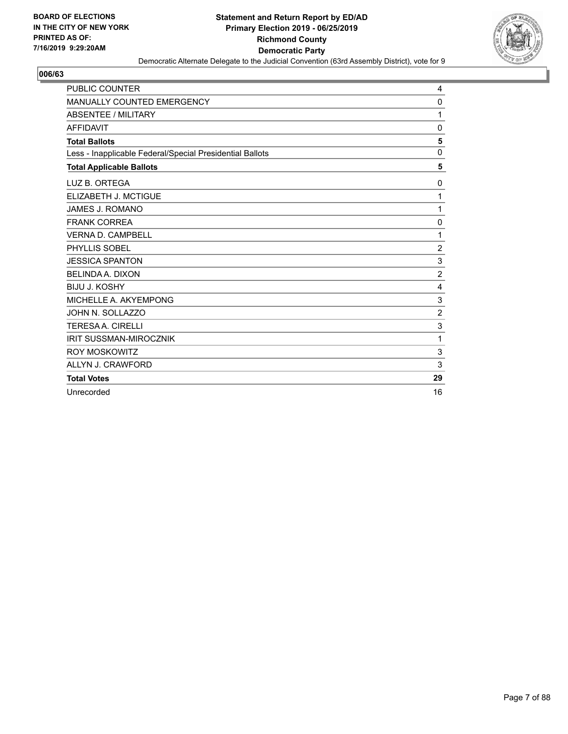BOARD OF ELECTIONS
IN THE CITY OF NEW YORK
PRINTED AS OF:
7/16/2019 9:29:20AM

**Statement and Return Report by ED/AD**
**Primary Election 2019 - 06/25/2019**
**Richmond County**
**Democratic Party**
Democratic Alternate Delegate to the Judicial Convention (63rd Assembly District), vote for 9

**006/63**

| | |
|---|---|
| PUBLIC COUNTER | 4 |
| MANUALLY COUNTED EMERGENCY | 0 |
| ABSENTEE / MILITARY | 1 |
| AFFIDAVIT | 0 |
| **Total Ballots** | **5** |
| Less - Inapplicable Federal/Special Presidential Ballots | 0 |
| **Total Applicable Ballots** | **5** |
| LUZ B. ORTEGA | 0 |
| ELIZABETH J. MCTIGUE | 1 |
| JAMES J. ROMANO | 1 |
| FRANK CORREA | 0 |
| VERNA D. CAMPBELL | 1 |
| PHYLLIS SOBEL | 2 |
| JESSICA SPANTON | 3 |
| BELINDA A. DIXON | 2 |
| BIJU J. KOSHY | 4 |
| MICHELLE A. AKYEMPONG | 3 |
| JOHN N. SOLLAZZO | 2 |
| TERESA A. CIRELLI | 3 |
| IRIT SUSSMAN-MIROCZNIK | 1 |
| ROY MOSKOWITZ | 3 |
| ALLYN J. CRAWFORD | 3 |
| **Total Votes** | **29** |
| Unrecorded | 16 |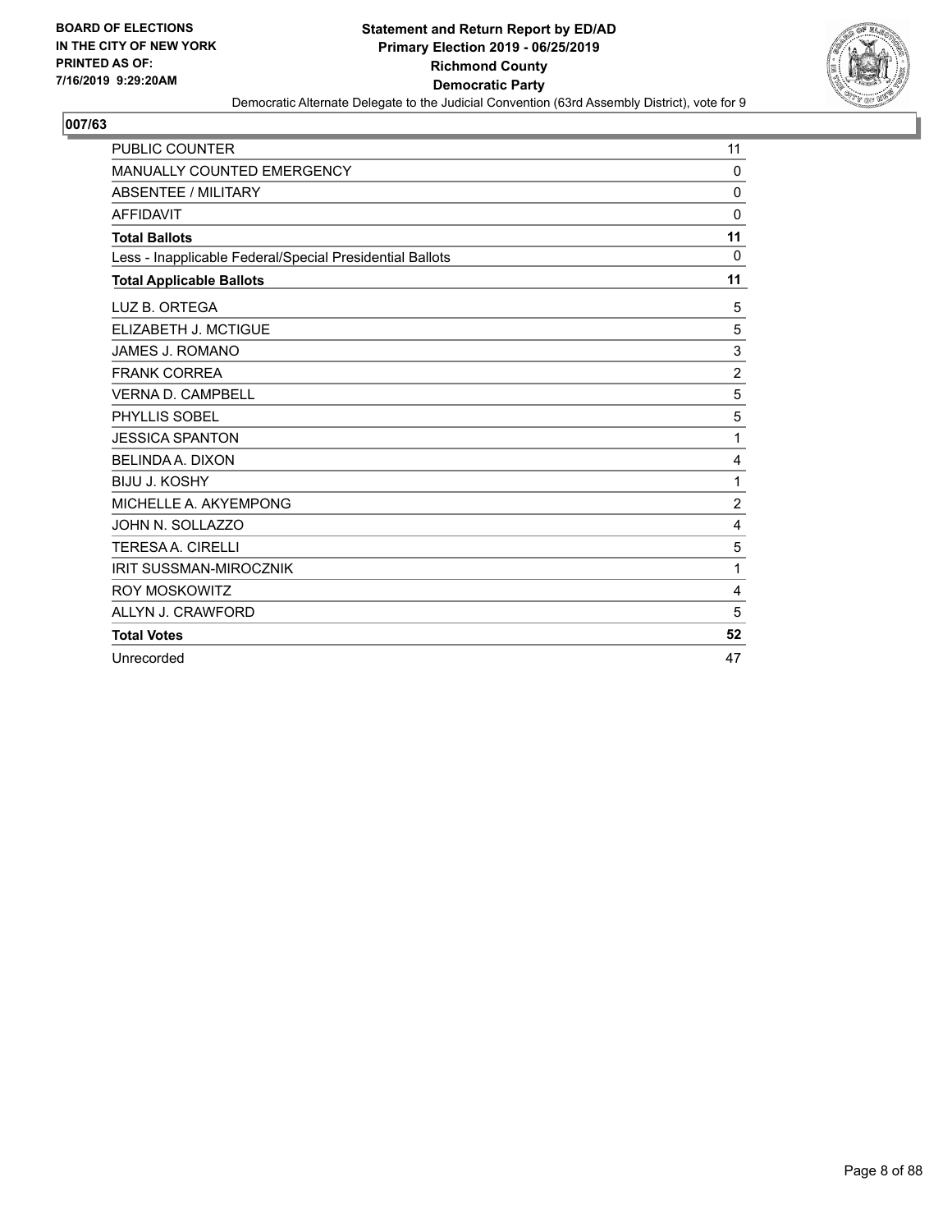BOARD OF ELECTIONS
IN THE CITY OF NEW YORK
PRINTED AS OF:
7/16/2019 9:29:20AM

**Statement and Return Report by ED/AD**
**Primary Election 2019 - 06/25/2019**
**Richmond County**
**Democratic Party**
Democratic Alternate Delegate to the Judicial Convention (63rd Assembly District), vote for 9

## 007/63

| | |
|---|---|
| PUBLIC COUNTER | 11 |
| MANUALLY COUNTED EMERGENCY | 0 |
| ABSENTEE / MILITARY | 0 |
| AFFIDAVIT | 0 |
| **Total Ballots** | **11** |
| Less - Inapplicable Federal/Special Presidential Ballots | 0 |
| **Total Applicable Ballots** | **11** |
| LUZ B. ORTEGA | 5 |
| ELIZABETH J. MCTIGUE | 5 |
| JAMES J. ROMANO | 3 |
| FRANK CORREA | 2 |
| VERNA D. CAMPBELL | 5 |
| PHYLLIS SOBEL | 5 |
| JESSICA SPANTON | 1 |
| BELINDA A. DIXON | 4 |
| BIJU J. KOSHY | 1 |
| MICHELLE A. AKYEMPONG | 2 |
| JOHN N. SOLLAZZO | 4 |
| TERESA A. CIRELLI | 5 |
| IRIT SUSSMAN-MIROCZNIK | 1 |
| ROY MOSKOWITZ | 4 |
| ALLYN J. CRAWFORD | 5 |
| **Total Votes** | **52** |
| Unrecorded | 47 |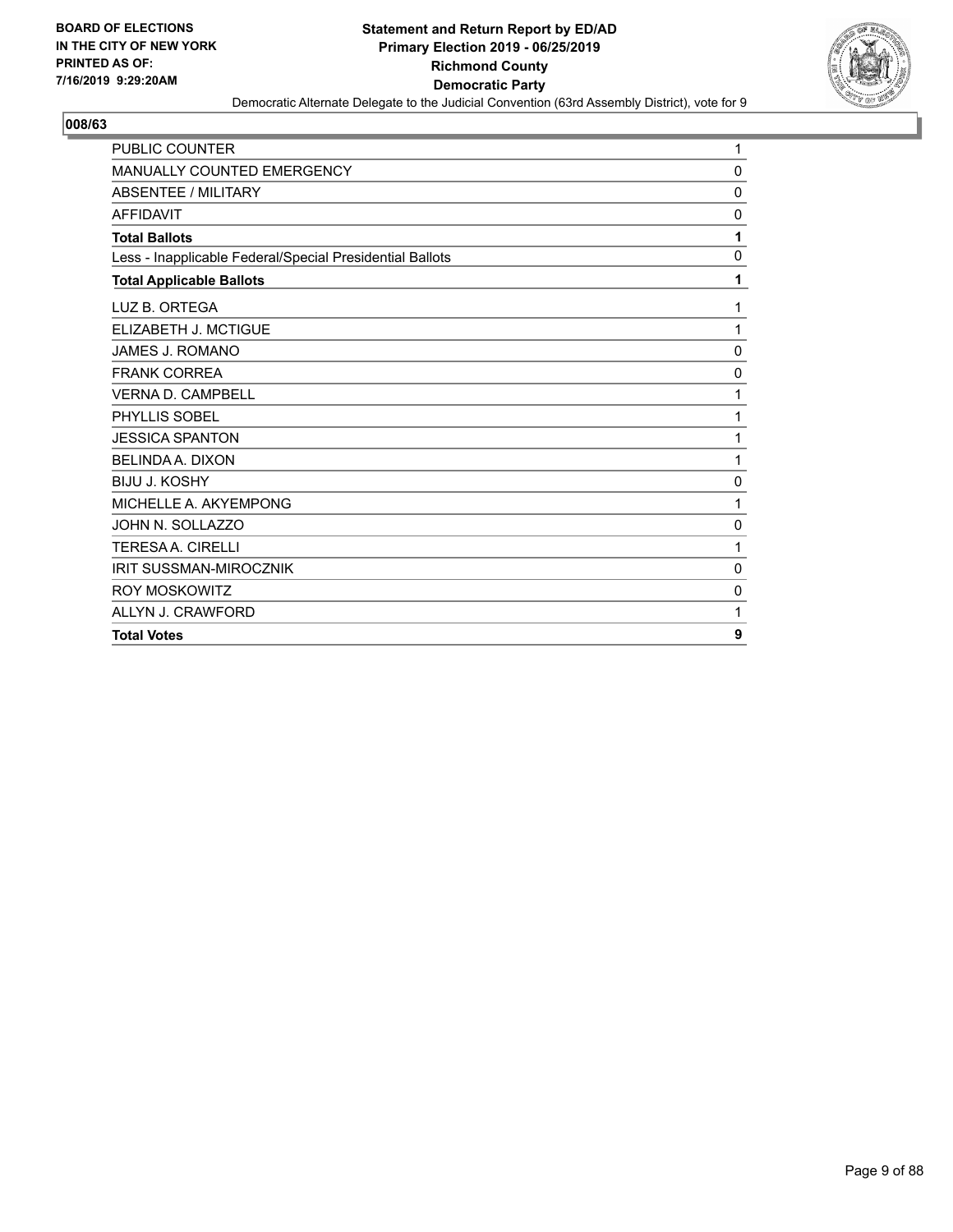# 008/63

| | |
|---|---|
| PUBLIC COUNTER | 1 |
| MANUALLY COUNTED EMERGENCY | 0 |
| ABSENTEE / MILITARY | 0 |
| AFFIDAVIT | 0 |
| **Total Ballots** | **1** |
| Less - Inapplicable Federal/Special Presidential Ballots | 0 |
| **Total Applicable Ballots** | **1** |
| LUZ B. ORTEGA | 1 |
| ELIZABETH J. MCTIGUE | 1 |
| JAMES J. ROMANO | 0 |
| FRANK CORREA | 0 |
| VERNA D. CAMPBELL | 1 |
| PHYLLIS SOBEL | 1 |
| JESSICA SPANTON | 1 |
| BELINDA A. DIXON | 1 |
| BIJU J. KOSHY | 0 |
| MICHELLE A. AKYEMPONG | 1 |
| JOHN N. SOLLAZZO | 0 |
| TERESA A. CIRELLI | 1 |
| IRIT SUSSMAN-MIROCZNIK | 0 |
| ROY MOSKOWITZ | 0 |
| ALLYN J. CRAWFORD | 1 |
| **Total Votes** | **9** |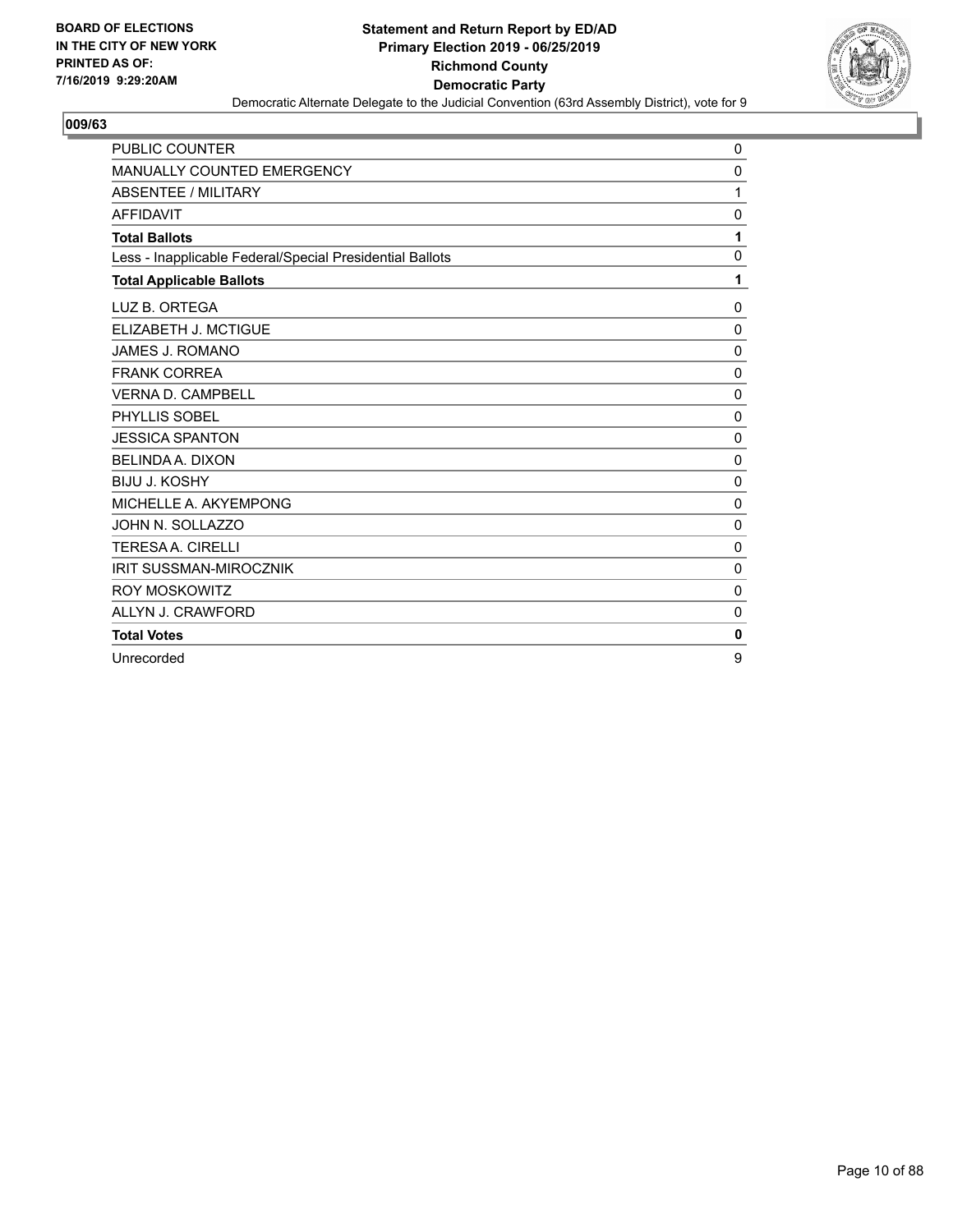**BOARD OF ELECTIONS IN THE CITY OF NEW YORK PRINTED AS OF: 7/16/2019 9:29:20AM**

**Statement and Return Report by ED/AD**
**Primary Election 2019 - 06/25/2019**
**Richmond County**
**Democratic Party**
Democratic Alternate Delegate to the Judicial Convention (63rd Assembly District), vote for 9

## 009/63

| | |
|---|---|
| PUBLIC COUNTER | 0 |
| MANUALLY COUNTED EMERGENCY | 0 |
| ABSENTEE / MILITARY | 1 |
| AFFIDAVIT | 0 |
| **Total Ballots** | **1** |
| Less - Inapplicable Federal/Special Presidential Ballots | 0 |
| **Total Applicable Ballots** | **1** |
| LUZ B. ORTEGA | 0 |
| ELIZABETH J. MCTIGUE | 0 |
| JAMES J. ROMANO | 0 |
| FRANK CORREA | 0 |
| VERNA D. CAMPBELL | 0 |
| PHYLLIS SOBEL | 0 |
| JESSICA SPANTON | 0 |
| BELINDA A. DIXON | 0 |
| BIJU J. KOSHY | 0 |
| MICHELLE A. AKYEMPONG | 0 |
| JOHN N. SOLLAZZO | 0 |
| TERESA A. CIRELLI | 0 |
| IRIT SUSSMAN-MIROCZNIK | 0 |
| ROY MOSKOWITZ | 0 |
| ALLYN J. CRAWFORD | 0 |
| **Total Votes** | **0** |
| Unrecorded | 9 |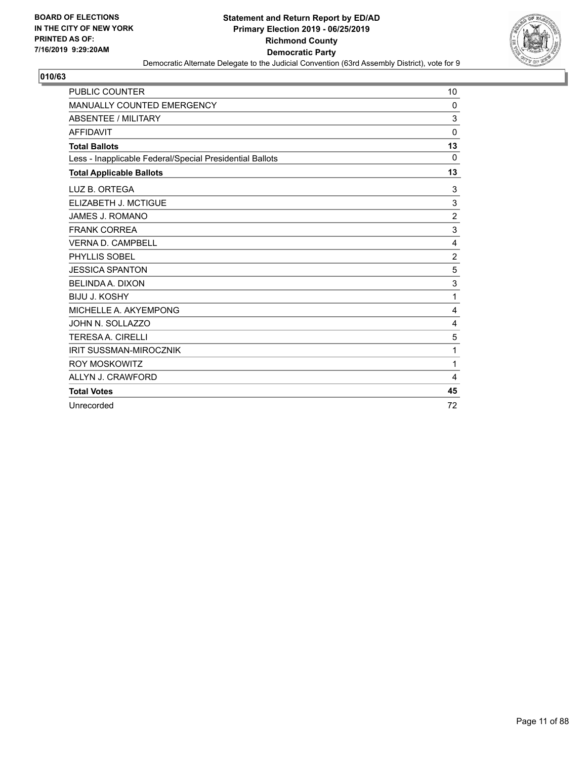BOARD OF ELECTIONS
IN THE CITY OF NEW YORK
PRINTED AS OF:
7/16/2019 9:29:20AM

**Statement and Return Report by ED/AD**
**Primary Election 2019 - 06/25/2019**
**Richmond County**
**Democratic Party**
Democratic Alternate Delegate to the Judicial Convention (63rd Assembly District), vote for 9

## 010/63

| | |
|---|---|
| PUBLIC COUNTER | 10 |
| MANUALLY COUNTED EMERGENCY | 0 |
| ABSENTEE / MILITARY | 3 |
| AFFIDAVIT | 0 |
| **Total Ballots** | **13** |
| Less - Inapplicable Federal/Special Presidential Ballots | 0 |
| **Total Applicable Ballots** | **13** |
| LUZ B. ORTEGA | 3 |
| ELIZABETH J. MCTIGUE | 3 |
| JAMES J. ROMANO | 2 |
| FRANK CORREA | 3 |
| VERNA D. CAMPBELL | 4 |
| PHYLLIS SOBEL | 2 |
| JESSICA SPANTON | 5 |
| BELINDA A. DIXON | 3 |
| BIJU J. KOSHY | 1 |
| MICHELLE A. AKYEMPONG | 4 |
| JOHN N. SOLLAZZO | 4 |
| TERESA A. CIRELLI | 5 |
| IRIT SUSSMAN-MIROCZNIK | 1 |
| ROY MOSKOWITZ | 1 |
| ALLYN J. CRAWFORD | 4 |
| **Total Votes** | **45** |
| Unrecorded | 72 |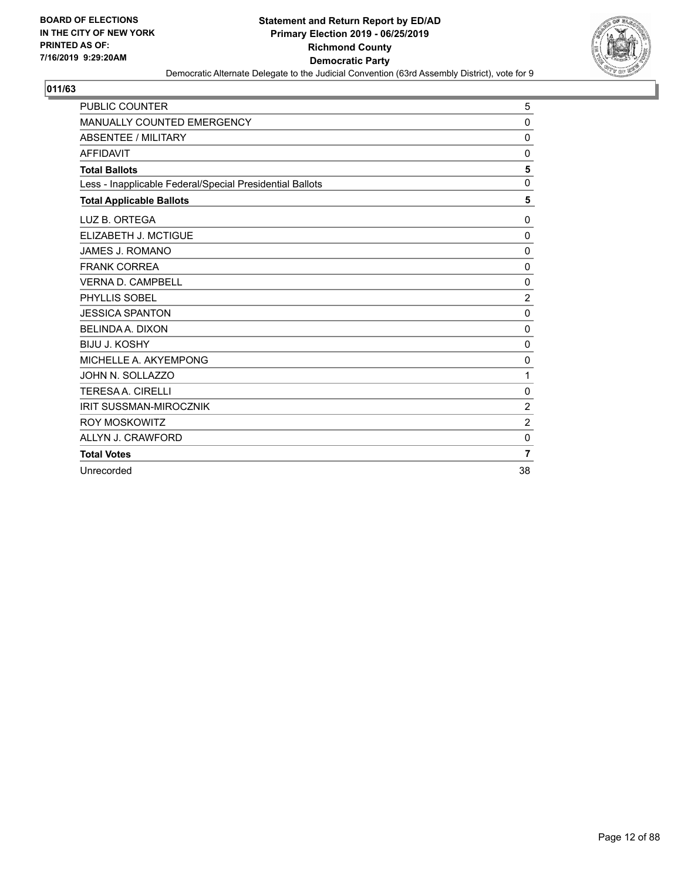**BOARD OF ELECTIONS IN THE CITY OF NEW YORK PRINTED AS OF: 7/16/2019 9:29:20AM**

**Statement and Return Report by ED/AD**
**Primary Election 2019 - 06/25/2019**
**Richmond County**
**Democratic Party**
Democratic Alternate Delegate to the Judicial Convention (63rd Assembly District), vote for 9

## 011/63

| | |
|---|---|
| PUBLIC COUNTER | 5 |
| MANUALLY COUNTED EMERGENCY | 0 |
| ABSENTEE / MILITARY | 0 |
| AFFIDAVIT | 0 |
| **Total Ballots** | **5** |
| Less - Inapplicable Federal/Special Presidential Ballots | 0 |
| **Total Applicable Ballots** | **5** |
| LUZ B. ORTEGA | 0 |
| ELIZABETH J. MCTIGUE | 0 |
| JAMES J. ROMANO | 0 |
| FRANK CORREA | 0 |
| VERNA D. CAMPBELL | 0 |
| PHYLLIS SOBEL | 2 |
| JESSICA SPANTON | 0 |
| BELINDA A. DIXON | 0 |
| BIJU J. KOSHY | 0 |
| MICHELLE A. AKYEMPONG | 0 |
| JOHN N. SOLLAZZO | 1 |
| TERESA A. CIRELLI | 0 |
| IRIT SUSSMAN-MIROCZNIK | 2 |
| ROY MOSKOWITZ | 2 |
| ALLYN J. CRAWFORD | 0 |
| **Total Votes** | **7** |
| Unrecorded | 38 |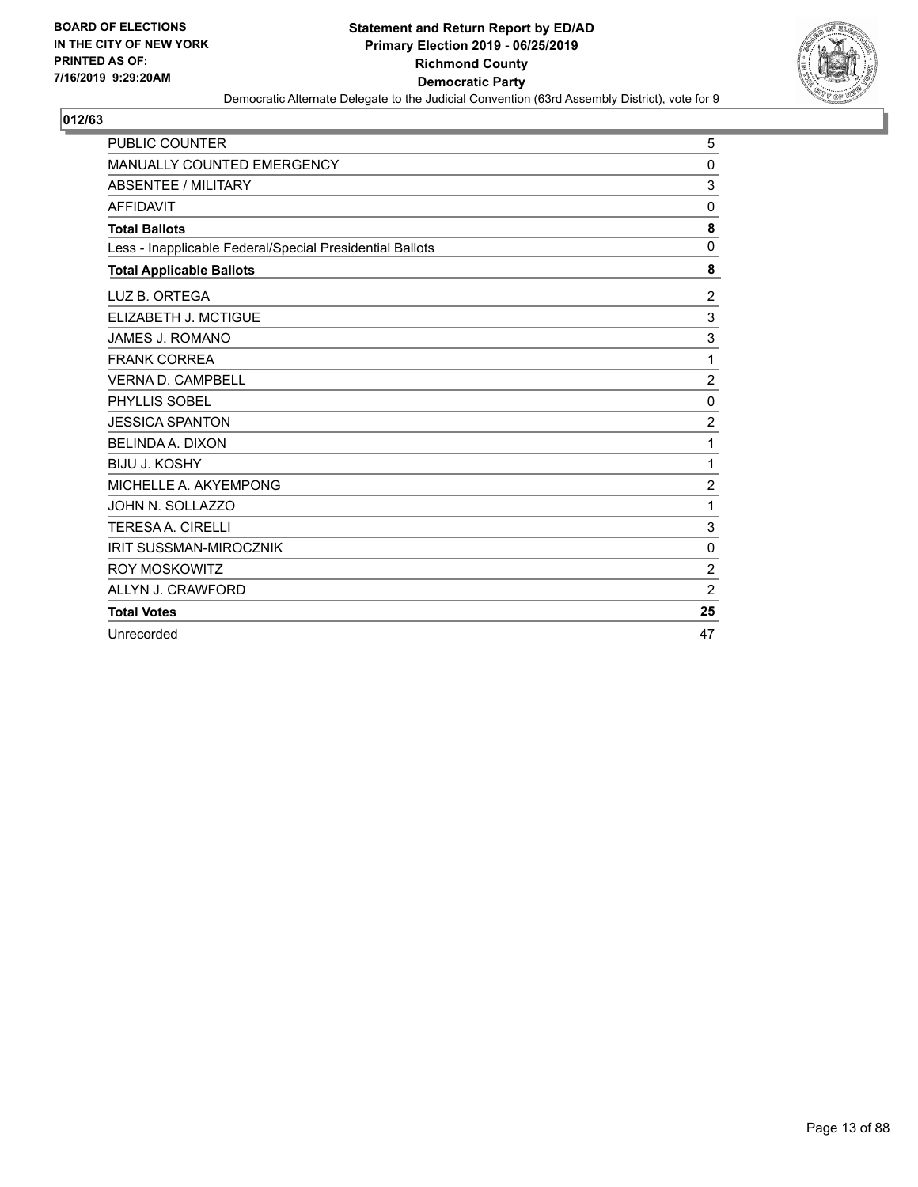**BOARD OF ELECTIONS IN THE CITY OF NEW YORK PRINTED AS OF: 7/16/2019 9:29:20AM**

**Statement and Return Report by ED/AD**
**Primary Election 2019 - 06/25/2019**
**Richmond County**
**Democratic Party**
Democratic Alternate Delegate to the Judicial Convention (63rd Assembly District), vote for 9

**012/63**

| | |
|---|---|
| PUBLIC COUNTER | 5 |
| MANUALLY COUNTED EMERGENCY | 0 |
| ABSENTEE / MILITARY | 3 |
| AFFIDAVIT | 0 |
| **Total Ballots** | **8** |
| Less - Inapplicable Federal/Special Presidential Ballots | 0 |
| **Total Applicable Ballots** | **8** |
| LUZ B. ORTEGA | 2 |
| ELIZABETH J. MCTIGUE | 3 |
| JAMES J. ROMANO | 3 |
| FRANK CORREA | 1 |
| VERNA D. CAMPBELL | 2 |
| PHYLLIS SOBEL | 0 |
| JESSICA SPANTON | 2 |
| BELINDA A. DIXON | 1 |
| BIJU J. KOSHY | 1 |
| MICHELLE A. AKYEMPONG | 2 |
| JOHN N. SOLLAZZO | 1 |
| TERESA A. CIRELLI | 3 |
| IRIT SUSSMAN-MIROCZNIK | 0 |
| ROY MOSKOWITZ | 2 |
| ALLYN J. CRAWFORD | 2 |
| **Total Votes** | **25** |
| Unrecorded | 47 |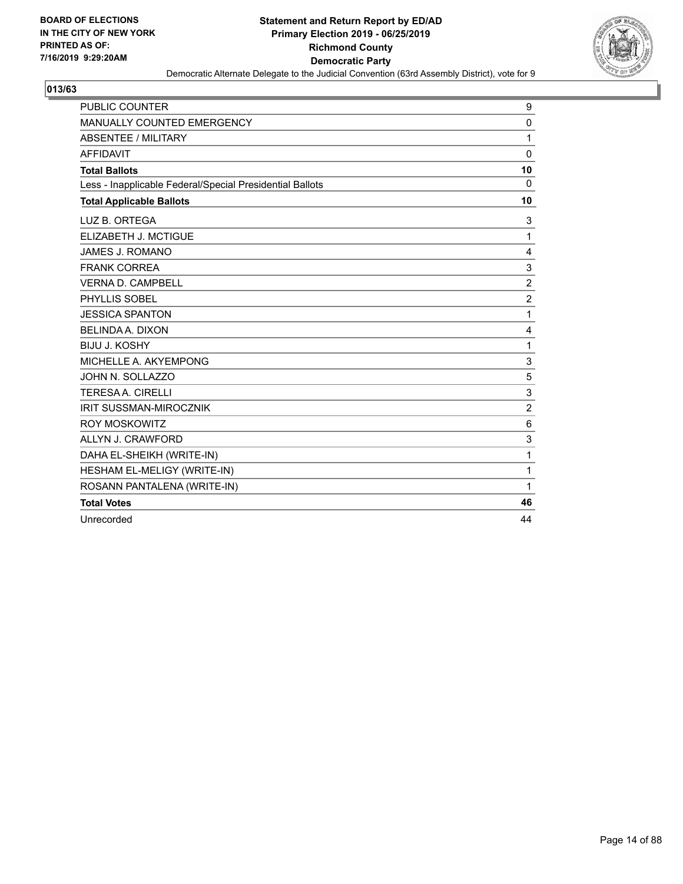**BOARD OF ELECTIONS IN THE CITY OF NEW YORK PRINTED AS OF: 7/16/2019 9:29:20AM**

**Statement and Return Report by ED/AD**
**Primary Election 2019 - 06/25/2019**
**Richmond County**
**Democratic Party**

Democratic Alternate Delegate to the Judicial Convention (63rd Assembly District), vote for 9

## 013/63

| | |
|---|---|
| PUBLIC COUNTER | 9 |
| MANUALLY COUNTED EMERGENCY | 0 |
| ABSENTEE / MILITARY | 1 |
| AFFIDAVIT | 0 |
| **Total Ballots** | **10** |
| Less - Inapplicable Federal/Special Presidential Ballots | 0 |
| **Total Applicable Ballots** | **10** |
| LUZ B. ORTEGA | 3 |
| ELIZABETH J. MCTIGUE | 1 |
| JAMES J. ROMANO | 4 |
| FRANK CORREA | 3 |
| VERNA D. CAMPBELL | 2 |
| PHYLLIS SOBEL | 2 |
| JESSICA SPANTON | 1 |
| BELINDA A. DIXON | 4 |
| BIJU J. KOSHY | 1 |
| MICHELLE A. AKYEMPONG | 3 |
| JOHN N. SOLLAZZO | 5 |
| TERESA A. CIRELLI | 3 |
| IRIT SUSSMAN-MIROCZNIK | 2 |
| ROY MOSKOWITZ | 6 |
| ALLYN J. CRAWFORD | 3 |
| DAHA EL-SHEIKH (WRITE-IN) | 1 |
| HESHAM EL-MELIGY (WRITE-IN) | 1 |
| ROSANN PANTALENA (WRITE-IN) | 1 |
| **Total Votes** | **46** |
| Unrecorded | 44 |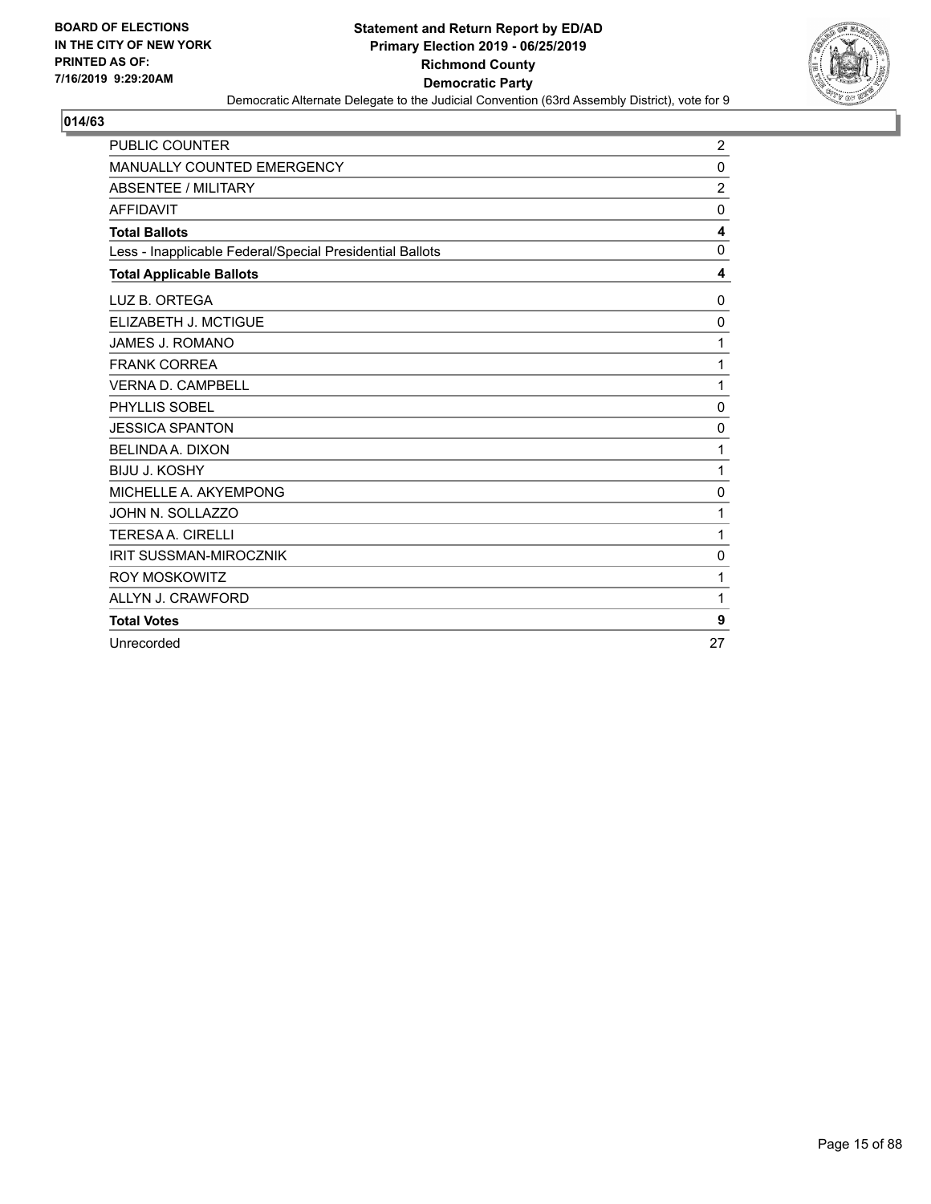**BOARD OF ELECTIONS IN THE CITY OF NEW YORK PRINTED AS OF: 7/16/2019 9:29:20AM**

**Statement and Return Report by ED/AD**
**Primary Election 2019 - 06/25/2019**
**Richmond County**
**Democratic Party**
Democratic Alternate Delegate to the Judicial Convention (63rd Assembly District), vote for 9

## 014/63

| | |
|---|---|
| PUBLIC COUNTER | 2 |
| MANUALLY COUNTED EMERGENCY | 0 |
| ABSENTEE / MILITARY | 2 |
| AFFIDAVIT | 0 |
| **Total Ballots** | **4** |
| Less - Inapplicable Federal/Special Presidential Ballots | 0 |
| **Total Applicable Ballots** | **4** |
| LUZ B. ORTEGA | 0 |
| ELIZABETH J. MCTIGUE | 0 |
| JAMES J. ROMANO | 1 |
| FRANK CORREA | 1 |
| VERNA D. CAMPBELL | 1 |
| PHYLLIS SOBEL | 0 |
| JESSICA SPANTON | 0 |
| BELINDA A. DIXON | 1 |
| BIJU J. KOSHY | 1 |
| MICHELLE A. AKYEMPONG | 0 |
| JOHN N. SOLLAZZO | 1 |
| TERESA A. CIRELLI | 1 |
| IRIT SUSSMAN-MIROCZNIK | 0 |
| ROY MOSKOWITZ | 1 |
| ALLYN J. CRAWFORD | 1 |
| **Total Votes** | **9** |
| Unrecorded | 27 |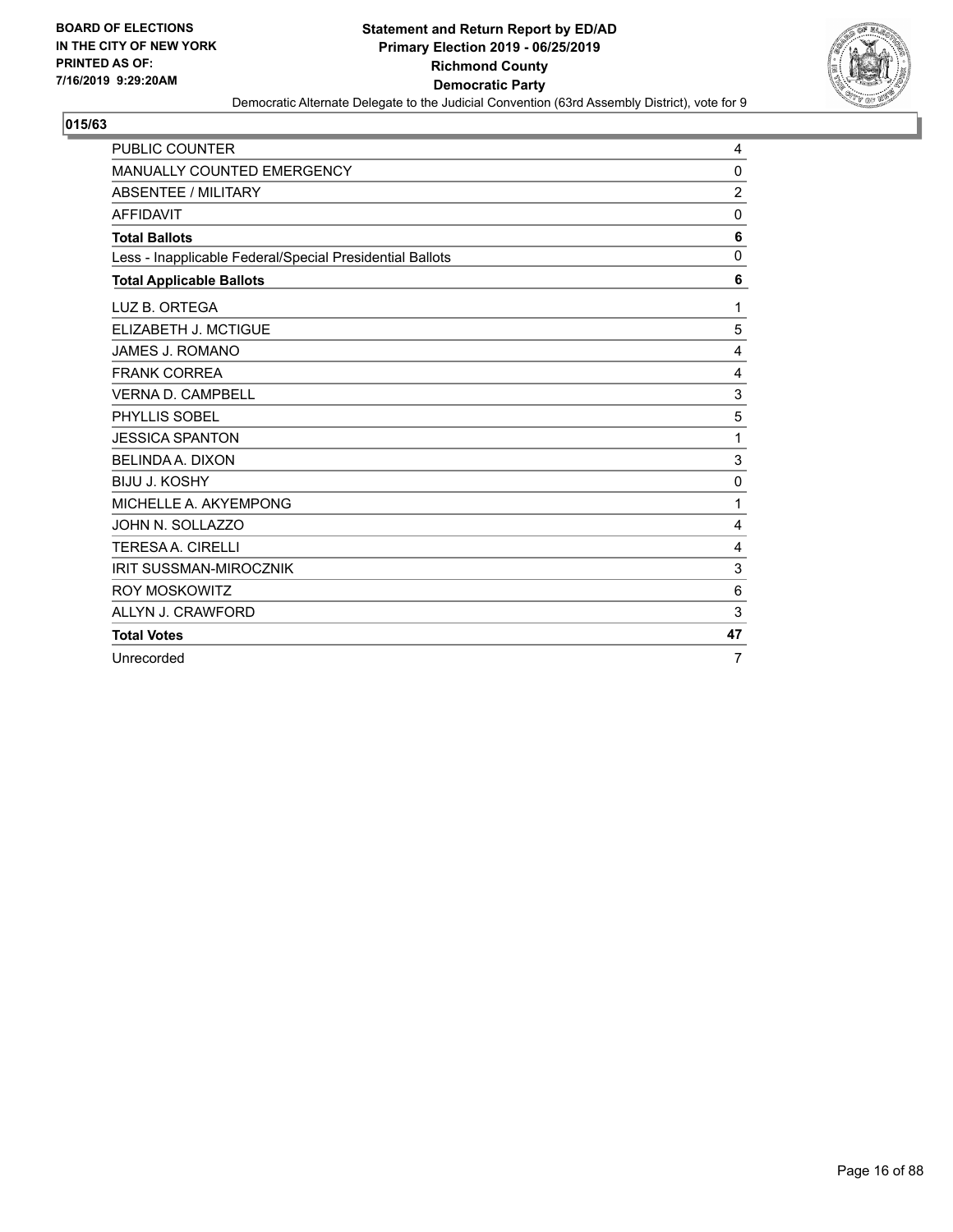BOARD OF ELECTIONS
IN THE CITY OF NEW YORK
PRINTED AS OF:
7/16/2019 9:29:20AM

**Statement and Return Report by ED/AD**
**Primary Election 2019 - 06/25/2019**
**Richmond County**
**Democratic Party**
Democratic Alternate Delegate to the Judicial Convention (63rd Assembly District), vote for 9

## 015/63

| | |
|---|---|
| PUBLIC COUNTER | 4 |
| MANUALLY COUNTED EMERGENCY | 0 |
| ABSENTEE / MILITARY | 2 |
| AFFIDAVIT | 0 |
| **Total Ballots** | **6** |
| Less - Inapplicable Federal/Special Presidential Ballots | 0 |
| **Total Applicable Ballots** | **6** |
| LUZ B. ORTEGA | 1 |
| ELIZABETH J. MCTIGUE | 5 |
| JAMES J. ROMANO | 4 |
| FRANK CORREA | 4 |
| VERNA D. CAMPBELL | 3 |
| PHYLLIS SOBEL | 5 |
| JESSICA SPANTON | 1 |
| BELINDA A. DIXON | 3 |
| BIJU J. KOSHY | 0 |
| MICHELLE A. AKYEMPONG | 1 |
| JOHN N. SOLLAZZO | 4 |
| TERESA A. CIRELLI | 4 |
| IRIT SUSSMAN-MIROCZNIK | 3 |
| ROY MOSKOWITZ | 6 |
| ALLYN J. CRAWFORD | 3 |
| **Total Votes** | **47** |
| Unrecorded | 7 |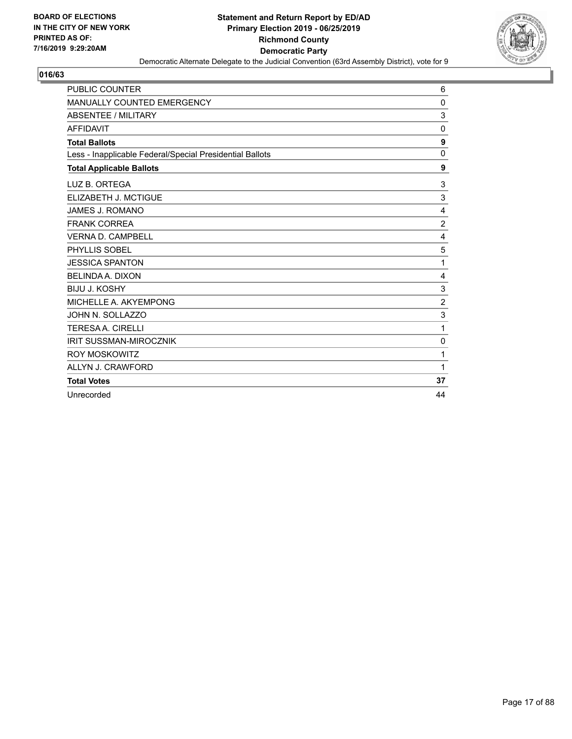**BOARD OF ELECTIONS IN THE CITY OF NEW YORK PRINTED AS OF: 7/16/2019 9:29:20AM**

# Statement and Return Report by ED/AD
## Primary Election 2019 - 06/25/2019
## Richmond County
## Democratic Party

Democratic Alternate Delegate to the Judicial Convention (63rd Assembly District), vote for 9

### 016/63

| | |
|---|---|
| PUBLIC COUNTER | 6 |
| MANUALLY COUNTED EMERGENCY | 0 |
| ABSENTEE / MILITARY | 3 |
| AFFIDAVIT | 0 |
| **Total Ballots** | **9** |
| Less - Inapplicable Federal/Special Presidential Ballots | 0 |
| **Total Applicable Ballots** | **9** |
| LUZ B. ORTEGA | 3 |
| ELIZABETH J. MCTIGUE | 3 |
| JAMES J. ROMANO | 4 |
| FRANK CORREA | 2 |
| VERNA D. CAMPBELL | 4 |
| PHYLLIS SOBEL | 5 |
| JESSICA SPANTON | 1 |
| BELINDA A. DIXON | 4 |
| BIJU J. KOSHY | 3 |
| MICHELLE A. AKYEMPONG | 2 |
| JOHN N. SOLLAZZO | 3 |
| TERESA A. CIRELLI | 1 |
| IRIT SUSSMAN-MIROCZNIK | 0 |
| ROY MOSKOWITZ | 1 |
| ALLYN J. CRAWFORD | 1 |
| **Total Votes** | **37** |
| Unrecorded | 44 |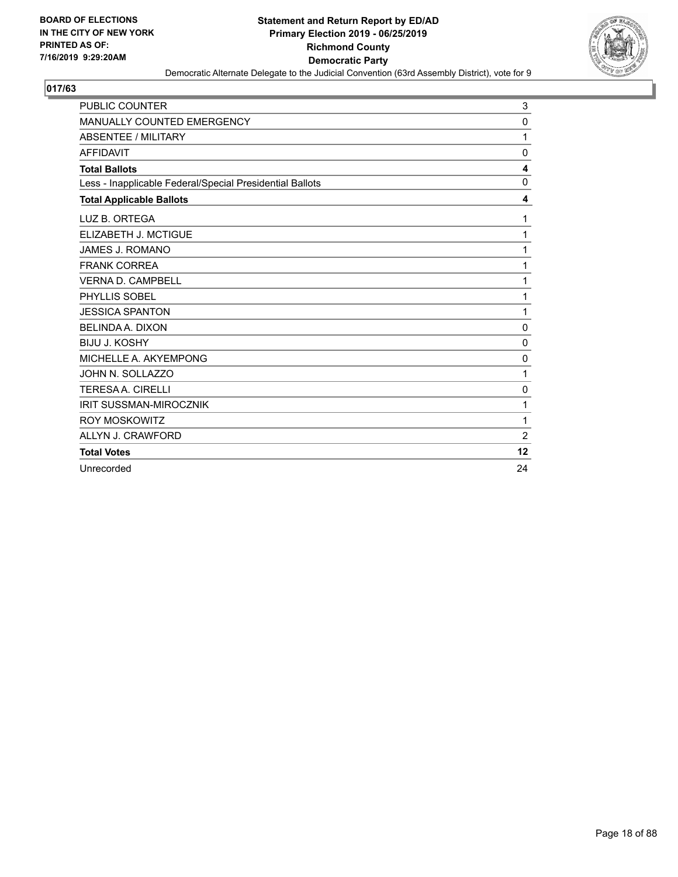**BOARD OF ELECTIONS IN THE CITY OF NEW YORK PRINTED AS OF: 7/16/2019 9:29:20AM**

**Statement and Return Report by ED/AD**
**Primary Election 2019 - 06/25/2019**
**Richmond County**
**Democratic Party**
Democratic Alternate Delegate to the Judicial Convention (63rd Assembly District), vote for 9

**017/63**

| | |
|---|---|
| PUBLIC COUNTER | 3 |
| MANUALLY COUNTED EMERGENCY | 0 |
| ABSENTEE / MILITARY | 1 |
| AFFIDAVIT | 0 |
| **Total Ballots** | **4** |
| Less - Inapplicable Federal/Special Presidential Ballots | 0 |
| **Total Applicable Ballots** | **4** |
| LUZ B. ORTEGA | 1 |
| ELIZABETH J. MCTIGUE | 1 |
| JAMES J. ROMANO | 1 |
| FRANK CORREA | 1 |
| VERNA D. CAMPBELL | 1 |
| PHYLLIS SOBEL | 1 |
| JESSICA SPANTON | 1 |
| BELINDA A. DIXON | 0 |
| BIJU J. KOSHY | 0 |
| MICHELLE A. AKYEMPONG | 0 |
| JOHN N. SOLLAZZO | 1 |
| TERESA A. CIRELLI | 0 |
| IRIT SUSSMAN-MIROCZNIK | 1 |
| ROY MOSKOWITZ | 1 |
| ALLYN J. CRAWFORD | 2 |
| **Total Votes** | **12** |
| Unrecorded | 24 |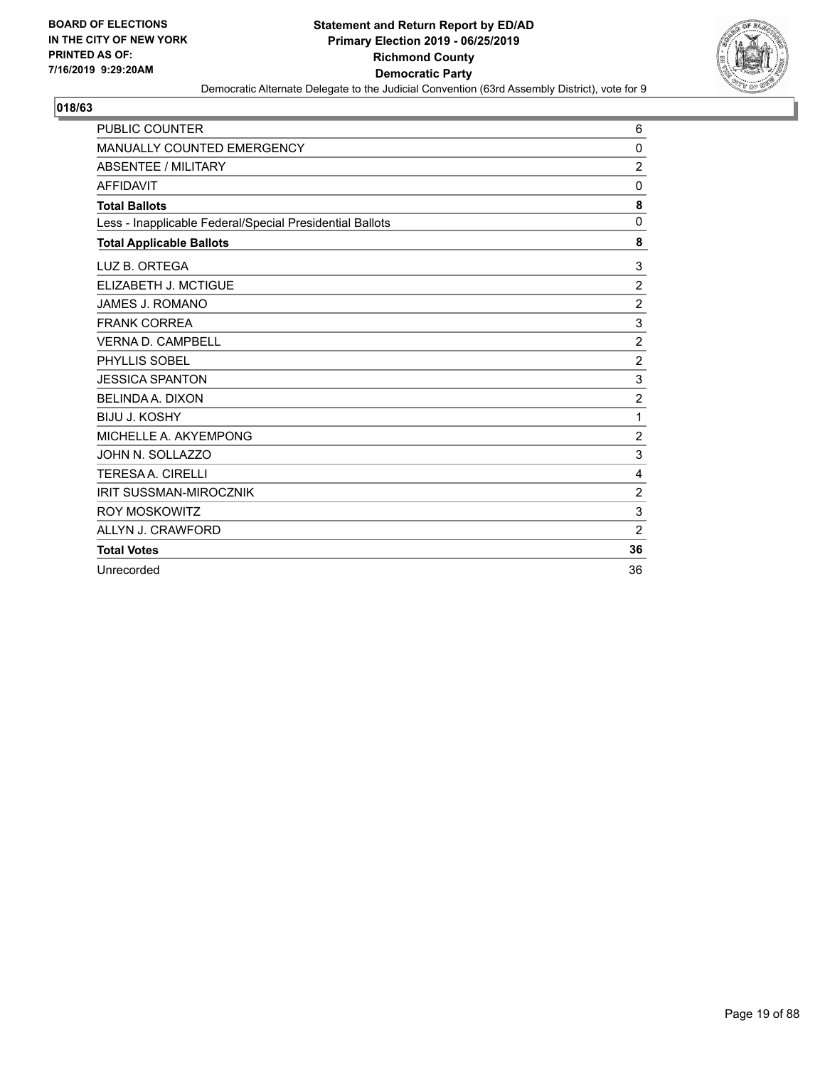**BOARD OF ELECTIONS IN THE CITY OF NEW YORK PRINTED AS OF: 7/16/2019 9:29:20AM**

**Statement and Return Report by ED/AD**
**Primary Election 2019 - 06/25/2019**
**Richmond County**
**Democratic Party**
Democratic Alternate Delegate to the Judicial Convention (63rd Assembly District), vote for 9

## 018/63

| | |
|---|---|
| PUBLIC COUNTER | 6 |
| MANUALLY COUNTED EMERGENCY | 0 |
| ABSENTEE / MILITARY | 2 |
| AFFIDAVIT | 0 |
| **Total Ballots** | **8** |
| Less - Inapplicable Federal/Special Presidential Ballots | 0 |
| **Total Applicable Ballots** | **8** |
| LUZ B. ORTEGA | 3 |
| ELIZABETH J. MCTIGUE | 2 |
| JAMES J. ROMANO | 2 |
| FRANK CORREA | 3 |
| VERNA D. CAMPBELL | 2 |
| PHYLLIS SOBEL | 2 |
| JESSICA SPANTON | 3 |
| BELINDA A. DIXON | 2 |
| BIJU J. KOSHY | 1 |
| MICHELLE A. AKYEMPONG | 2 |
| JOHN N. SOLLAZZO | 3 |
| TERESA A. CIRELLI | 4 |
| IRIT SUSSMAN-MIROCZNIK | 2 |
| ROY MOSKOWITZ | 3 |
| ALLYN J. CRAWFORD | 2 |
| **Total Votes** | **36** |
| Unrecorded | 36 |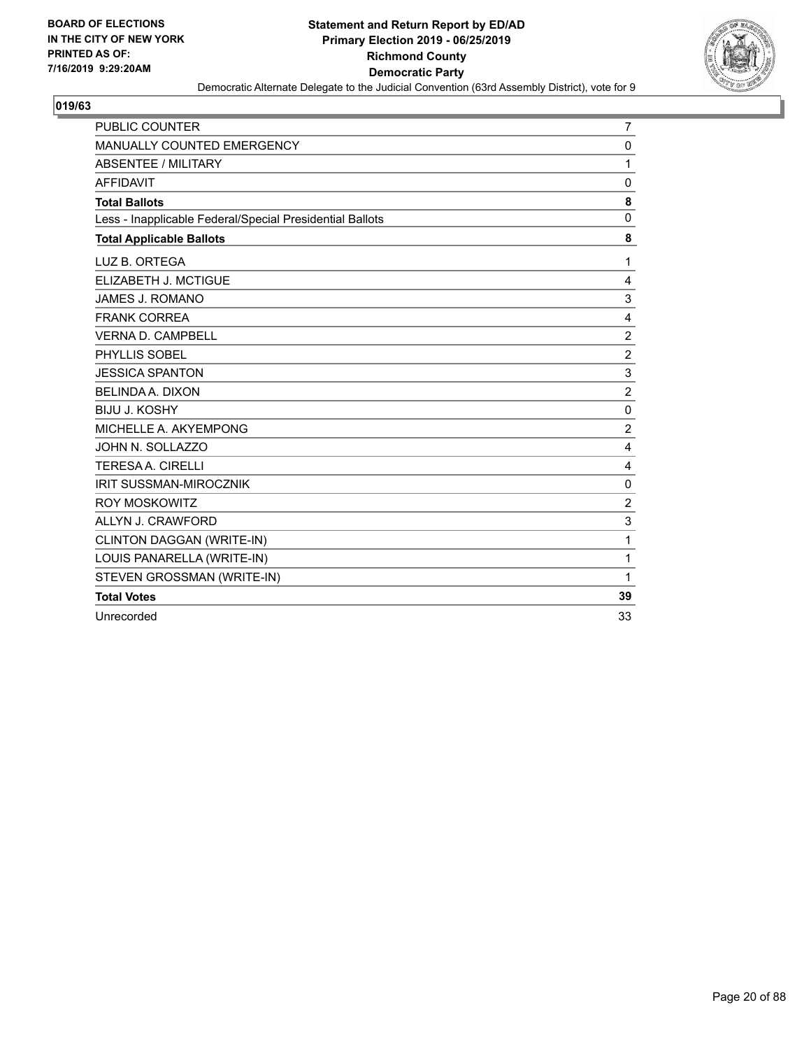**BOARD OF ELECTIONS IN THE CITY OF NEW YORK PRINTED AS OF: 7/16/2019 9:29:20AM**

**Statement and Return Report by ED/AD**
**Primary Election 2019 - 06/25/2019**
**Richmond County**
**Democratic Party**
Democratic Alternate Delegate to the Judicial Convention (63rd Assembly District), vote for 9

## 019/63

| | |
|---|---|
| PUBLIC COUNTER | 7 |
| MANUALLY COUNTED EMERGENCY | 0 |
| ABSENTEE / MILITARY | 1 |
| AFFIDAVIT | 0 |
| **Total Ballots** | **8** |
| Less - Inapplicable Federal/Special Presidential Ballots | 0 |
| **Total Applicable Ballots** | **8** |
| LUZ B. ORTEGA | 1 |
| ELIZABETH J. MCTIGUE | 4 |
| JAMES J. ROMANO | 3 |
| FRANK CORREA | 4 |
| VERNA D. CAMPBELL | 2 |
| PHYLLIS SOBEL | 2 |
| JESSICA SPANTON | 3 |
| BELINDA A. DIXON | 2 |
| BIJU J. KOSHY | 0 |
| MICHELLE A. AKYEMPONG | 2 |
| JOHN N. SOLLAZZO | 4 |
| TERESA A. CIRELLI | 4 |
| IRIT SUSSMAN-MIROCZNIK | 0 |
| ROY MOSKOWITZ | 2 |
| ALLYN J. CRAWFORD | 3 |
| CLINTON DAGGAN (WRITE-IN) | 1 |
| LOUIS PANARELLA (WRITE-IN) | 1 |
| STEVEN GROSSMAN (WRITE-IN) | 1 |
| **Total Votes** | **39** |
| Unrecorded | 33 |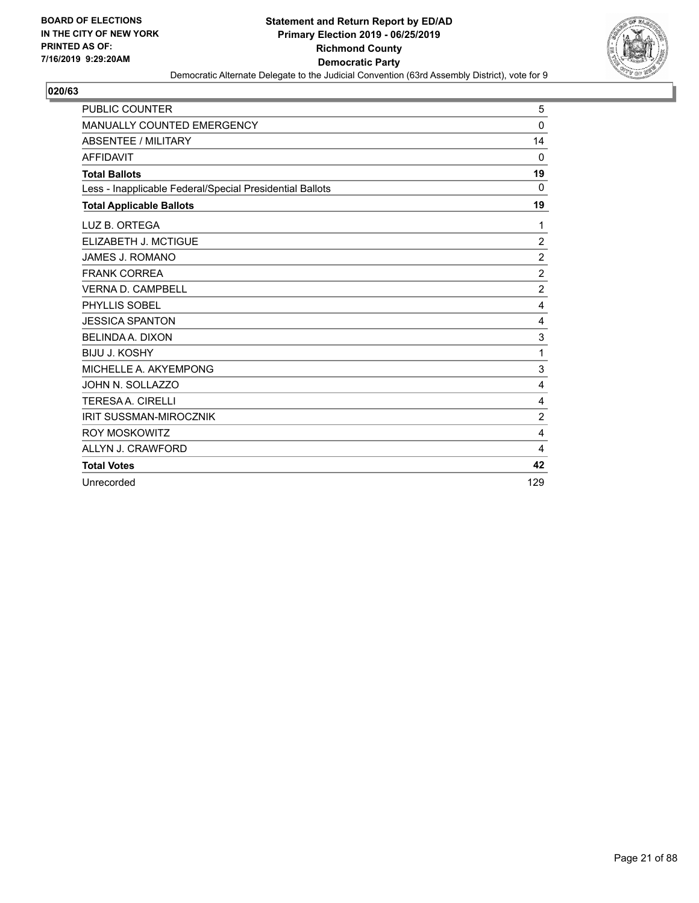**Statement and Return Report by ED/AD**
**Primary Election 2019 - 06/25/2019**
**Richmond County**
**Democratic Party**
Democratic Alternate Delegate to the Judicial Convention (63rd Assembly District), vote for 9

BOARD OF ELECTIONS
IN THE CITY OF NEW YORK
PRINTED AS OF:
7/16/2019 9:29:20AM

**020/63**

| | |
|---|---|
| PUBLIC COUNTER | 5 |
| MANUALLY COUNTED EMERGENCY | 0 |
| ABSENTEE / MILITARY | 14 |
| AFFIDAVIT | 0 |
| **Total Ballots** | **19** |
| Less - Inapplicable Federal/Special Presidential Ballots | 0 |
| **Total Applicable Ballots** | **19** |
| LUZ B. ORTEGA | 1 |
| ELIZABETH J. MCTIGUE | 2 |
| JAMES J. ROMANO | 2 |
| FRANK CORREA | 2 |
| VERNA D. CAMPBELL | 2 |
| PHYLLIS SOBEL | 4 |
| JESSICA SPANTON | 4 |
| BELINDA A. DIXON | 3 |
| BIJU J. KOSHY | 1 |
| MICHELLE A. AKYEMPONG | 3 |
| JOHN N. SOLLAZZO | 4 |
| TERESA A. CIRELLI | 4 |
| IRIT SUSSMAN-MIROCZNIK | 2 |
| ROY MOSKOWITZ | 4 |
| ALLYN J. CRAWFORD | 4 |
| **Total Votes** | **42** |
| Unrecorded | 129 |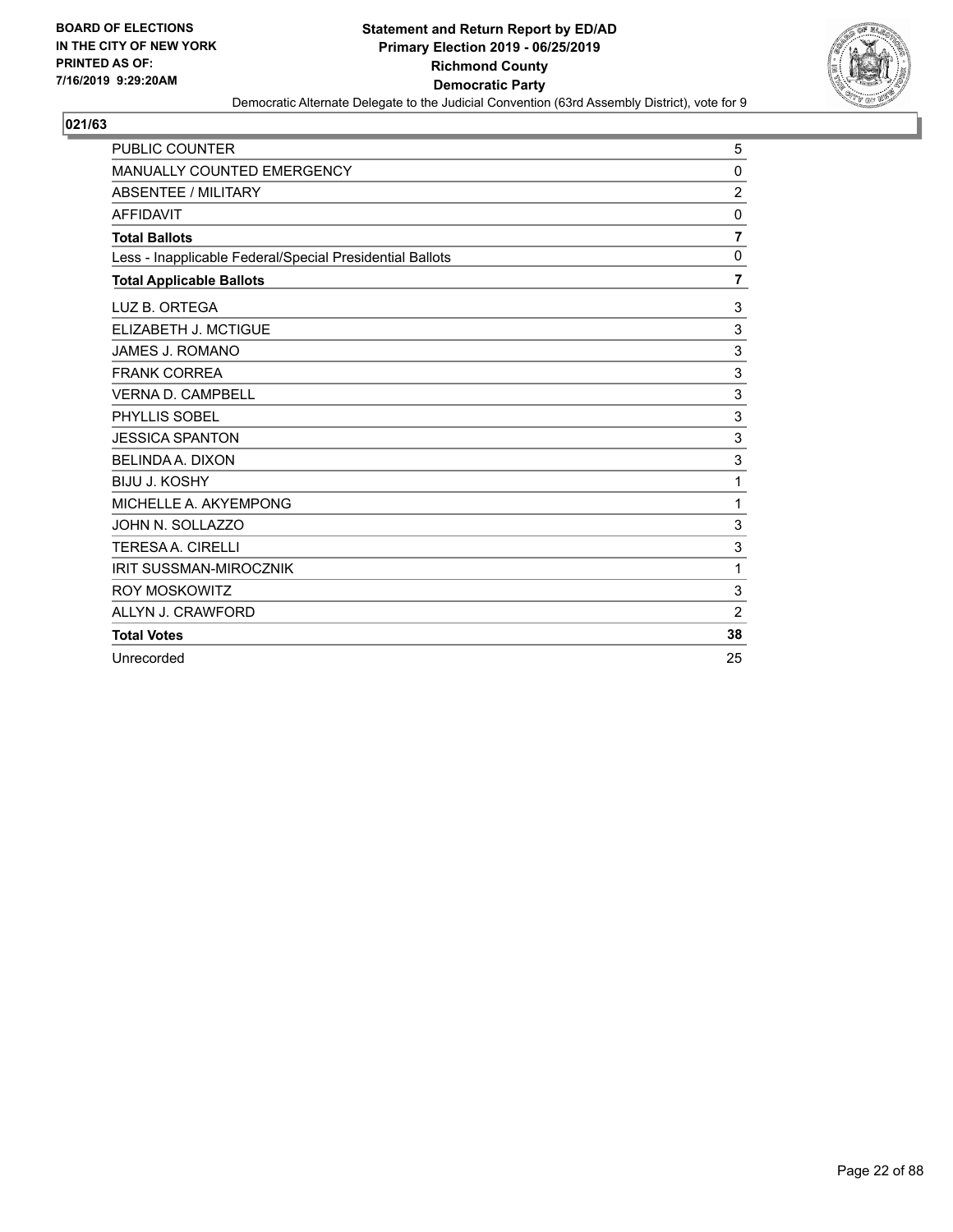BOARD OF ELECTIONS
IN THE CITY OF NEW YORK
PRINTED AS OF:
7/16/2019 9:29:20AM

**Statement and Return Report by ED/AD**
**Primary Election 2019 - 06/25/2019**
**Richmond County**
**Democratic Party**
Democratic Alternate Delegate to the Judicial Convention (63rd Assembly District), vote for 9

## 021/63

| | |
|---|---|
| PUBLIC COUNTER | 5 |
| MANUALLY COUNTED EMERGENCY | 0 |
| ABSENTEE / MILITARY | 2 |
| AFFIDAVIT | 0 |
| **Total Ballots** | **7** |
| Less - Inapplicable Federal/Special Presidential Ballots | 0 |
| **Total Applicable Ballots** | **7** |
| LUZ B. ORTEGA | 3 |
| ELIZABETH J. MCTIGUE | 3 |
| JAMES J. ROMANO | 3 |
| FRANK CORREA | 3 |
| VERNA D. CAMPBELL | 3 |
| PHYLLIS SOBEL | 3 |
| JESSICA SPANTON | 3 |
| BELINDA A. DIXON | 3 |
| BIJU J. KOSHY | 1 |
| MICHELLE A. AKYEMPONG | 1 |
| JOHN N. SOLLAZZO | 3 |
| TERESA A. CIRELLI | 3 |
| IRIT SUSSMAN-MIROCZNIK | 1 |
| ROY MOSKOWITZ | 3 |
| ALLYN J. CRAWFORD | 2 |
| **Total Votes** | **38** |
| Unrecorded | 25 |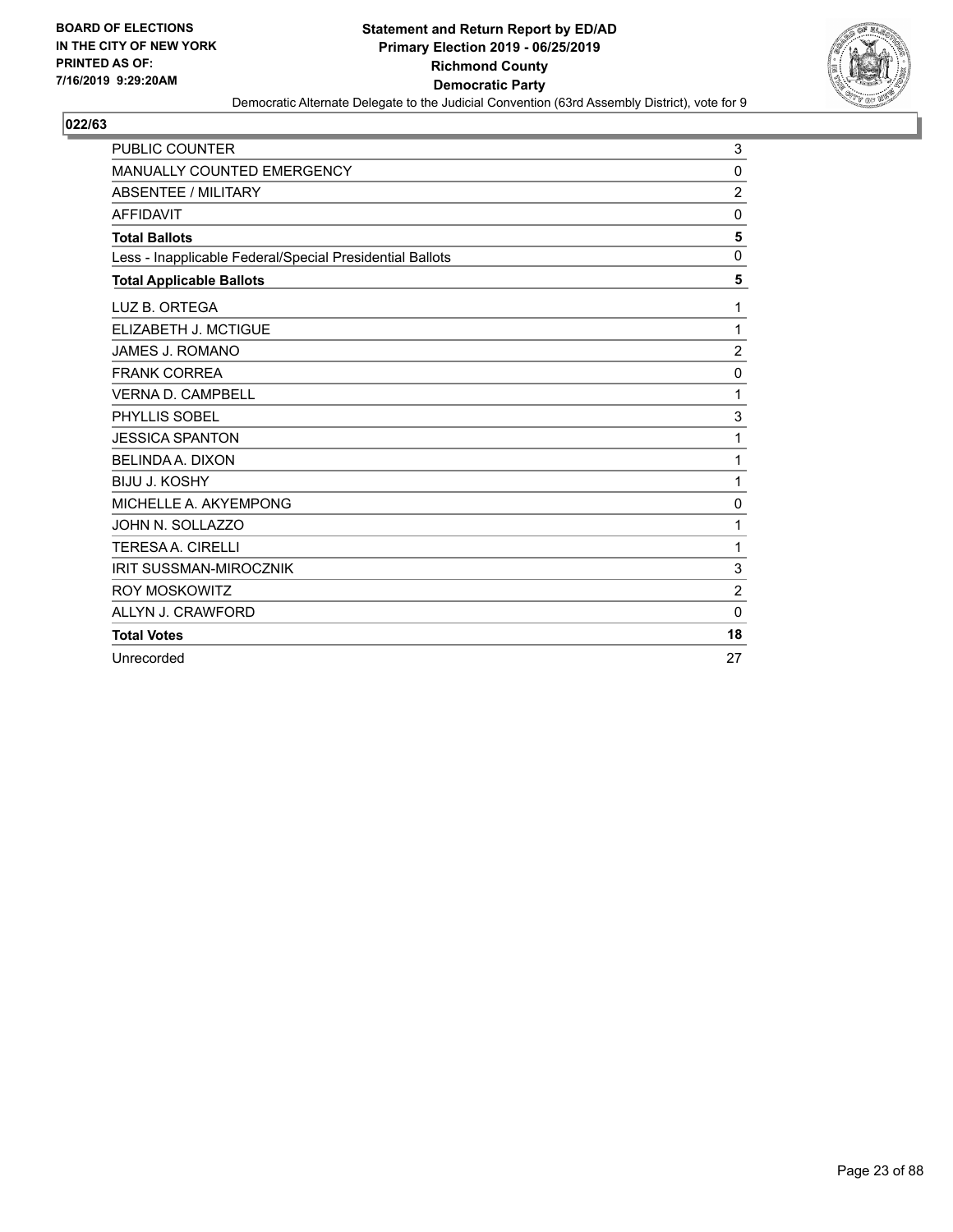BOARD OF ELECTIONS
IN THE CITY OF NEW YORK
PRINTED AS OF:
7/16/2019 9:29:20AM

**Statement and Return Report by ED/AD**
**Primary Election 2019 - 06/25/2019**
**Richmond County**
**Democratic Party**
Democratic Alternate Delegate to the Judicial Convention (63rd Assembly District), vote for 9

## 022/63

| | |
|---|---|
| PUBLIC COUNTER | 3 |
| MANUALLY COUNTED EMERGENCY | 0 |
| ABSENTEE / MILITARY | 2 |
| AFFIDAVIT | 0 |
| **Total Ballots** | **5** |
| Less - Inapplicable Federal/Special Presidential Ballots | 0 |
| **Total Applicable Ballots** | **5** |
| LUZ B. ORTEGA | 1 |
| ELIZABETH J. MCTIGUE | 1 |
| JAMES J. ROMANO | 2 |
| FRANK CORREA | 0 |
| VERNA D. CAMPBELL | 1 |
| PHYLLIS SOBEL | 3 |
| JESSICA SPANTON | 1 |
| BELINDA A. DIXON | 1 |
| BIJU J. KOSHY | 1 |
| MICHELLE A. AKYEMPONG | 0 |
| JOHN N. SOLLAZZO | 1 |
| TERESA A. CIRELLI | 1 |
| IRIT SUSSMAN-MIROCZNIK | 3 |
| ROY MOSKOWITZ | 2 |
| ALLYN J. CRAWFORD | 0 |
| **Total Votes** | **18** |
| Unrecorded | 27 |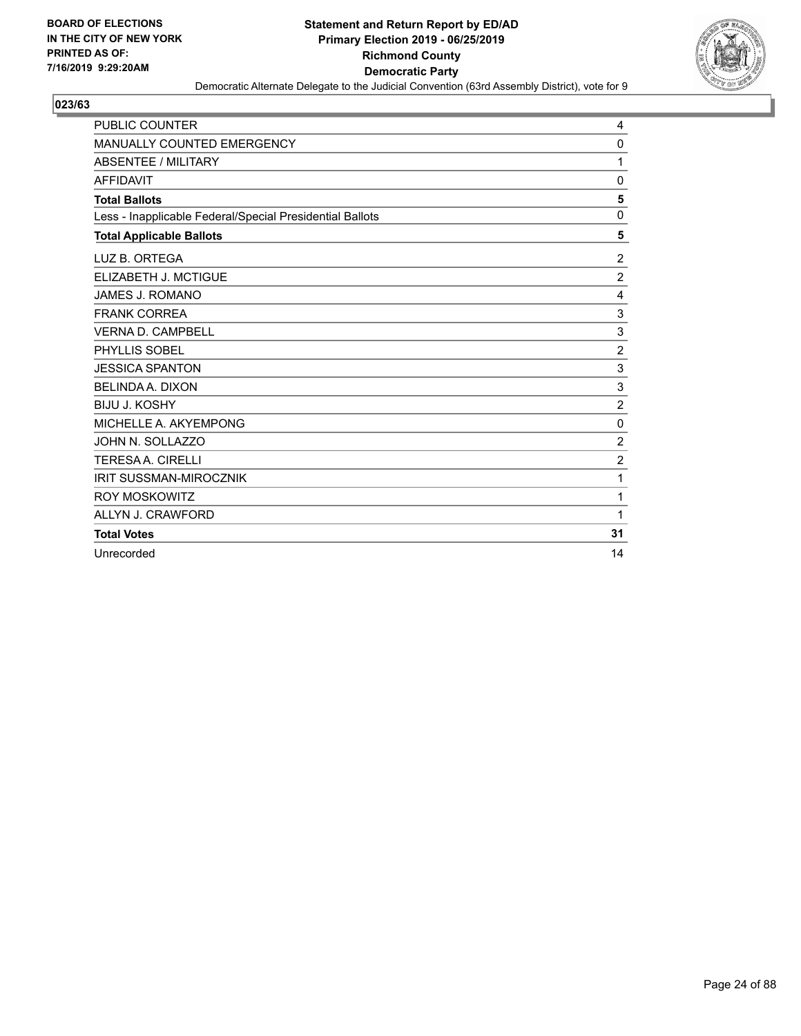BOARD OF ELECTIONS
IN THE CITY OF NEW YORK
PRINTED AS OF:
7/16/2019 9:29:20AM

**Statement and Return Report by ED/AD**
**Primary Election 2019 - 06/25/2019**
**Richmond County**
**Democratic Party**
Democratic Alternate Delegate to the Judicial Convention (63rd Assembly District), vote for 9

**023/63**

| | |
|---|---|
| PUBLIC COUNTER | 4 |
| MANUALLY COUNTED EMERGENCY | 0 |
| ABSENTEE / MILITARY | 1 |
| AFFIDAVIT | 0 |
| **Total Ballots** | **5** |
| Less - Inapplicable Federal/Special Presidential Ballots | 0 |
| **Total Applicable Ballots** | **5** |
| LUZ B. ORTEGA | 2 |
| ELIZABETH J. MCTIGUE | 2 |
| JAMES J. ROMANO | 4 |
| FRANK CORREA | 3 |
| VERNA D. CAMPBELL | 3 |
| PHYLLIS SOBEL | 2 |
| JESSICA SPANTON | 3 |
| BELINDA A. DIXON | 3 |
| BIJU J. KOSHY | 2 |
| MICHELLE A. AKYEMPONG | 0 |
| JOHN N. SOLLAZZO | 2 |
| TERESA A. CIRELLI | 2 |
| IRIT SUSSMAN-MIROCZNIK | 1 |
| ROY MOSKOWITZ | 1 |
| ALLYN J. CRAWFORD | 1 |
| **Total Votes** | **31** |
| Unrecorded | 14 |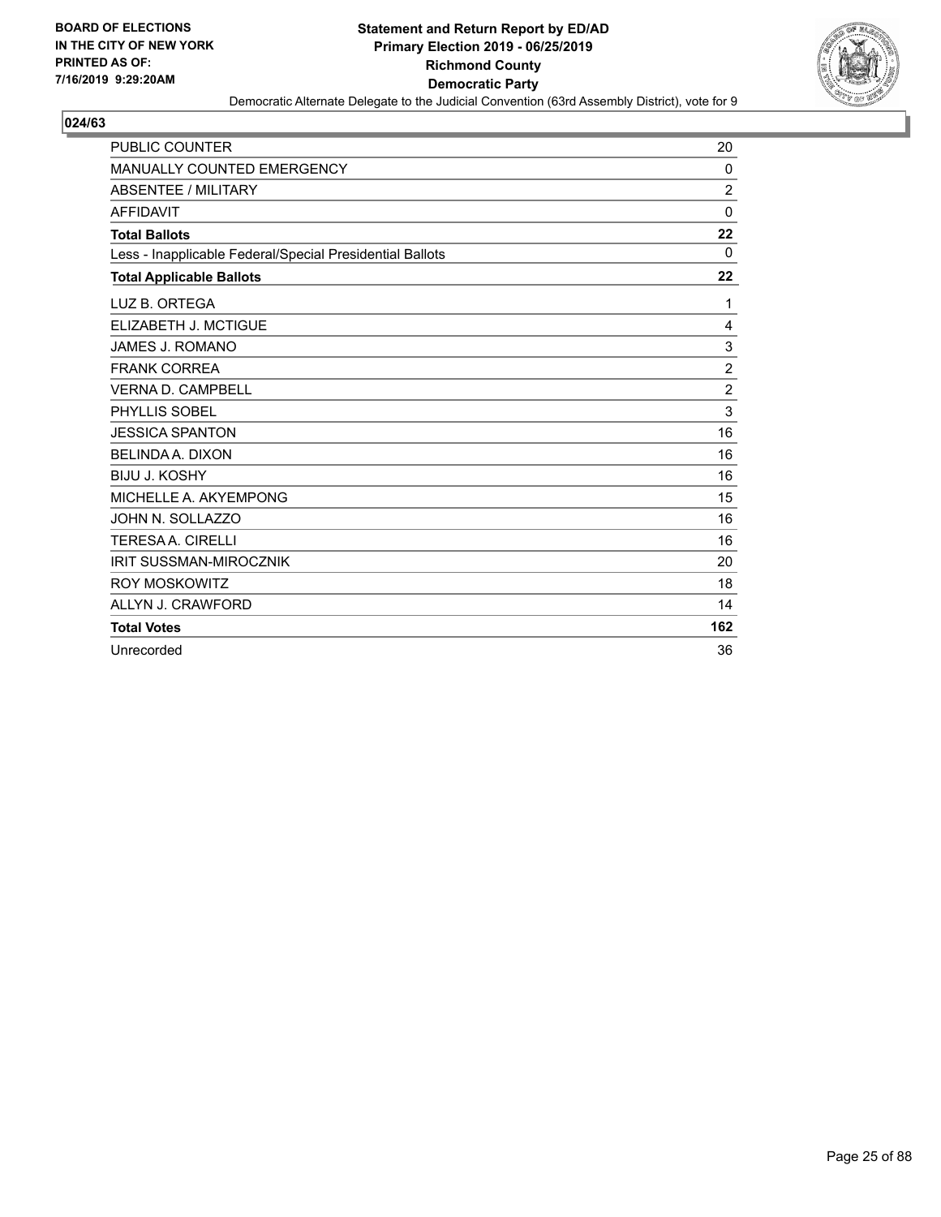BOARD OF ELECTIONS
IN THE CITY OF NEW YORK
PRINTED AS OF:
7/16/2019 9:29:20AM

**Statement and Return Report by ED/AD**
**Primary Election 2019 - 06/25/2019**
**Richmond County**
**Democratic Party**
Democratic Alternate Delegate to the Judicial Convention (63rd Assembly District), vote for 9

## 024/63

| | |
|---|---|
| PUBLIC COUNTER | 20 |
| MANUALLY COUNTED EMERGENCY | 0 |
| ABSENTEE / MILITARY | 2 |
| AFFIDAVIT | 0 |
| **Total Ballots** | **22** |
| Less - Inapplicable Federal/Special Presidential Ballots | 0 |
| **Total Applicable Ballots** | **22** |
| LUZ B. ORTEGA | 1 |
| ELIZABETH J. MCTIGUE | 4 |
| JAMES J. ROMANO | 3 |
| FRANK CORREA | 2 |
| VERNA D. CAMPBELL | 2 |
| PHYLLIS SOBEL | 3 |
| JESSICA SPANTON | 16 |
| BELINDA A. DIXON | 16 |
| BIJU J. KOSHY | 16 |
| MICHELLE A. AKYEMPONG | 15 |
| JOHN N. SOLLAZZO | 16 |
| TERESA A. CIRELLI | 16 |
| IRIT SUSSMAN-MIROCZNIK | 20 |
| ROY MOSKOWITZ | 18 |
| ALLYN J. CRAWFORD | 14 |
| **Total Votes** | **162** |
| Unrecorded | 36 |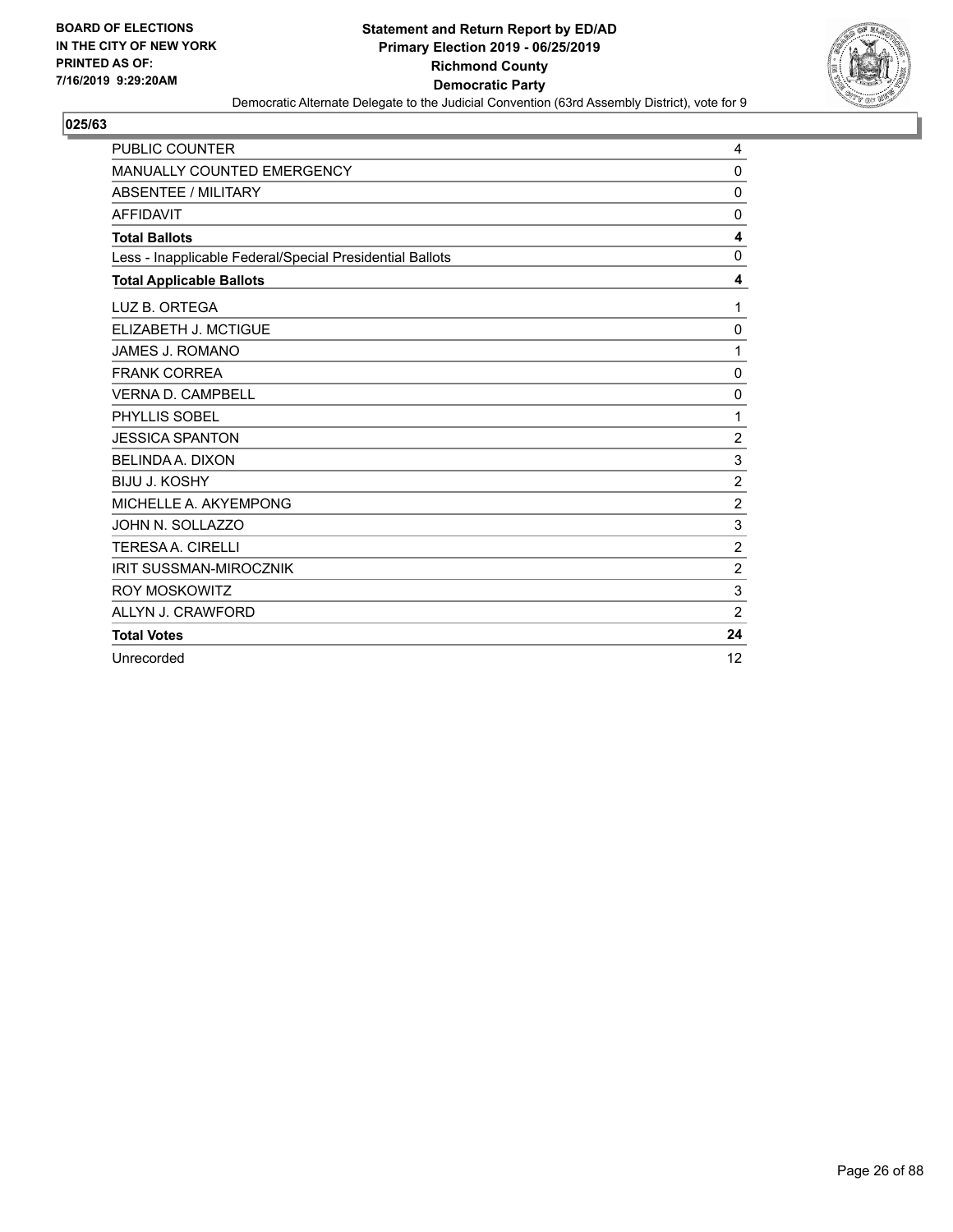BOARD OF ELECTIONS
IN THE CITY OF NEW YORK
PRINTED AS OF:
7/16/2019 9:29:20AM

**Statement and Return Report by ED/AD**
**Primary Election 2019 - 06/25/2019**
**Richmond County**
**Democratic Party**
Democratic Alternate Delegate to the Judicial Convention (63rd Assembly District), vote for 9

## 025/63

| | |
|---|---|
| PUBLIC COUNTER | 4 |
| MANUALLY COUNTED EMERGENCY | 0 |
| ABSENTEE / MILITARY | 0 |
| AFFIDAVIT | 0 |
| **Total Ballots** | **4** |
| Less - Inapplicable Federal/Special Presidential Ballots | 0 |
| **Total Applicable Ballots** | **4** |
| LUZ B. ORTEGA | 1 |
| ELIZABETH J. MCTIGUE | 0 |
| JAMES J. ROMANO | 1 |
| FRANK CORREA | 0 |
| VERNA D. CAMPBELL | 0 |
| PHYLLIS SOBEL | 1 |
| JESSICA SPANTON | 2 |
| BELINDA A. DIXON | 3 |
| BIJU J. KOSHY | 2 |
| MICHELLE A. AKYEMPONG | 2 |
| JOHN N. SOLLAZZO | 3 |
| TERESA A. CIRELLI | 2 |
| IRIT SUSSMAN-MIROCZNIK | 2 |
| ROY MOSKOWITZ | 3 |
| ALLYN J. CRAWFORD | 2 |
| **Total Votes** | **24** |
| Unrecorded | 12 |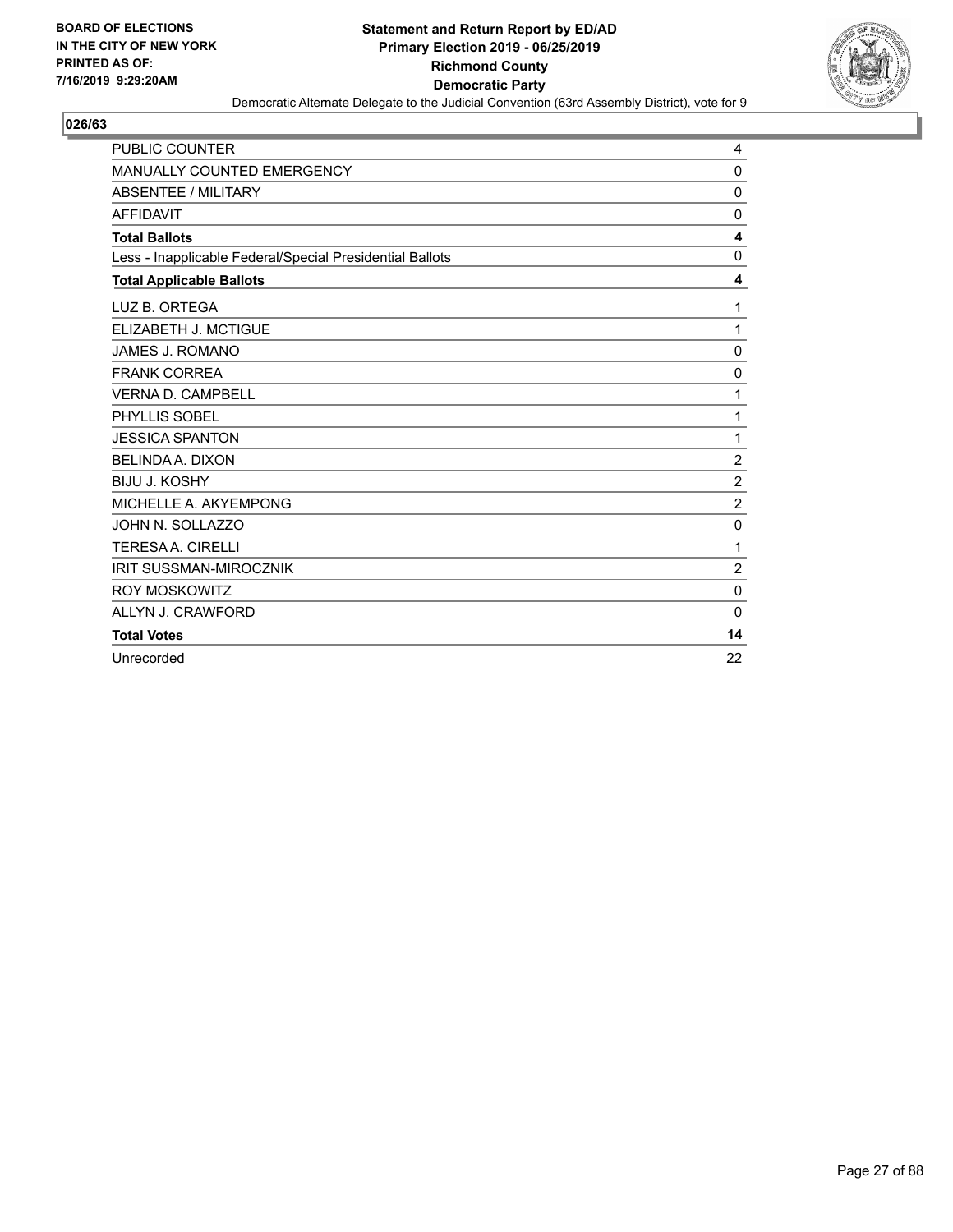BOARD OF ELECTIONS
IN THE CITY OF NEW YORK
PRINTED AS OF:
7/16/2019 9:29:20AM

**Statement and Return Report by ED/AD**
**Primary Election 2019 - 06/25/2019**
**Richmond County**
**Democratic Party**
Democratic Alternate Delegate to the Judicial Convention (63rd Assembly District), vote for 9

**026/63**

| | |
|---|---|
| PUBLIC COUNTER | 4 |
| MANUALLY COUNTED EMERGENCY | 0 |
| ABSENTEE / MILITARY | 0 |
| AFFIDAVIT | 0 |
| **Total Ballots** | **4** |
| Less - Inapplicable Federal/Special Presidential Ballots | 0 |
| **Total Applicable Ballots** | **4** |
| LUZ B. ORTEGA | 1 |
| ELIZABETH J. MCTIGUE | 1 |
| JAMES J. ROMANO | 0 |
| FRANK CORREA | 0 |
| VERNA D. CAMPBELL | 1 |
| PHYLLIS SOBEL | 1 |
| JESSICA SPANTON | 1 |
| BELINDA A. DIXON | 2 |
| BIJU J. KOSHY | 2 |
| MICHELLE A. AKYEMPONG | 2 |
| JOHN N. SOLLAZZO | 0 |
| TERESA A. CIRELLI | 1 |
| IRIT SUSSMAN-MIROCZNIK | 2 |
| ROY MOSKOWITZ | 0 |
| ALLYN J. CRAWFORD | 0 |
| **Total Votes** | **14** |
| Unrecorded | 22 |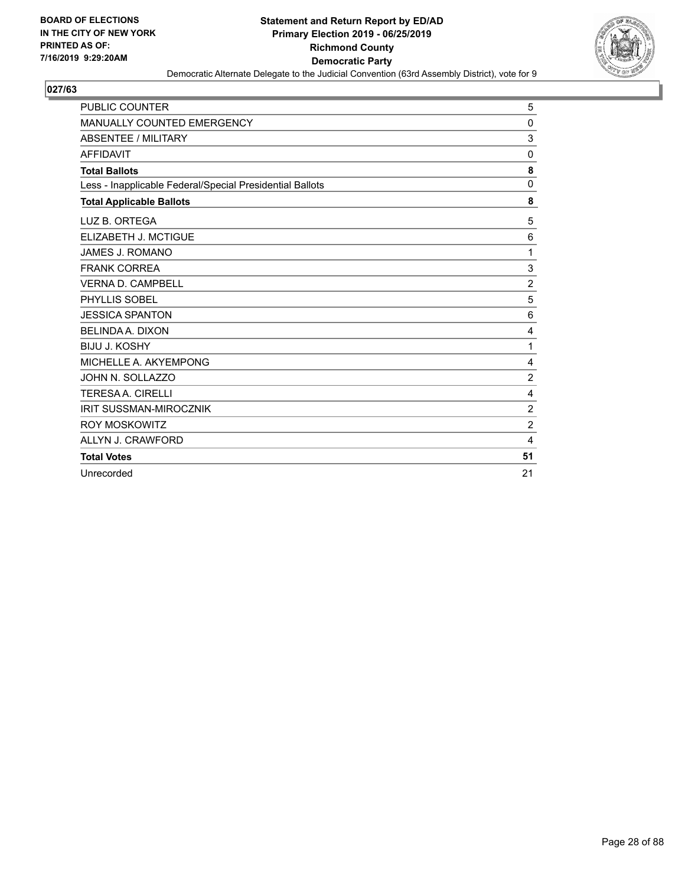BOARD OF ELECTIONS
IN THE CITY OF NEW YORK
PRINTED AS OF:
7/16/2019 9:29:20AM

**Statement and Return Report by ED/AD**
**Primary Election 2019 - 06/25/2019**
**Richmond County**
**Democratic Party**
Democratic Alternate Delegate to the Judicial Convention (63rd Assembly District), vote for 9

## 027/63

| | |
|---|---|
| PUBLIC COUNTER | 5 |
| MANUALLY COUNTED EMERGENCY | 0 |
| ABSENTEE / MILITARY | 3 |
| AFFIDAVIT | 0 |
| **Total Ballots** | **8** |
| Less - Inapplicable Federal/Special Presidential Ballots | 0 |
| **Total Applicable Ballots** | **8** |
| LUZ B. ORTEGA | 5 |
| ELIZABETH J. MCTIGUE | 6 |
| JAMES J. ROMANO | 1 |
| FRANK CORREA | 3 |
| VERNA D. CAMPBELL | 2 |
| PHYLLIS SOBEL | 5 |
| JESSICA SPANTON | 6 |
| BELINDA A. DIXON | 4 |
| BIJU J. KOSHY | 1 |
| MICHELLE A. AKYEMPONG | 4 |
| JOHN N. SOLLAZZO | 2 |
| TERESA A. CIRELLI | 4 |
| IRIT SUSSMAN-MIROCZNIK | 2 |
| ROY MOSKOWITZ | 2 |
| ALLYN J. CRAWFORD | 4 |
| **Total Votes** | **51** |
| Unrecorded | 21 |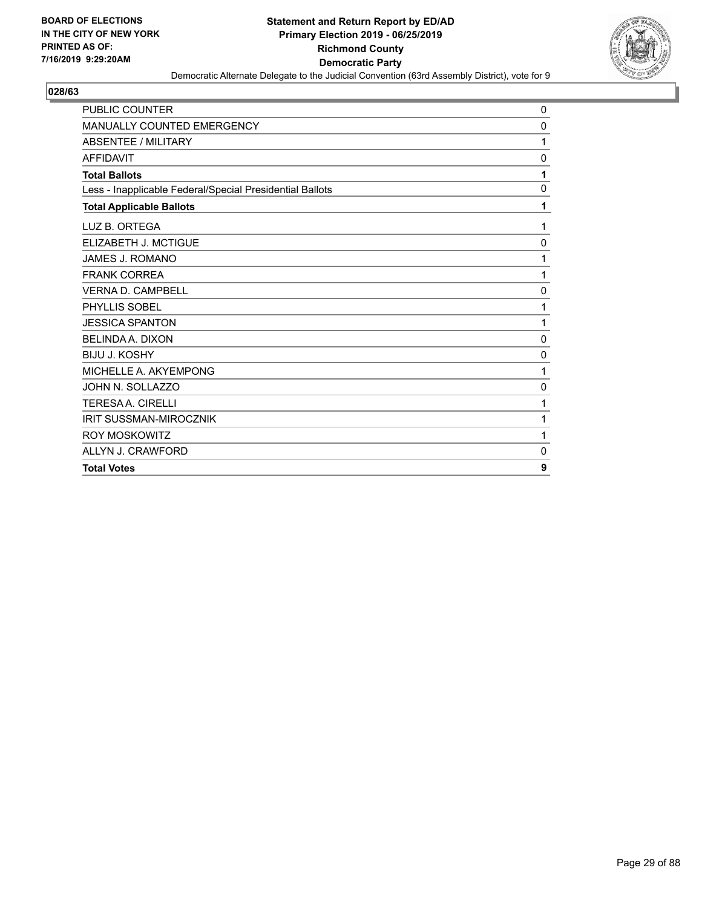**BOARD OF ELECTIONS IN THE CITY OF NEW YORK PRINTED AS OF: 7/16/2019 9:29:20AM**

**Statement and Return Report by ED/AD**
**Primary Election 2019 - 06/25/2019**
**Richmond County**
**Democratic Party**

Democratic Alternate Delegate to the Judicial Convention (63rd Assembly District), vote for 9

**028/63**

| | |
|---|---|
| PUBLIC COUNTER | 0 |
| MANUALLY COUNTED EMERGENCY | 0 |
| ABSENTEE / MILITARY | 1 |
| AFFIDAVIT | 0 |
| **Total Ballots** | **1** |
| Less - Inapplicable Federal/Special Presidential Ballots | 0 |
| **Total Applicable Ballots** | **1** |
| LUZ B. ORTEGA | 1 |
| ELIZABETH J. MCTIGUE | 0 |
| JAMES J. ROMANO | 1 |
| FRANK CORREA | 1 |
| VERNA D. CAMPBELL | 0 |
| PHYLLIS SOBEL | 1 |
| JESSICA SPANTON | 1 |
| BELINDA A. DIXON | 0 |
| BIJU J. KOSHY | 0 |
| MICHELLE A. AKYEMPONG | 1 |
| JOHN N. SOLLAZZO | 0 |
| TERESA A. CIRELLI | 1 |
| IRIT SUSSMAN-MIROCZNIK | 1 |
| ROY MOSKOWITZ | 1 |
| ALLYN J. CRAWFORD | 0 |
| **Total Votes** | **9** |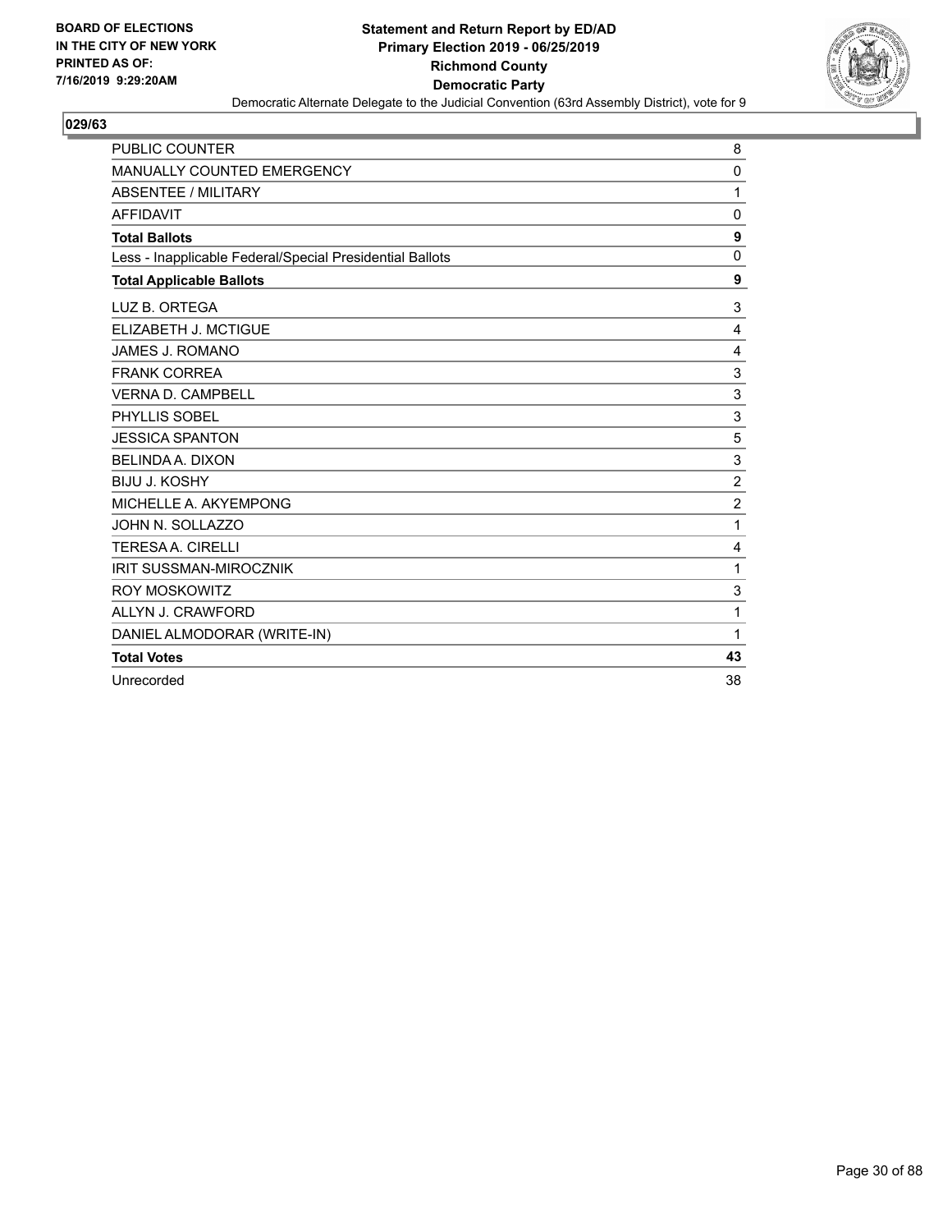BOARD OF ELECTIONS
IN THE CITY OF NEW YORK
PRINTED AS OF:
7/16/2019 9:29:20AM

**Statement and Return Report by ED/AD**
**Primary Election 2019 - 06/25/2019**
**Richmond County**
**Democratic Party**
Democratic Alternate Delegate to the Judicial Convention (63rd Assembly District), vote for 9

**029/63**

| | |
|---|---|
| PUBLIC COUNTER | 8 |
| MANUALLY COUNTED EMERGENCY | 0 |
| ABSENTEE / MILITARY | 1 |
| AFFIDAVIT | 0 |
| **Total Ballots** | **9** |
| Less - Inapplicable Federal/Special Presidential Ballots | 0 |
| **Total Applicable Ballots** | **9** |
| LUZ B. ORTEGA | 3 |
| ELIZABETH J. MCTIGUE | 4 |
| JAMES J. ROMANO | 4 |
| FRANK CORREA | 3 |
| VERNA D. CAMPBELL | 3 |
| PHYLLIS SOBEL | 3 |
| JESSICA SPANTON | 5 |
| BELINDA A. DIXON | 3 |
| BIJU J. KOSHY | 2 |
| MICHELLE A. AKYEMPONG | 2 |
| JOHN N. SOLLAZZO | 1 |
| TERESA A. CIRELLI | 4 |
| IRIT SUSSMAN-MIROCZNIK | 1 |
| ROY MOSKOWITZ | 3 |
| ALLYN J. CRAWFORD | 1 |
| DANIEL ALMODORAR (WRITE-IN) | 1 |
| **Total Votes** | **43** |
| Unrecorded | 38 |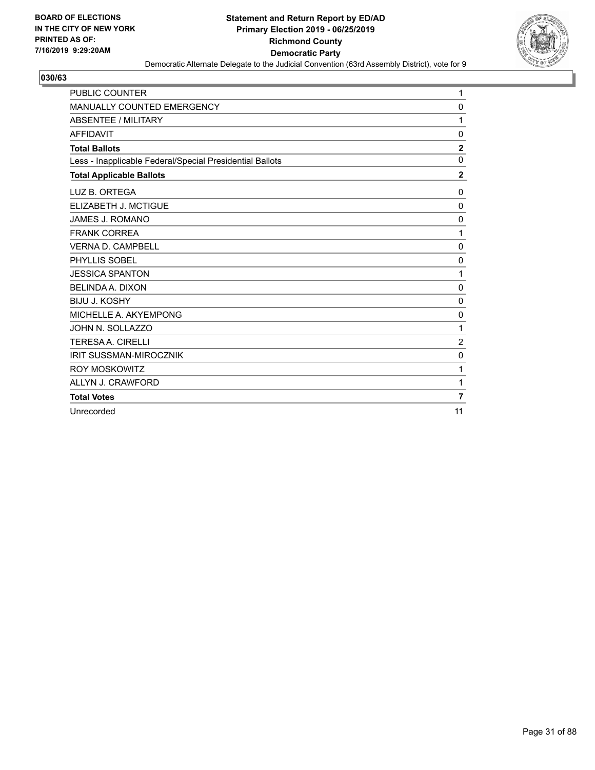BOARD OF ELECTIONS
IN THE CITY OF NEW YORK
PRINTED AS OF:
7/16/2019 9:29:20AM

**Statement and Return Report by ED/AD**
**Primary Election 2019 - 06/25/2019**
**Richmond County**
**Democratic Party**
Democratic Alternate Delegate to the Judicial Convention (63rd Assembly District), vote for 9

## 030/63

| | |
|---|---|
| PUBLIC COUNTER | 1 |
| MANUALLY COUNTED EMERGENCY | 0 |
| ABSENTEE / MILITARY | 1 |
| AFFIDAVIT | 0 |
| **Total Ballots** | **2** |
| Less - Inapplicable Federal/Special Presidential Ballots | 0 |
| **Total Applicable Ballots** | **2** |
| LUZ B. ORTEGA | 0 |
| ELIZABETH J. MCTIGUE | 0 |
| JAMES J. ROMANO | 0 |
| FRANK CORREA | 1 |
| VERNA D. CAMPBELL | 0 |
| PHYLLIS SOBEL | 0 |
| JESSICA SPANTON | 1 |
| BELINDA A. DIXON | 0 |
| BIJU J. KOSHY | 0 |
| MICHELLE A. AKYEMPONG | 0 |
| JOHN N. SOLLAZZO | 1 |
| TERESA A. CIRELLI | 2 |
| IRIT SUSSMAN-MIROCZNIK | 0 |
| ROY MOSKOWITZ | 1 |
| ALLYN J. CRAWFORD | 1 |
| **Total Votes** | **7** |
| Unrecorded | 11 |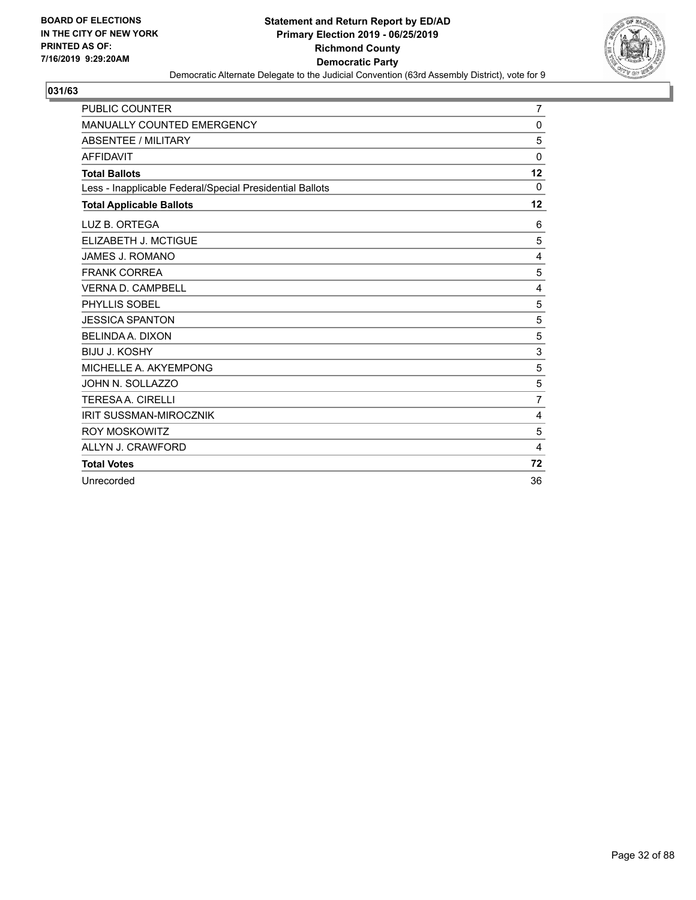**BOARD OF ELECTIONS IN THE CITY OF NEW YORK PRINTED AS OF: 7/16/2019 9:29:20AM**

**Statement and Return Report by ED/AD**
**Primary Election 2019 - 06/25/2019**
**Richmond County**
**Democratic Party**
Democratic Alternate Delegate to the Judicial Convention (63rd Assembly District), vote for 9

**031/63**

| | |
|---|---|
| PUBLIC COUNTER | 7 |
| MANUALLY COUNTED EMERGENCY | 0 |
| ABSENTEE / MILITARY | 5 |
| AFFIDAVIT | 0 |
| **Total Ballots** | **12** |
| Less - Inapplicable Federal/Special Presidential Ballots | 0 |
| **Total Applicable Ballots** | **12** |
| LUZ B. ORTEGA | 6 |
| ELIZABETH J. MCTIGUE | 5 |
| JAMES J. ROMANO | 4 |
| FRANK CORREA | 5 |
| VERNA D. CAMPBELL | 4 |
| PHYLLIS SOBEL | 5 |
| JESSICA SPANTON | 5 |
| BELINDA A. DIXON | 5 |
| BIJU J. KOSHY | 3 |
| MICHELLE A. AKYEMPONG | 5 |
| JOHN N. SOLLAZZO | 5 |
| TERESA A. CIRELLI | 7 |
| IRIT SUSSMAN-MIROCZNIK | 4 |
| ROY MOSKOWITZ | 5 |
| ALLYN J. CRAWFORD | 4 |
| **Total Votes** | **72** |
| Unrecorded | 36 |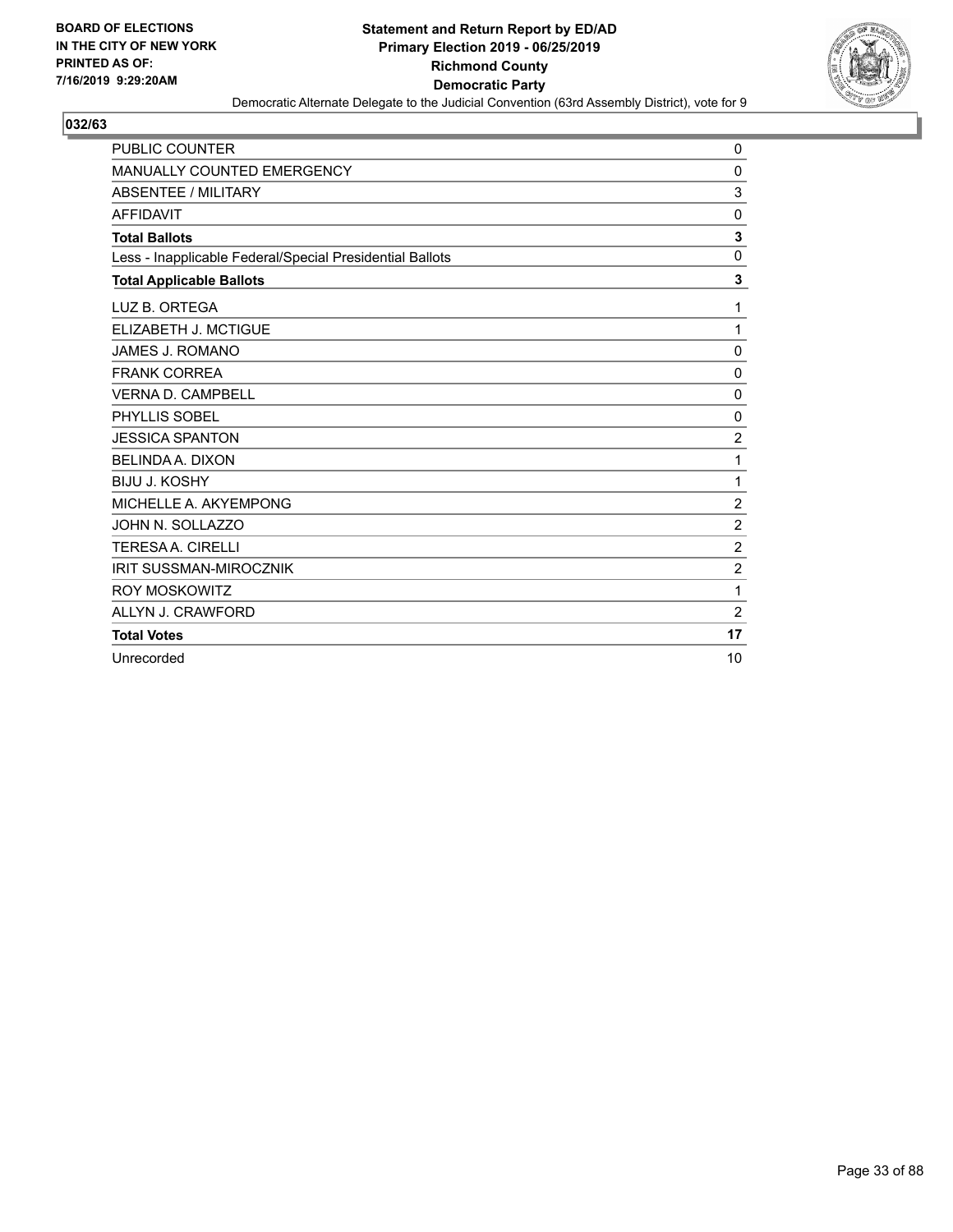BOARD OF ELECTIONS
IN THE CITY OF NEW YORK
PRINTED AS OF:
7/16/2019 9:29:20AM

**Statement and Return Report by ED/AD**
**Primary Election 2019 - 06/25/2019**
**Richmond County**
**Democratic Party**
Democratic Alternate Delegate to the Judicial Convention (63rd Assembly District), vote for 9

## 032/63

| | |
|---|---|
| PUBLIC COUNTER | 0 |
| MANUALLY COUNTED EMERGENCY | 0 |
| ABSENTEE / MILITARY | 3 |
| AFFIDAVIT | 0 |
| **Total Ballots** | **3** |
| Less - Inapplicable Federal/Special Presidential Ballots | 0 |
| **Total Applicable Ballots** | **3** |
| LUZ B. ORTEGA | 1 |
| ELIZABETH J. MCTIGUE | 1 |
| JAMES J. ROMANO | 0 |
| FRANK CORREA | 0 |
| VERNA D. CAMPBELL | 0 |
| PHYLLIS SOBEL | 0 |
| JESSICA SPANTON | 2 |
| BELINDA A. DIXON | 1 |
| BIJU J. KOSHY | 1 |
| MICHELLE A. AKYEMPONG | 2 |
| JOHN N. SOLLAZZO | 2 |
| TERESA A. CIRELLI | 2 |
| IRIT SUSSMAN-MIROCZNIK | 2 |
| ROY MOSKOWITZ | 1 |
| ALLYN J. CRAWFORD | 2 |
| **Total Votes** | **17** |
| Unrecorded | 10 |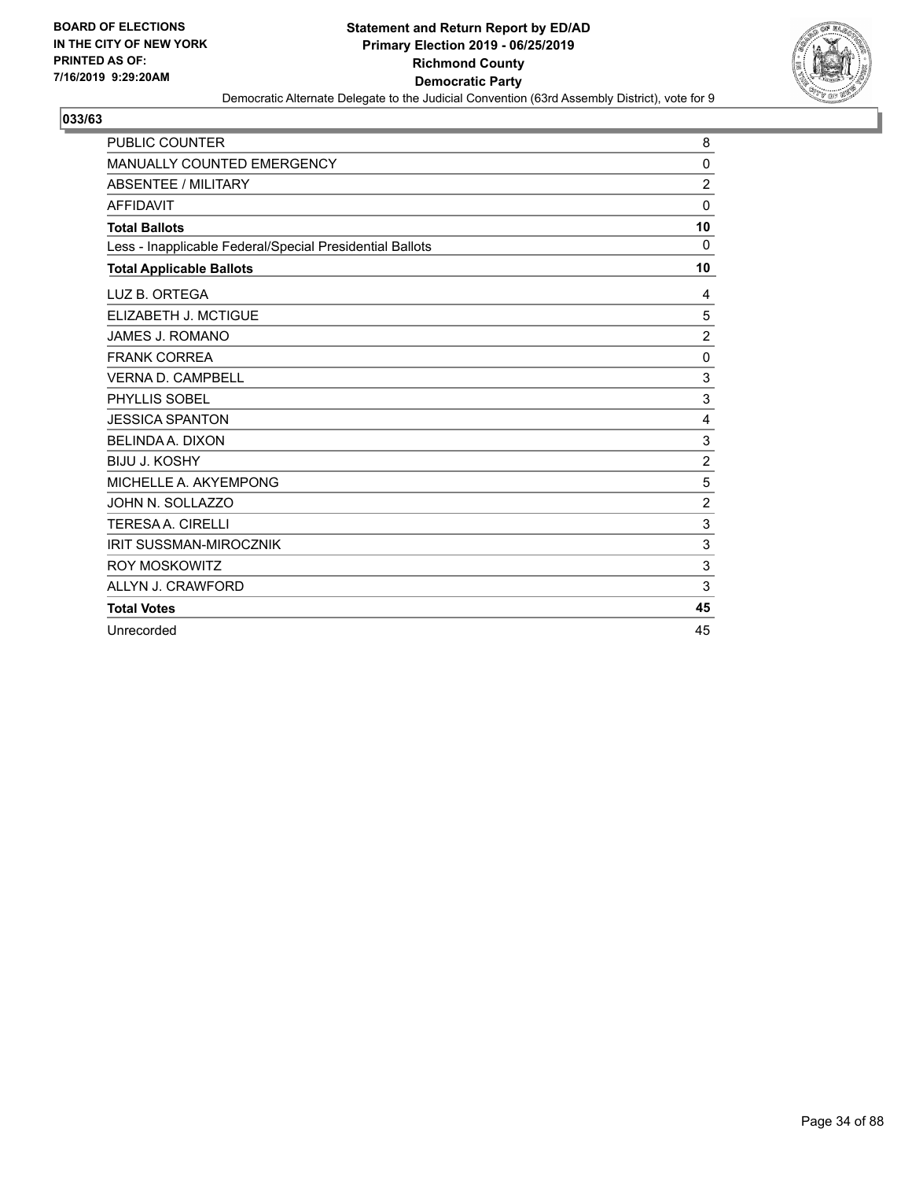BOARD OF ELECTIONS
IN THE CITY OF NEW YORK
PRINTED AS OF:
7/16/2019 9:29:20AM

**Statement and Return Report by ED/AD**
**Primary Election 2019 - 06/25/2019**
**Richmond County**
**Democratic Party**
Democratic Alternate Delegate to the Judicial Convention (63rd Assembly District), vote for 9

## 033/63

| | |
|---|---|
| PUBLIC COUNTER | 8 |
| MANUALLY COUNTED EMERGENCY | 0 |
| ABSENTEE / MILITARY | 2 |
| AFFIDAVIT | 0 |
| **Total Ballots** | **10** |
| Less - Inapplicable Federal/Special Presidential Ballots | 0 |
| **Total Applicable Ballots** | **10** |
| LUZ B. ORTEGA | 4 |
| ELIZABETH J. MCTIGUE | 5 |
| JAMES J. ROMANO | 2 |
| FRANK CORREA | 0 |
| VERNA D. CAMPBELL | 3 |
| PHYLLIS SOBEL | 3 |
| JESSICA SPANTON | 4 |
| BELINDA A. DIXON | 3 |
| BIJU J. KOSHY | 2 |
| MICHELLE A. AKYEMPONG | 5 |
| JOHN N. SOLLAZZO | 2 |
| TERESA A. CIRELLI | 3 |
| IRIT SUSSMAN-MIROCZNIK | 3 |
| ROY MOSKOWITZ | 3 |
| ALLYN J. CRAWFORD | 3 |
| **Total Votes** | **45** |
| Unrecorded | 45 |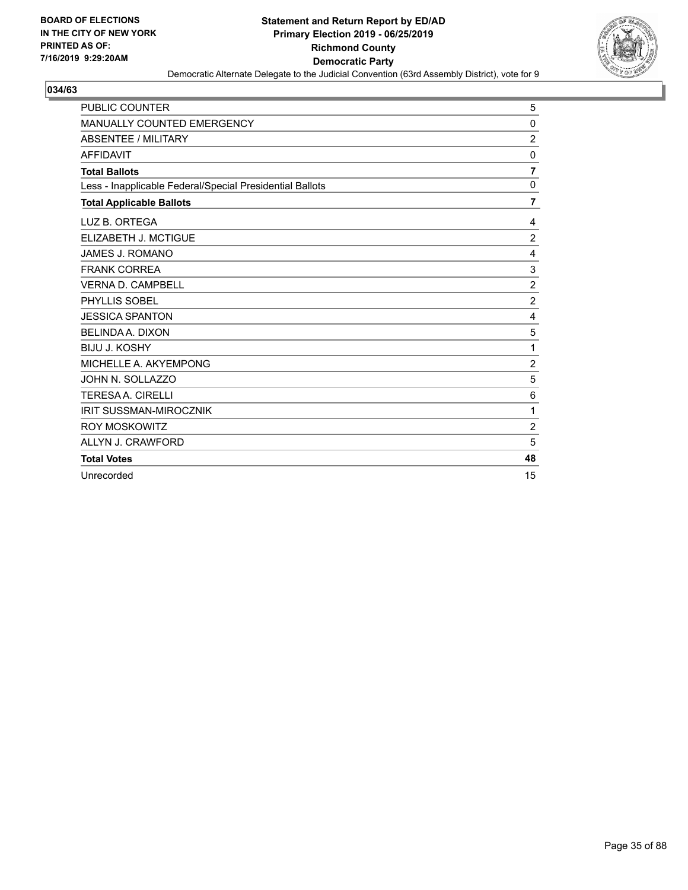**BOARD OF ELECTIONS IN THE CITY OF NEW YORK PRINTED AS OF: 7/16/2019 9:29:20AM**

**Statement and Return Report by ED/AD**
**Primary Election 2019 - 06/25/2019**
**Richmond County**
**Democratic Party**
Democratic Alternate Delegate to the Judicial Convention (63rd Assembly District), vote for 9

**034/63**

| | |
|---|---|
| PUBLIC COUNTER | 5 |
| MANUALLY COUNTED EMERGENCY | 0 |
| ABSENTEE / MILITARY | 2 |
| AFFIDAVIT | 0 |
| **Total Ballots** | **7** |
| Less - Inapplicable Federal/Special Presidential Ballots | 0 |
| **Total Applicable Ballots** | **7** |
| LUZ B. ORTEGA | 4 |
| ELIZABETH J. MCTIGUE | 2 |
| JAMES J. ROMANO | 4 |
| FRANK CORREA | 3 |
| VERNA D. CAMPBELL | 2 |
| PHYLLIS SOBEL | 2 |
| JESSICA SPANTON | 4 |
| BELINDA A. DIXON | 5 |
| BIJU J. KOSHY | 1 |
| MICHELLE A. AKYEMPONG | 2 |
| JOHN N. SOLLAZZO | 5 |
| TERESA A. CIRELLI | 6 |
| IRIT SUSSMAN-MIROCZNIK | 1 |
| ROY MOSKOWITZ | 2 |
| ALLYN J. CRAWFORD | 5 |
| **Total Votes** | **48** |
| Unrecorded | 15 |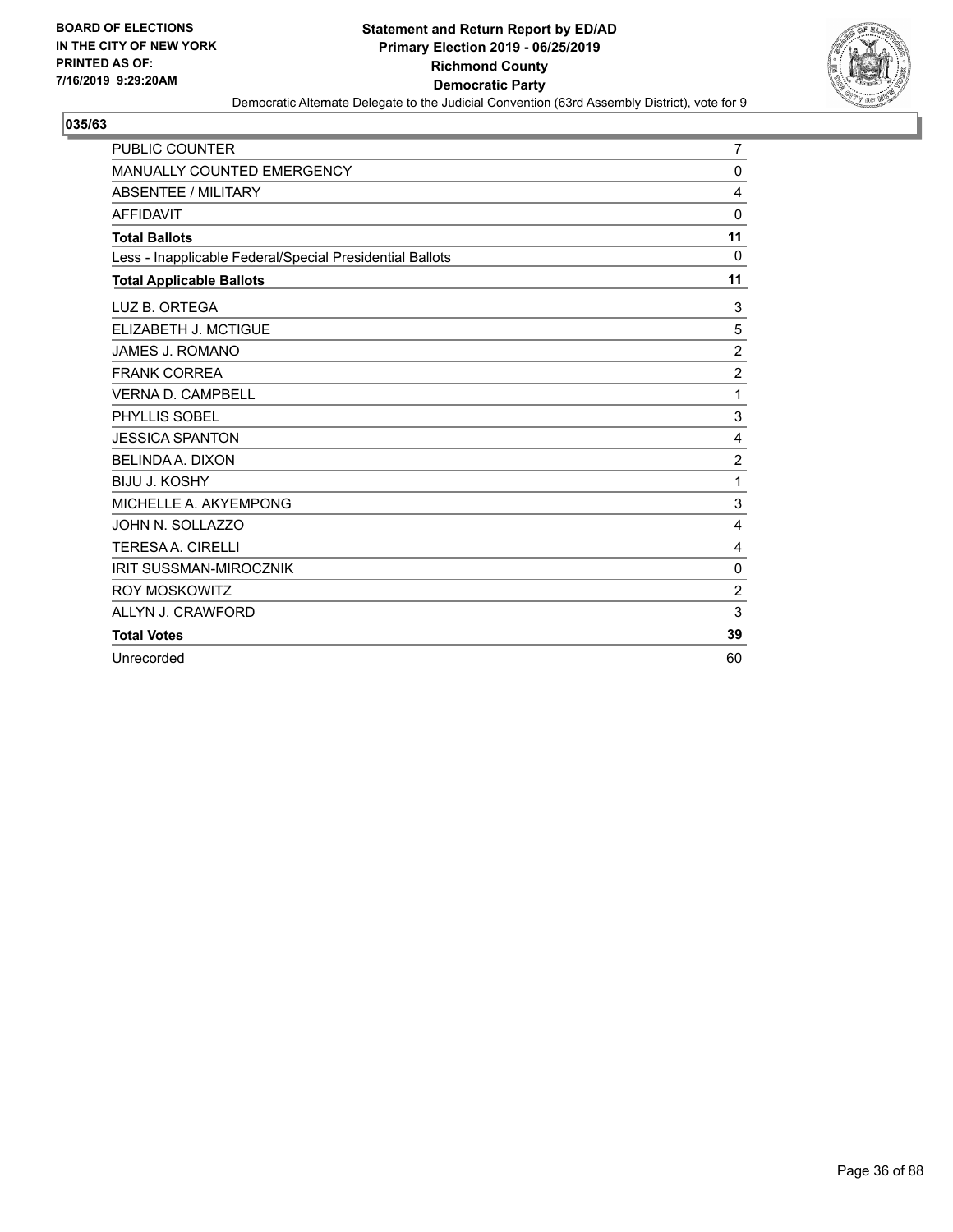**BOARD OF ELECTIONS IN THE CITY OF NEW YORK PRINTED AS OF: 7/16/2019 9:29:20AM**

**Statement and Return Report by ED/AD**
**Primary Election 2019 - 06/25/2019**
**Richmond County**
**Democratic Party**
Democratic Alternate Delegate to the Judicial Convention (63rd Assembly District), vote for 9

## 035/63

| | |
|---|---|
| PUBLIC COUNTER | 7 |
| MANUALLY COUNTED EMERGENCY | 0 |
| ABSENTEE / MILITARY | 4 |
| AFFIDAVIT | 0 |
| **Total Ballots** | **11** |
| Less - Inapplicable Federal/Special Presidential Ballots | 0 |
| **Total Applicable Ballots** | **11** |
| LUZ B. ORTEGA | 3 |
| ELIZABETH J. MCTIGUE | 5 |
| JAMES J. ROMANO | 2 |
| FRANK CORREA | 2 |
| VERNA D. CAMPBELL | 1 |
| PHYLLIS SOBEL | 3 |
| JESSICA SPANTON | 4 |
| BELINDA A. DIXON | 2 |
| BIJU J. KOSHY | 1 |
| MICHELLE A. AKYEMPONG | 3 |
| JOHN N. SOLLAZZO | 4 |
| TERESA A. CIRELLI | 4 |
| IRIT SUSSMAN-MIROCZNIK | 0 |
| ROY MOSKOWITZ | 2 |
| ALLYN J. CRAWFORD | 3 |
| **Total Votes** | **39** |
| Unrecorded | 60 |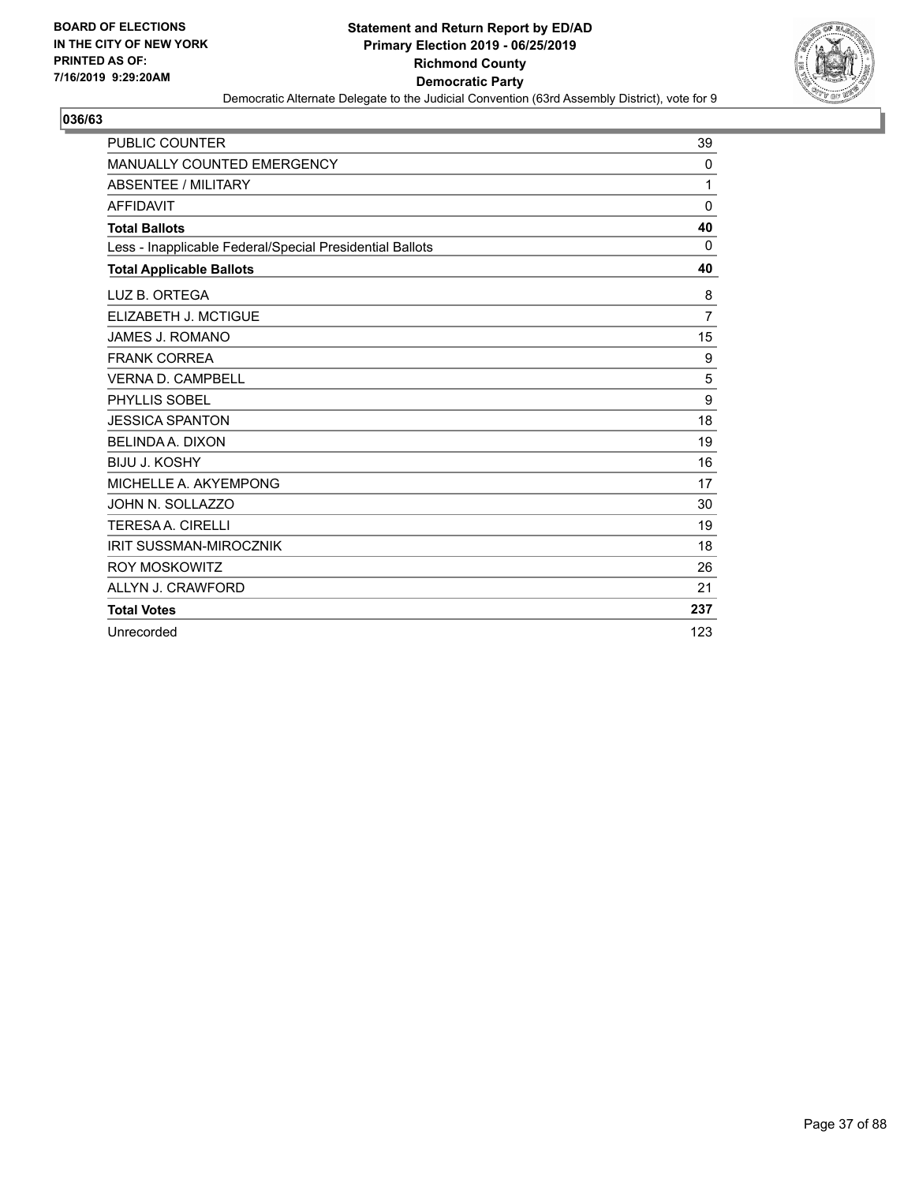**BOARD OF ELECTIONS IN THE CITY OF NEW YORK PRINTED AS OF: 7/16/2019 9:29:20AM**

# Statement and Return Report by ED/AD
## Primary Election 2019 - 06/25/2019
## Richmond County
## Democratic Party

Democratic Alternate Delegate to the Judicial Convention (63rd Assembly District), vote for 9

### 036/63

| | |
|---|---|
| PUBLIC COUNTER | 39 |
| MANUALLY COUNTED EMERGENCY | 0 |
| ABSENTEE / MILITARY | 1 |
| AFFIDAVIT | 0 |
| **Total Ballots** | **40** |
| Less - Inapplicable Federal/Special Presidential Ballots | 0 |
| **Total Applicable Ballots** | **40** |
| LUZ B. ORTEGA | 8 |
| ELIZABETH J. MCTIGUE | 7 |
| JAMES J. ROMANO | 15 |
| FRANK CORREA | 9 |
| VERNA D. CAMPBELL | 5 |
| PHYLLIS SOBEL | 9 |
| JESSICA SPANTON | 18 |
| BELINDA A. DIXON | 19 |
| BIJU J. KOSHY | 16 |
| MICHELLE A. AKYEMPONG | 17 |
| JOHN N. SOLLAZZO | 30 |
| TERESA A. CIRELLI | 19 |
| IRIT SUSSMAN-MIROCZNIK | 18 |
| ROY MOSKOWITZ | 26 |
| ALLYN J. CRAWFORD | 21 |
| **Total Votes** | **237** |
| Unrecorded | 123 |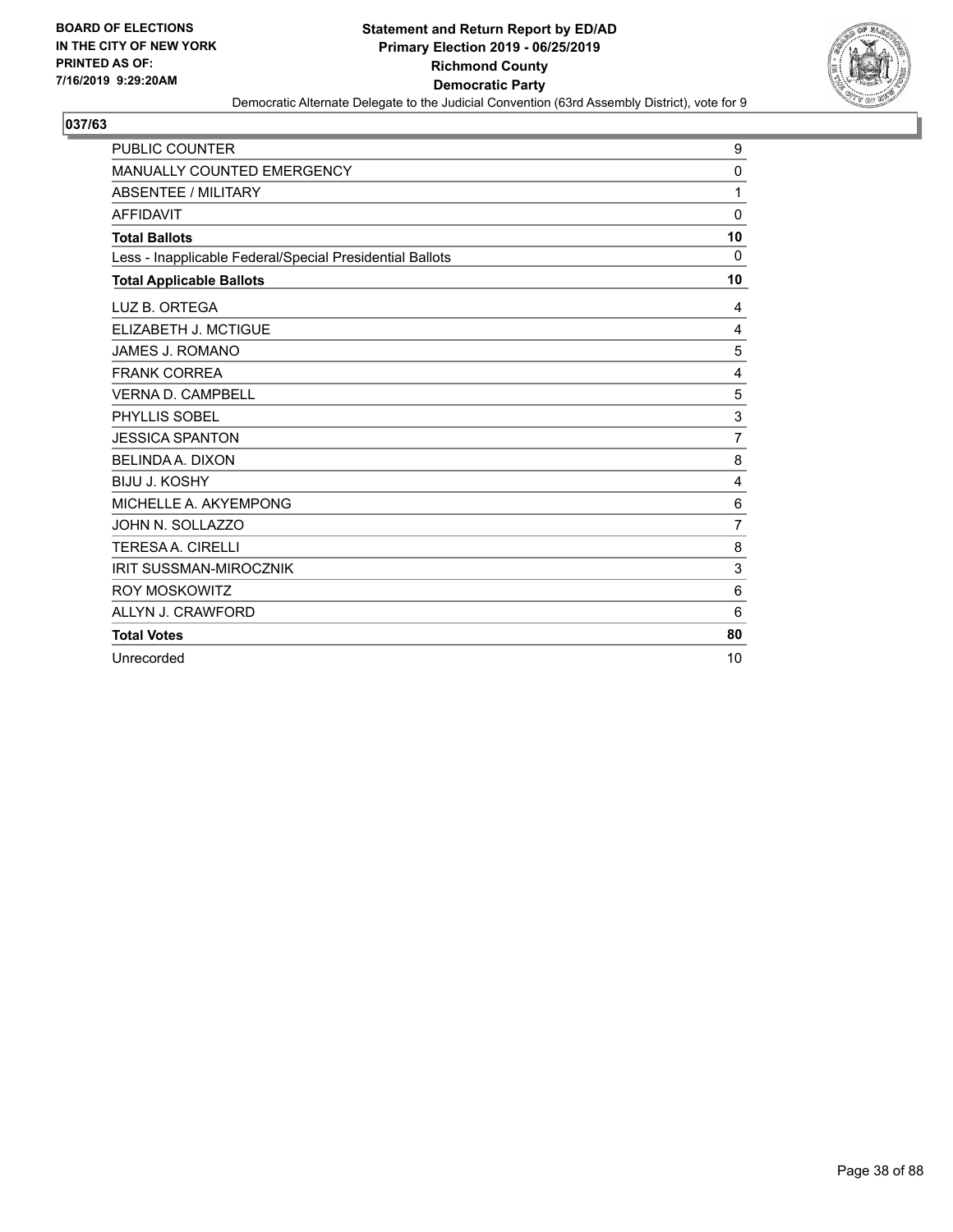BOARD OF ELECTIONS
IN THE CITY OF NEW YORK
PRINTED AS OF:
7/16/2019 9:29:20AM

**Statement and Return Report by ED/AD**
**Primary Election 2019 - 06/25/2019**
**Richmond County**
**Democratic Party**
Democratic Alternate Delegate to the Judicial Convention (63rd Assembly District), vote for 9

## 037/63

| | |
|---|---|
| PUBLIC COUNTER | 9 |
| MANUALLY COUNTED EMERGENCY | 0 |
| ABSENTEE / MILITARY | 1 |
| AFFIDAVIT | 0 |
| **Total Ballots** | **10** |
| Less - Inapplicable Federal/Special Presidential Ballots | 0 |
| **Total Applicable Ballots** | **10** |
| LUZ B. ORTEGA | 4 |
| ELIZABETH J. MCTIGUE | 4 |
| JAMES J. ROMANO | 5 |
| FRANK CORREA | 4 |
| VERNA D. CAMPBELL | 5 |
| PHYLLIS SOBEL | 3 |
| JESSICA SPANTON | 7 |
| BELINDA A. DIXON | 8 |
| BIJU J. KOSHY | 4 |
| MICHELLE A. AKYEMPONG | 6 |
| JOHN N. SOLLAZZO | 7 |
| TERESA A. CIRELLI | 8 |
| IRIT SUSSMAN-MIROCZNIK | 3 |
| ROY MOSKOWITZ | 6 |
| ALLYN J. CRAWFORD | 6 |
| **Total Votes** | **80** |
| Unrecorded | 10 |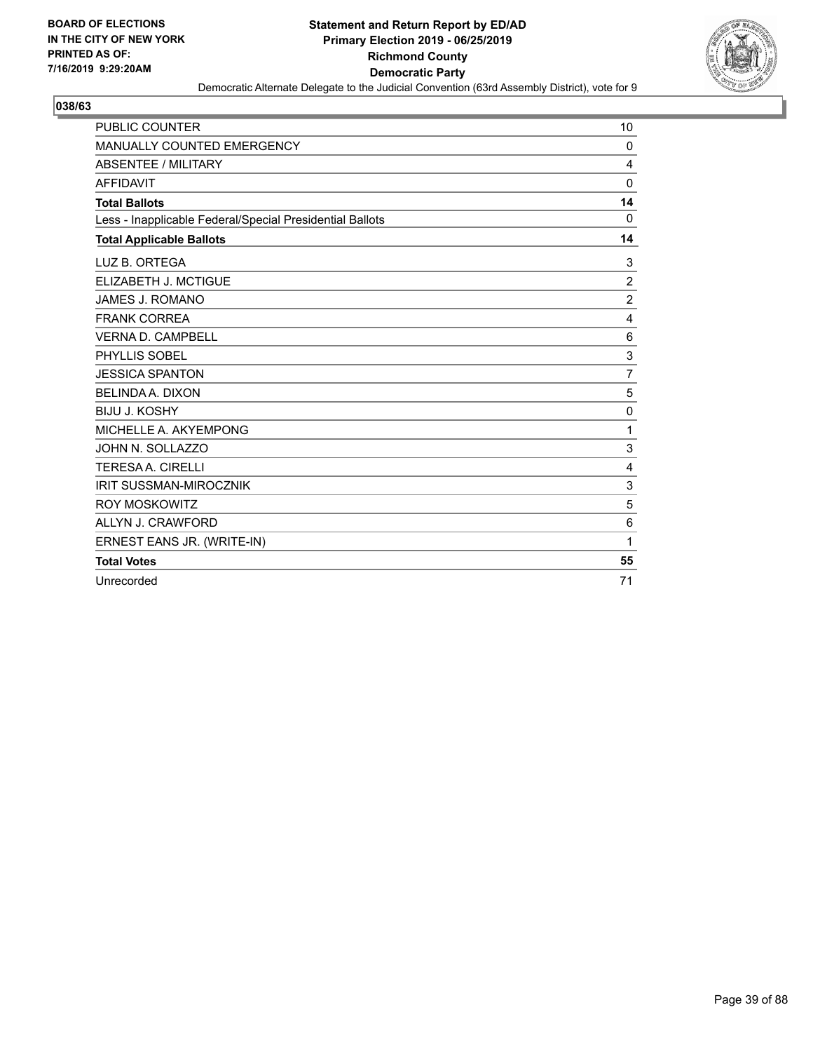BOARD OF ELECTIONS
IN THE CITY OF NEW YORK
PRINTED AS OF:
7/16/2019 9:29:20AM

**Statement and Return Report by ED/AD**
**Primary Election 2019 - 06/25/2019**
**Richmond County**
**Democratic Party**
Democratic Alternate Delegate to the Judicial Convention (63rd Assembly District), vote for 9

## 038/63

| | |
|---|---|
| PUBLIC COUNTER | 10 |
| MANUALLY COUNTED EMERGENCY | 0 |
| ABSENTEE / MILITARY | 4 |
| AFFIDAVIT | 0 |
| **Total Ballots** | **14** |
| Less - Inapplicable Federal/Special Presidential Ballots | 0 |
| **Total Applicable Ballots** | **14** |
| LUZ B. ORTEGA | 3 |
| ELIZABETH J. MCTIGUE | 2 |
| JAMES J. ROMANO | 2 |
| FRANK CORREA | 4 |
| VERNA D. CAMPBELL | 6 |
| PHYLLIS SOBEL | 3 |
| JESSICA SPANTON | 7 |
| BELINDA A. DIXON | 5 |
| BIJU J. KOSHY | 0 |
| MICHELLE A. AKYEMPONG | 1 |
| JOHN N. SOLLAZZO | 3 |
| TERESA A. CIRELLI | 4 |
| IRIT SUSSMAN-MIROCZNIK | 3 |
| ROY MOSKOWITZ | 5 |
| ALLYN J. CRAWFORD | 6 |
| ERNEST EANS JR. (WRITE-IN) | 1 |
| **Total Votes** | **55** |
| Unrecorded | 71 |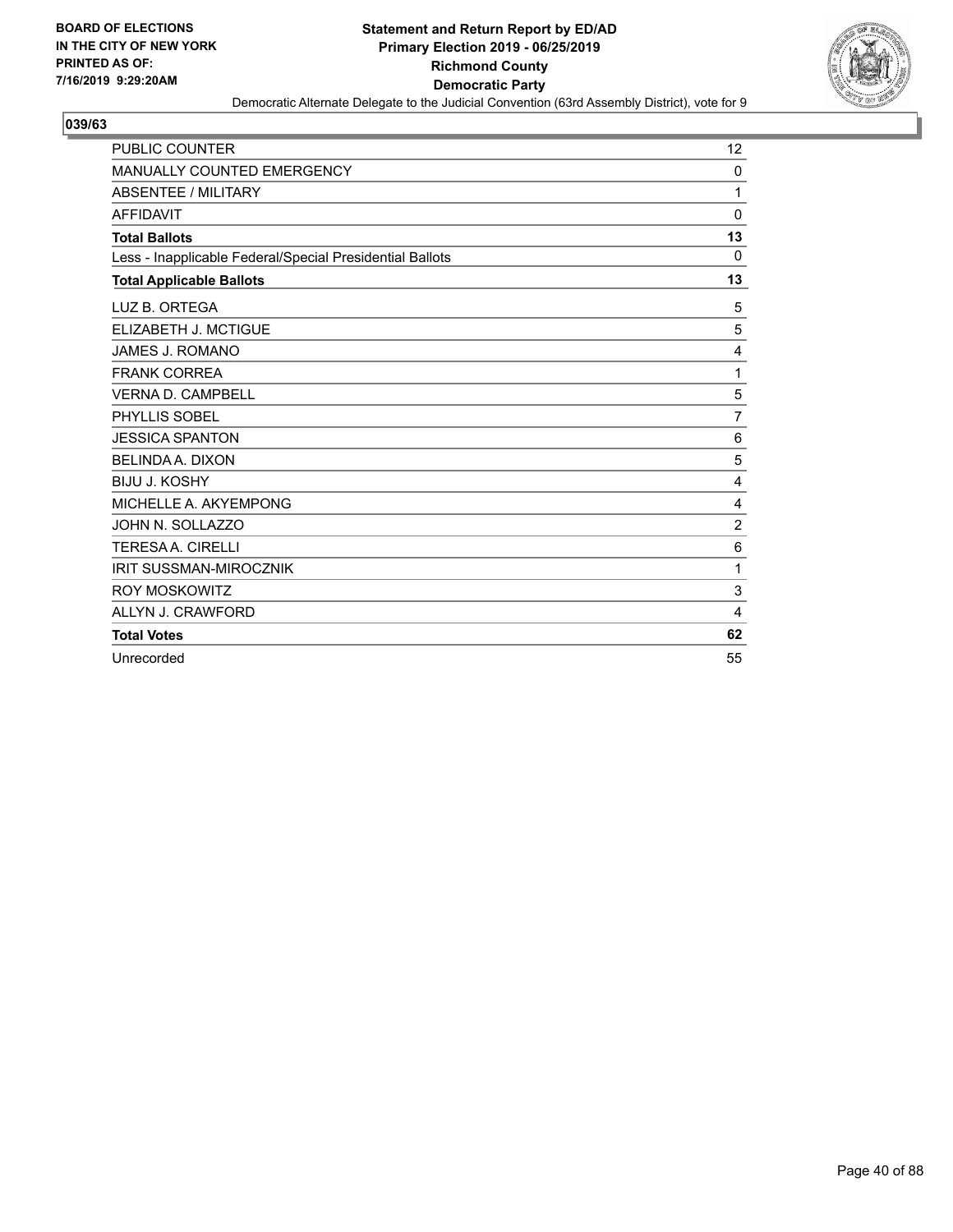**BOARD OF ELECTIONS IN THE CITY OF NEW YORK PRINTED AS OF: 7/16/2019 9:29:20AM**

**Statement and Return Report by ED/AD**
**Primary Election 2019 - 06/25/2019**
**Richmond County**
**Democratic Party**
Democratic Alternate Delegate to the Judicial Convention (63rd Assembly District), vote for 9

## 039/63

| | |
|---|---|
| PUBLIC COUNTER | 12 |
| MANUALLY COUNTED EMERGENCY | 0 |
| ABSENTEE / MILITARY | 1 |
| AFFIDAVIT | 0 |
| **Total Ballots** | **13** |
| Less - Inapplicable Federal/Special Presidential Ballots | 0 |
| **Total Applicable Ballots** | **13** |
| LUZ B. ORTEGA | 5 |
| ELIZABETH J. MCTIGUE | 5 |
| JAMES J. ROMANO | 4 |
| FRANK CORREA | 1 |
| VERNA D. CAMPBELL | 5 |
| PHYLLIS SOBEL | 7 |
| JESSICA SPANTON | 6 |
| BELINDA A. DIXON | 5 |
| BIJU J. KOSHY | 4 |
| MICHELLE A. AKYEMPONG | 4 |
| JOHN N. SOLLAZZO | 2 |
| TERESA A. CIRELLI | 6 |
| IRIT SUSSMAN-MIROCZNIK | 1 |
| ROY MOSKOWITZ | 3 |
| ALLYN J. CRAWFORD | 4 |
| **Total Votes** | **62** |
| Unrecorded | 55 |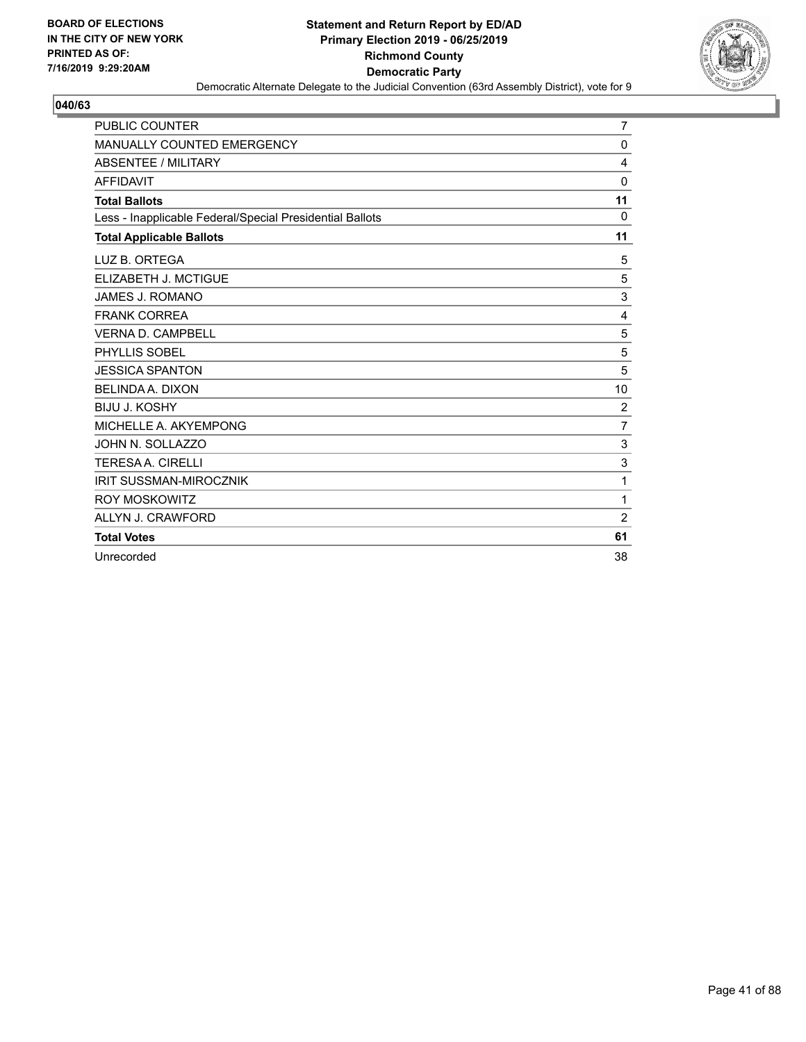**BOARD OF ELECTIONS IN THE CITY OF NEW YORK PRINTED AS OF: 7/16/2019 9:29:20AM**

**Statement and Return Report by ED/AD**
**Primary Election 2019 - 06/25/2019**
**Richmond County**
**Democratic Party**
Democratic Alternate Delegate to the Judicial Convention (63rd Assembly District), vote for 9

## 040/63

| | |
|---|---|
| PUBLIC COUNTER | 7 |
| MANUALLY COUNTED EMERGENCY | 0 |
| ABSENTEE / MILITARY | 4 |
| AFFIDAVIT | 0 |
| **Total Ballots** | **11** |
| Less - Inapplicable Federal/Special Presidential Ballots | 0 |
| **Total Applicable Ballots** | **11** |
| LUZ B. ORTEGA | 5 |
| ELIZABETH J. MCTIGUE | 5 |
| JAMES J. ROMANO | 3 |
| FRANK CORREA | 4 |
| VERNA D. CAMPBELL | 5 |
| PHYLLIS SOBEL | 5 |
| JESSICA SPANTON | 5 |
| BELINDA A. DIXON | 10 |
| BIJU J. KOSHY | 2 |
| MICHELLE A. AKYEMPONG | 7 |
| JOHN N. SOLLAZZO | 3 |
| TERESA A. CIRELLI | 3 |
| IRIT SUSSMAN-MIROCZNIK | 1 |
| ROY MOSKOWITZ | 1 |
| ALLYN J. CRAWFORD | 2 |
| **Total Votes** | **61** |
| Unrecorded | 38 |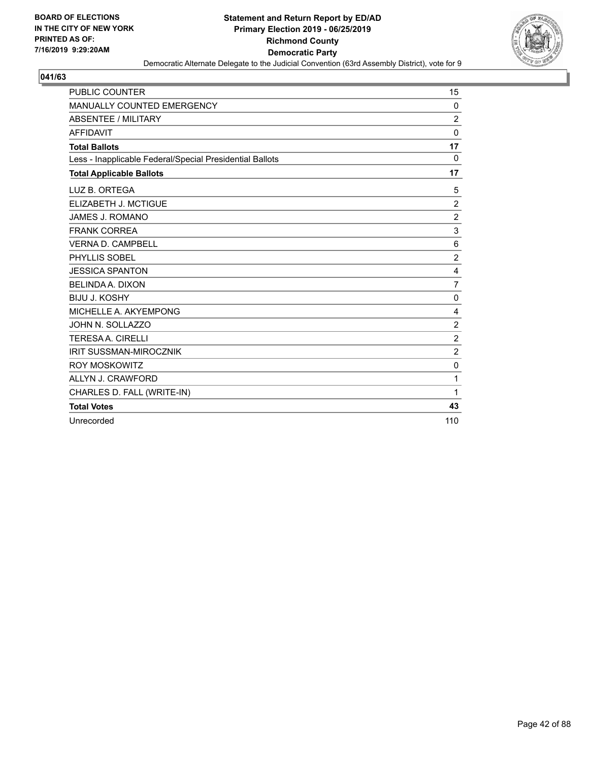BOARD OF ELECTIONS
IN THE CITY OF NEW YORK
PRINTED AS OF:
7/16/2019 9:29:20AM

**Statement and Return Report by ED/AD**
**Primary Election 2019 - 06/25/2019**
**Richmond County**
**Democratic Party**
Democratic Alternate Delegate to the Judicial Convention (63rd Assembly District), vote for 9

**041/63**

| | |
|---|---|
| PUBLIC COUNTER | 15 |
| MANUALLY COUNTED EMERGENCY | 0 |
| ABSENTEE / MILITARY | 2 |
| AFFIDAVIT | 0 |
| **Total Ballots** | **17** |
| Less - Inapplicable Federal/Special Presidential Ballots | 0 |
| **Total Applicable Ballots** | **17** |
| LUZ B. ORTEGA | 5 |
| ELIZABETH J. MCTIGUE | 2 |
| JAMES J. ROMANO | 2 |
| FRANK CORREA | 3 |
| VERNA D. CAMPBELL | 6 |
| PHYLLIS SOBEL | 2 |
| JESSICA SPANTON | 4 |
| BELINDA A. DIXON | 7 |
| BIJU J. KOSHY | 0 |
| MICHELLE A. AKYEMPONG | 4 |
| JOHN N. SOLLAZZO | 2 |
| TERESA A. CIRELLI | 2 |
| IRIT SUSSMAN-MIROCZNIK | 2 |
| ROY MOSKOWITZ | 0 |
| ALLYN J. CRAWFORD | 1 |
| CHARLES D. FALL (WRITE-IN) | 1 |
| **Total Votes** | **43** |
| Unrecorded | 110 |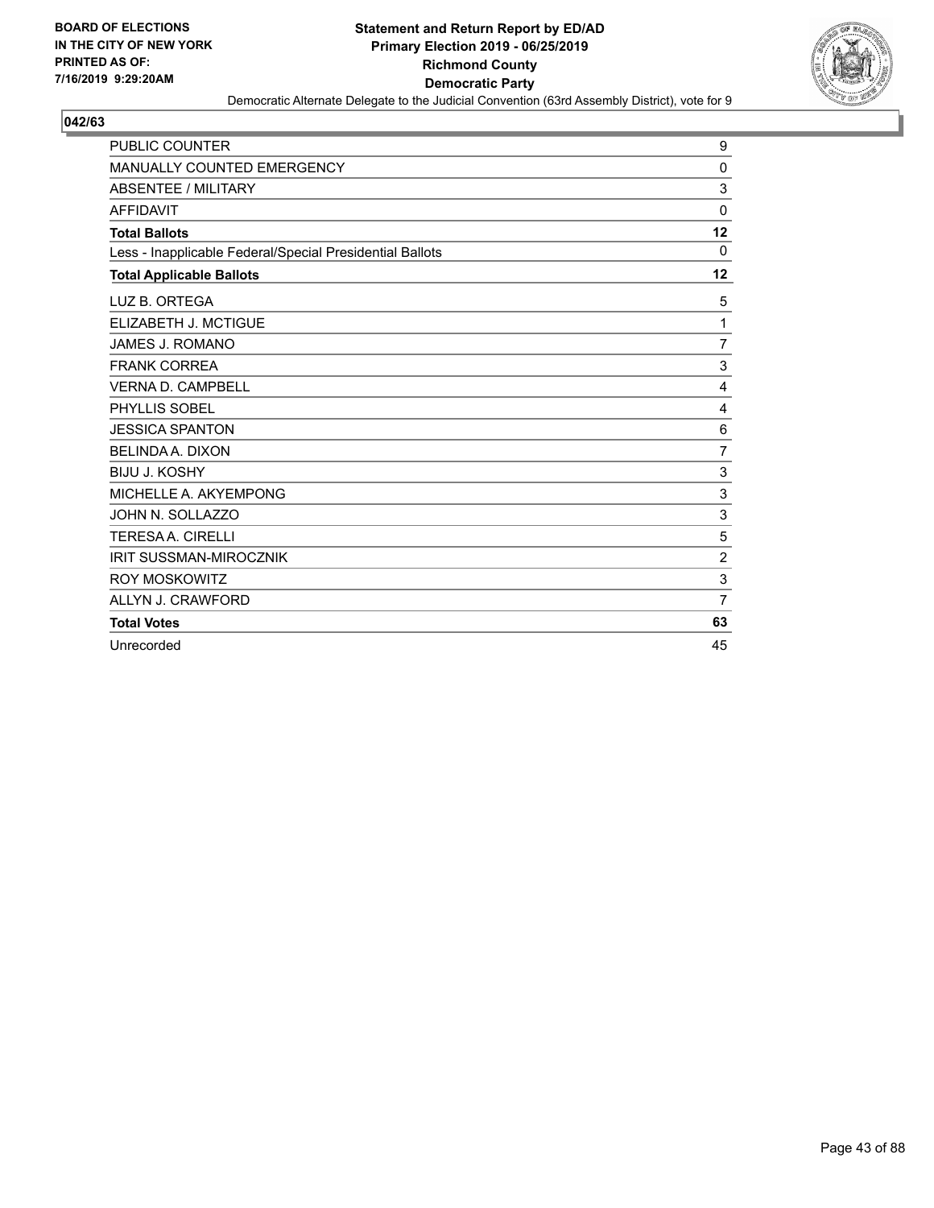BOARD OF ELECTIONS
IN THE CITY OF NEW YORK
PRINTED AS OF:
7/16/2019 9:29:20AM

**Statement and Return Report by ED/AD**
**Primary Election 2019 - 06/25/2019**
**Richmond County**
**Democratic Party**
Democratic Alternate Delegate to the Judicial Convention (63rd Assembly District), vote for 9

**042/63**

| | |
|---|---|
| PUBLIC COUNTER | 9 |
| MANUALLY COUNTED EMERGENCY | 0 |
| ABSENTEE / MILITARY | 3 |
| AFFIDAVIT | 0 |
| **Total Ballots** | **12** |
| Less - Inapplicable Federal/Special Presidential Ballots | 0 |
| **Total Applicable Ballots** | **12** |
| LUZ B. ORTEGA | 5 |
| ELIZABETH J. MCTIGUE | 1 |
| JAMES J. ROMANO | 7 |
| FRANK CORREA | 3 |
| VERNA D. CAMPBELL | 4 |
| PHYLLIS SOBEL | 4 |
| JESSICA SPANTON | 6 |
| BELINDA A. DIXON | 7 |
| BIJU J. KOSHY | 3 |
| MICHELLE A. AKYEMPONG | 3 |
| JOHN N. SOLLAZZO | 3 |
| TERESA A. CIRELLI | 5 |
| IRIT SUSSMAN-MIROCZNIK | 2 |
| ROY MOSKOWITZ | 3 |
| ALLYN J. CRAWFORD | 7 |
| **Total Votes** | **63** |
| Unrecorded | 45 |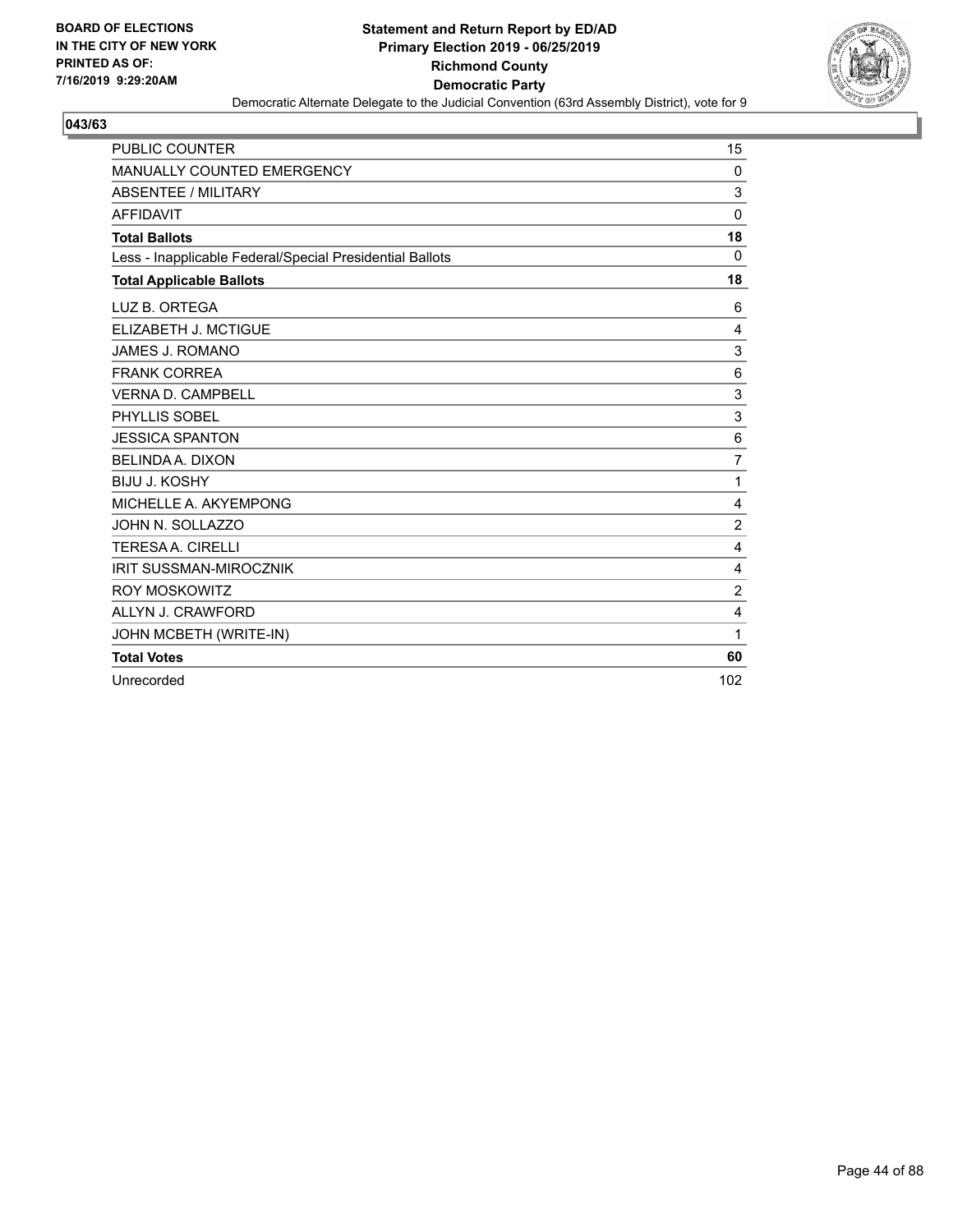BOARD OF ELECTIONS
IN THE CITY OF NEW YORK
PRINTED AS OF:
7/16/2019 9:29:20AM

**Statement and Return Report by ED/AD**
**Primary Election 2019 - 06/25/2019**
**Richmond County**
**Democratic Party**
Democratic Alternate Delegate to the Judicial Convention (63rd Assembly District), vote for 9

## 043/63

| | |
|---|---|
| PUBLIC COUNTER | 15 |
| MANUALLY COUNTED EMERGENCY | 0 |
| ABSENTEE / MILITARY | 3 |
| AFFIDAVIT | 0 |
| **Total Ballots** | **18** |
| Less - Inapplicable Federal/Special Presidential Ballots | 0 |
| **Total Applicable Ballots** | **18** |
| LUZ B. ORTEGA | 6 |
| ELIZABETH J. MCTIGUE | 4 |
| JAMES J. ROMANO | 3 |
| FRANK CORREA | 6 |
| VERNA D. CAMPBELL | 3 |
| PHYLLIS SOBEL | 3 |
| JESSICA SPANTON | 6 |
| BELINDA A. DIXON | 7 |
| BIJU J. KOSHY | 1 |
| MICHELLE A. AKYEMPONG | 4 |
| JOHN N. SOLLAZZO | 2 |
| TERESA A. CIRELLI | 4 |
| IRIT SUSSMAN-MIROCZNIK | 4 |
| ROY MOSKOWITZ | 2 |
| ALLYN J. CRAWFORD | 4 |
| JOHN MCBETH (WRITE-IN) | 1 |
| **Total Votes** | **60** |
| Unrecorded | 102 |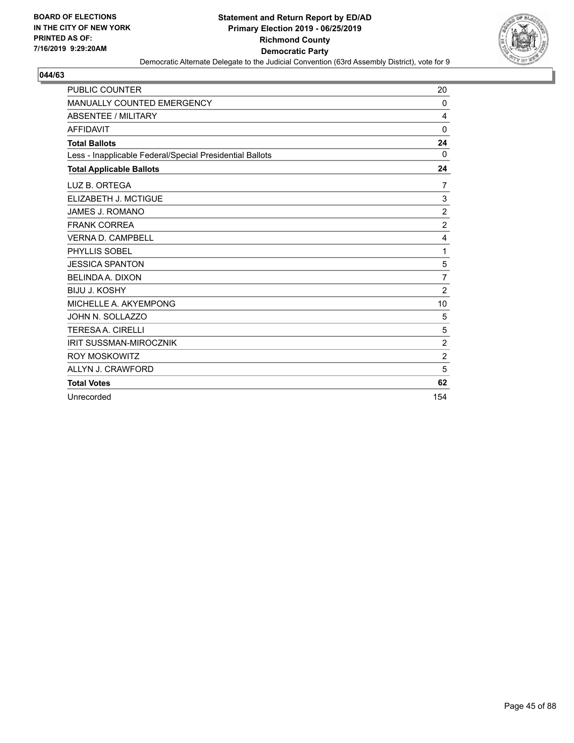BOARD OF ELECTIONS
IN THE CITY OF NEW YORK
PRINTED AS OF:
7/16/2019 9:29:20AM

**Statement and Return Report by ED/AD**
**Primary Election 2019 - 06/25/2019**
**Richmond County**
**Democratic Party**
Democratic Alternate Delegate to the Judicial Convention (63rd Assembly District), vote for 9

**044/63**

| | |
|---|---|
| PUBLIC COUNTER | 20 |
| MANUALLY COUNTED EMERGENCY | 0 |
| ABSENTEE / MILITARY | 4 |
| AFFIDAVIT | 0 |
| **Total Ballots** | **24** |
| Less - Inapplicable Federal/Special Presidential Ballots | 0 |
| **Total Applicable Ballots** | **24** |
| LUZ B. ORTEGA | 7 |
| ELIZABETH J. MCTIGUE | 3 |
| JAMES J. ROMANO | 2 |
| FRANK CORREA | 2 |
| VERNA D. CAMPBELL | 4 |
| PHYLLIS SOBEL | 1 |
| JESSICA SPANTON | 5 |
| BELINDA A. DIXON | 7 |
| BIJU J. KOSHY | 2 |
| MICHELLE A. AKYEMPONG | 10 |
| JOHN N. SOLLAZZO | 5 |
| TERESA A. CIRELLI | 5 |
| IRIT SUSSMAN-MIROCZNIK | 2 |
| ROY MOSKOWITZ | 2 |
| ALLYN J. CRAWFORD | 5 |
| **Total Votes** | **62** |
| Unrecorded | 154 |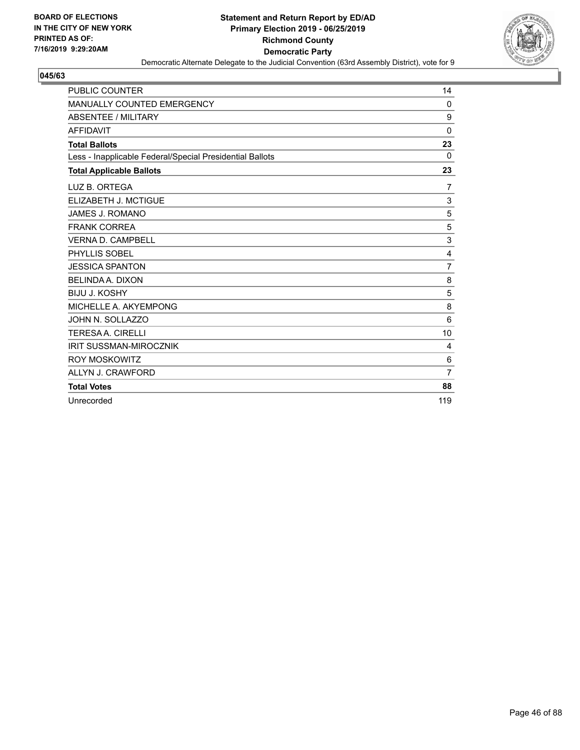BOARD OF ELECTIONS
IN THE CITY OF NEW YORK
PRINTED AS OF:
7/16/2019 9:29:20AM

**Statement and Return Report by ED/AD**
**Primary Election 2019 - 06/25/2019**
**Richmond County**
**Democratic Party**
Democratic Alternate Delegate to the Judicial Convention (63rd Assembly District), vote for 9

**045/63**

| | |
|---|---|
| PUBLIC COUNTER | 14 |
| MANUALLY COUNTED EMERGENCY | 0 |
| ABSENTEE / MILITARY | 9 |
| AFFIDAVIT | 0 |
| **Total Ballots** | **23** |
| Less - Inapplicable Federal/Special Presidential Ballots | 0 |
| **Total Applicable Ballots** | **23** |
| LUZ B. ORTEGA | 7 |
| ELIZABETH J. MCTIGUE | 3 |
| JAMES J. ROMANO | 5 |
| FRANK CORREA | 5 |
| VERNA D. CAMPBELL | 3 |
| PHYLLIS SOBEL | 4 |
| JESSICA SPANTON | 7 |
| BELINDA A. DIXON | 8 |
| BIJU J. KOSHY | 5 |
| MICHELLE A. AKYEMPONG | 8 |
| JOHN N. SOLLAZZO | 6 |
| TERESA A. CIRELLI | 10 |
| IRIT SUSSMAN-MIROCZNIK | 4 |
| ROY MOSKOWITZ | 6 |
| ALLYN J. CRAWFORD | 7 |
| **Total Votes** | **88** |
| Unrecorded | 119 |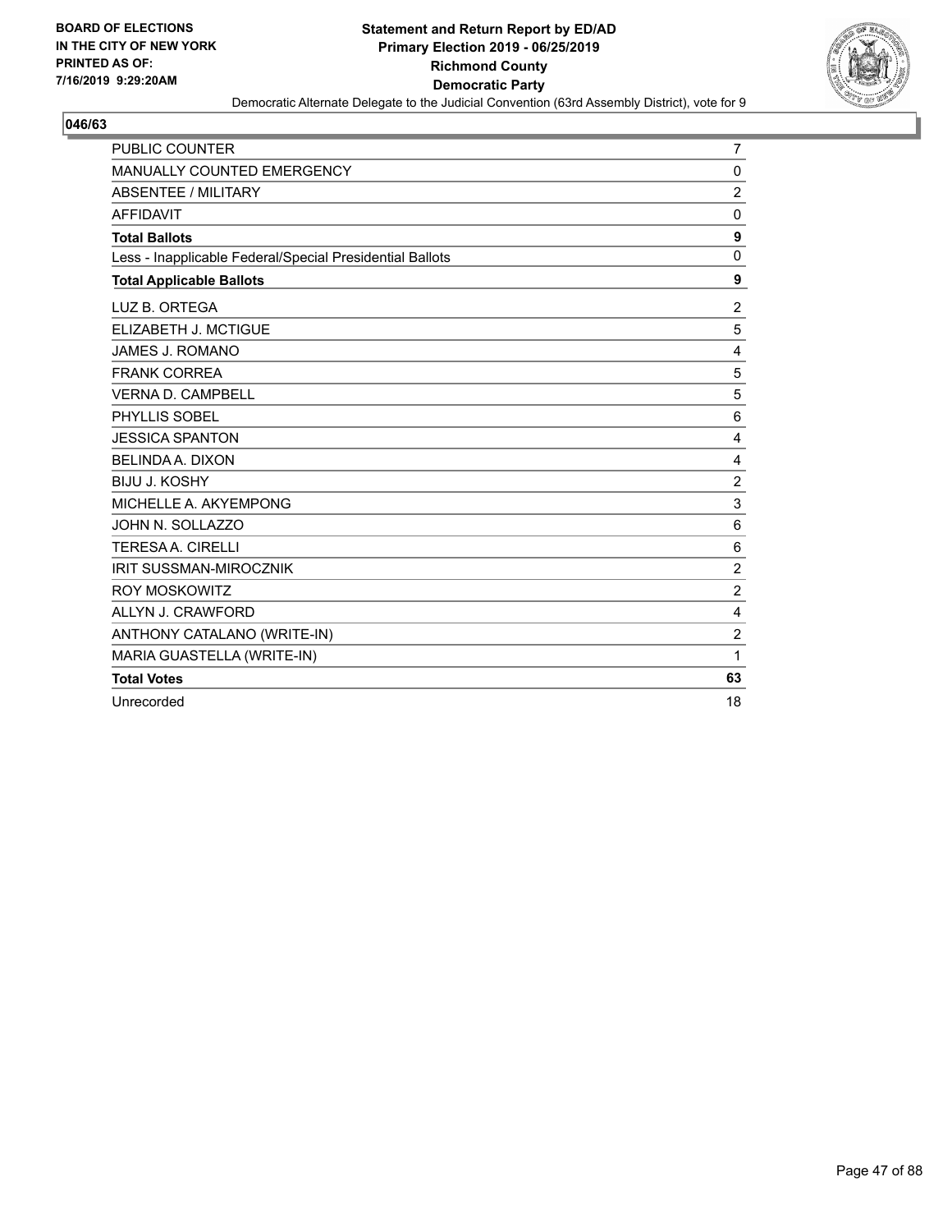**BOARD OF ELECTIONS IN THE CITY OF NEW YORK PRINTED AS OF: 7/16/2019 9:29:20AM**

**Statement and Return Report by ED/AD**
**Primary Election 2019 - 06/25/2019**
**Richmond County**
**Democratic Party**
Democratic Alternate Delegate to the Judicial Convention (63rd Assembly District), vote for 9

**046/63**

| | |
|---|---|
| PUBLIC COUNTER | 7 |
| MANUALLY COUNTED EMERGENCY | 0 |
| ABSENTEE / MILITARY | 2 |
| AFFIDAVIT | 0 |
| **Total Ballots** | **9** |
| Less - Inapplicable Federal/Special Presidential Ballots | 0 |
| **Total Applicable Ballots** | **9** |
| LUZ B. ORTEGA | 2 |
| ELIZABETH J. MCTIGUE | 5 |
| JAMES J. ROMANO | 4 |
| FRANK CORREA | 5 |
| VERNA D. CAMPBELL | 5 |
| PHYLLIS SOBEL | 6 |
| JESSICA SPANTON | 4 |
| BELINDA A. DIXON | 4 |
| BIJU J. KOSHY | 2 |
| MICHELLE A. AKYEMPONG | 3 |
| JOHN N. SOLLAZZO | 6 |
| TERESA A. CIRELLI | 6 |
| IRIT SUSSMAN-MIROCZNIK | 2 |
| ROY MOSKOWITZ | 2 |
| ALLYN J. CRAWFORD | 4 |
| ANTHONY CATALANO (WRITE-IN) | 2 |
| MARIA GUASTELLA (WRITE-IN) | 1 |
| **Total Votes** | **63** |
| Unrecorded | 18 |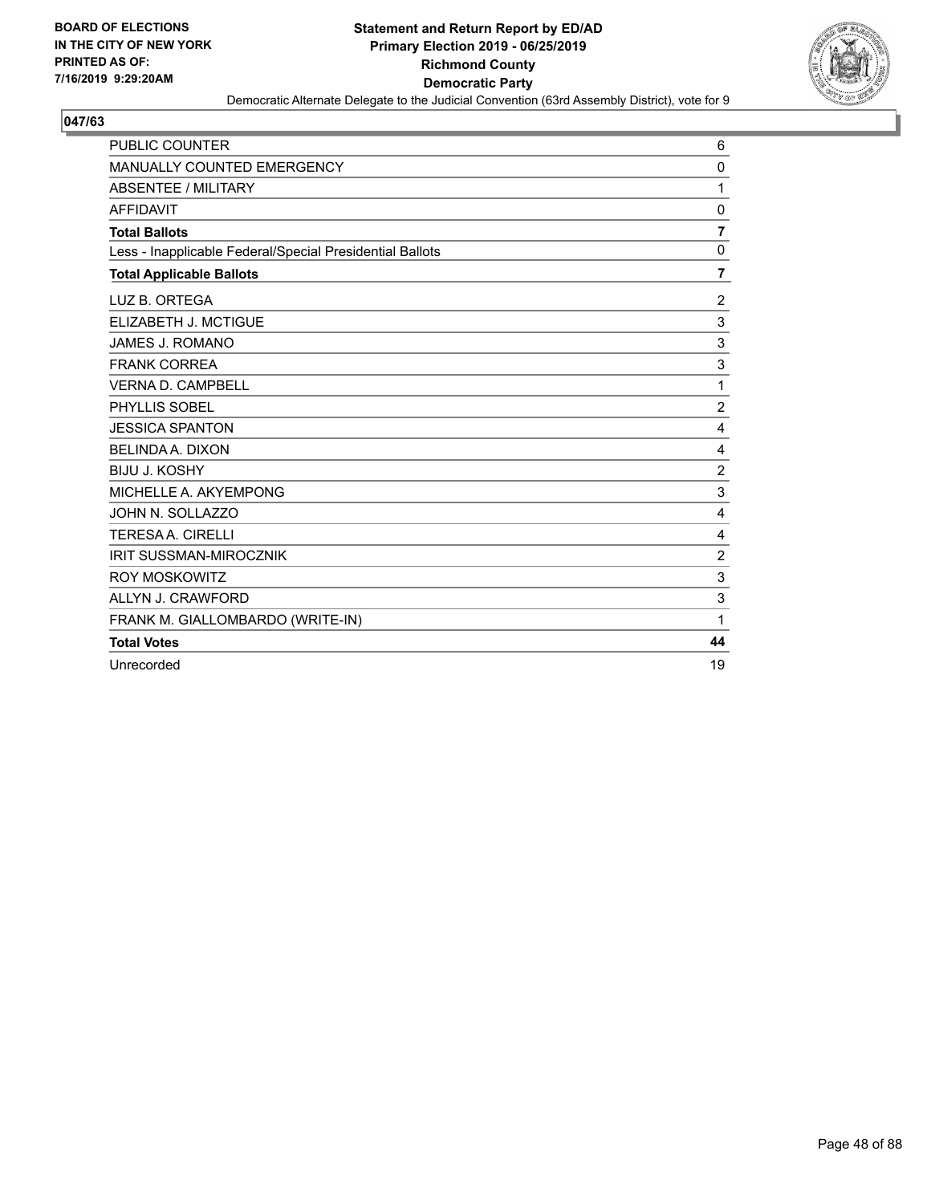**BOARD OF ELECTIONS IN THE CITY OF NEW YORK PRINTED AS OF: 7/16/2019 9:29:20AM**

**Statement and Return Report by ED/AD**
**Primary Election 2019 - 06/25/2019**
**Richmond County**
**Democratic Party**
Democratic Alternate Delegate to the Judicial Convention (63rd Assembly District), vote for 9

## 047/63

| | |
|---|---|
| PUBLIC COUNTER | 6 |
| MANUALLY COUNTED EMERGENCY | 0 |
| ABSENTEE / MILITARY | 1 |
| AFFIDAVIT | 0 |
| **Total Ballots** | **7** |
| Less - Inapplicable Federal/Special Presidential Ballots | 0 |
| **Total Applicable Ballots** | **7** |
| LUZ B. ORTEGA | 2 |
| ELIZABETH J. MCTIGUE | 3 |
| JAMES J. ROMANO | 3 |
| FRANK CORREA | 3 |
| VERNA D. CAMPBELL | 1 |
| PHYLLIS SOBEL | 2 |
| JESSICA SPANTON | 4 |
| BELINDA A. DIXON | 4 |
| BIJU J. KOSHY | 2 |
| MICHELLE A. AKYEMPONG | 3 |
| JOHN N. SOLLAZZO | 4 |
| TERESA A. CIRELLI | 4 |
| IRIT SUSSMAN-MIROCZNIK | 2 |
| ROY MOSKOWITZ | 3 |
| ALLYN J. CRAWFORD | 3 |
| FRANK M. GIALLOMBARDO (WRITE-IN) | 1 |
| **Total Votes** | **44** |
| Unrecorded | 19 |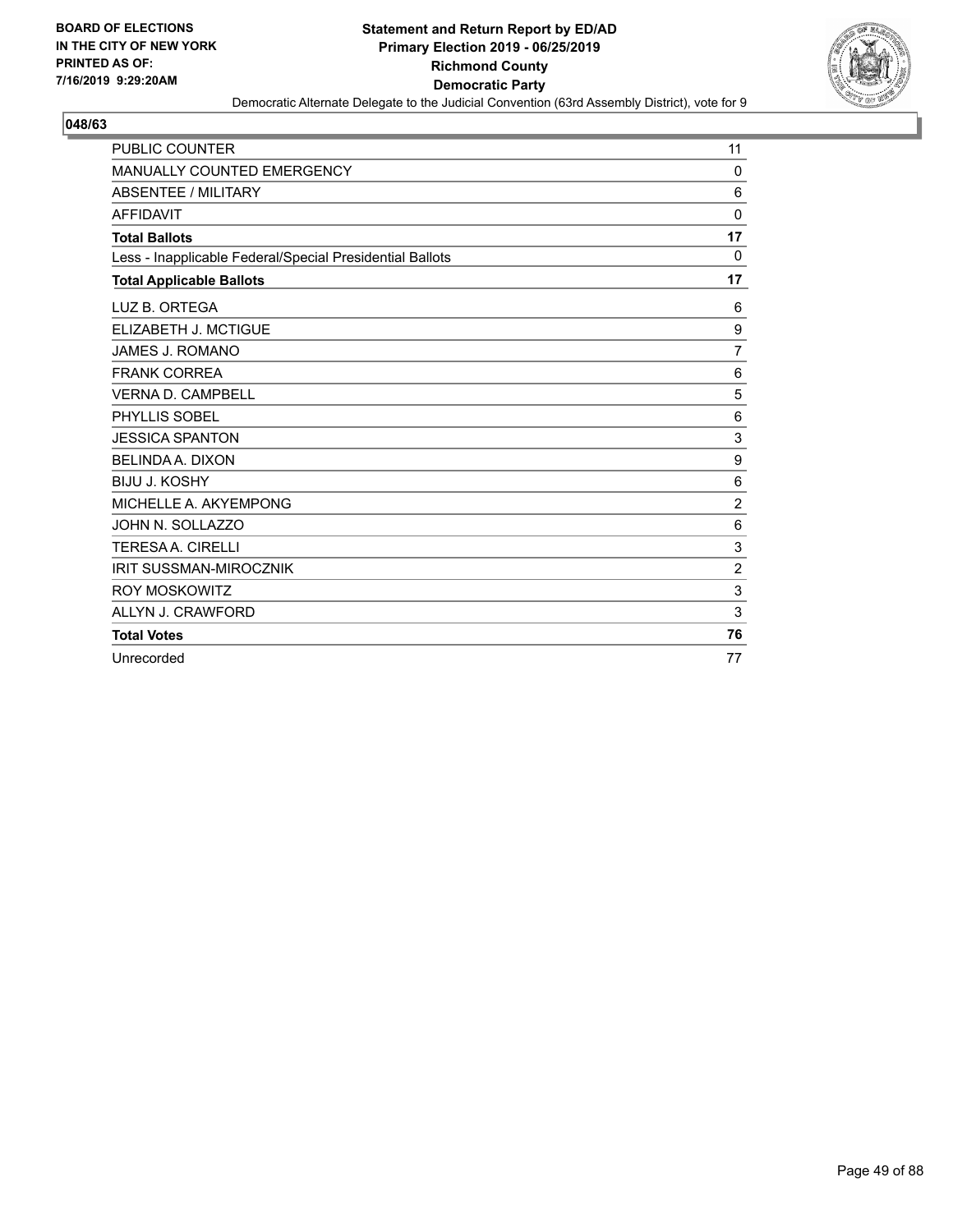**BOARD OF ELECTIONS IN THE CITY OF NEW YORK PRINTED AS OF: 7/16/2019 9:29:20AM**

**Statement and Return Report by ED/AD**
**Primary Election 2019 - 06/25/2019**
**Richmond County**
**Democratic Party**
Democratic Alternate Delegate to the Judicial Convention (63rd Assembly District), vote for 9

## 048/63

| | |
|---|---|
| PUBLIC COUNTER | 11 |
| MANUALLY COUNTED EMERGENCY | 0 |
| ABSENTEE / MILITARY | 6 |
| AFFIDAVIT | 0 |
| **Total Ballots** | **17** |
| Less - Inapplicable Federal/Special Presidential Ballots | 0 |
| **Total Applicable Ballots** | **17** |
| LUZ B. ORTEGA | 6 |
| ELIZABETH J. MCTIGUE | 9 |
| JAMES J. ROMANO | 7 |
| FRANK CORREA | 6 |
| VERNA D. CAMPBELL | 5 |
| PHYLLIS SOBEL | 6 |
| JESSICA SPANTON | 3 |
| BELINDA A. DIXON | 9 |
| BIJU J. KOSHY | 6 |
| MICHELLE A. AKYEMPONG | 2 |
| JOHN N. SOLLAZZO | 6 |
| TERESA A. CIRELLI | 3 |
| IRIT SUSSMAN-MIROCZNIK | 2 |
| ROY MOSKOWITZ | 3 |
| ALLYN J. CRAWFORD | 3 |
| **Total Votes** | **76** |
| Unrecorded | 77 |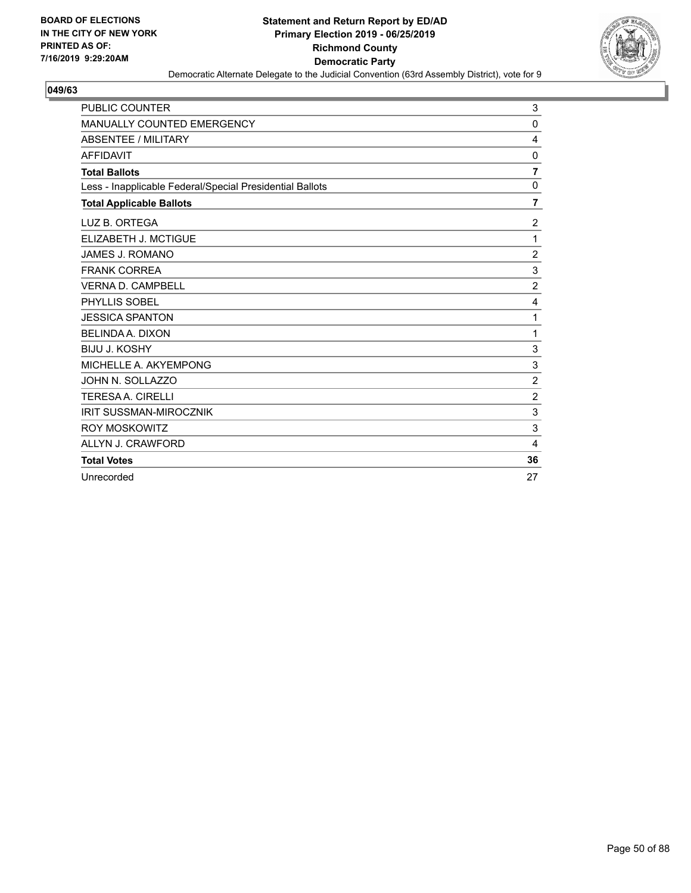BOARD OF ELECTIONS
IN THE CITY OF NEW YORK
PRINTED AS OF:
7/16/2019 9:29:20AM

**Statement and Return Report by ED/AD**
**Primary Election 2019 - 06/25/2019**
**Richmond County**
**Democratic Party**
Democratic Alternate Delegate to the Judicial Convention (63rd Assembly District), vote for 9

**049/63**

| | |
|---|---|
| PUBLIC COUNTER | 3 |
| MANUALLY COUNTED EMERGENCY | 0 |
| ABSENTEE / MILITARY | 4 |
| AFFIDAVIT | 0 |
| **Total Ballots** | **7** |
| Less - Inapplicable Federal/Special Presidential Ballots | 0 |
| **Total Applicable Ballots** | **7** |
| LUZ B. ORTEGA | 2 |
| ELIZABETH J. MCTIGUE | 1 |
| JAMES J. ROMANO | 2 |
| FRANK CORREA | 3 |
| VERNA D. CAMPBELL | 2 |
| PHYLLIS SOBEL | 4 |
| JESSICA SPANTON | 1 |
| BELINDA A. DIXON | 1 |
| BIJU J. KOSHY | 3 |
| MICHELLE A. AKYEMPONG | 3 |
| JOHN N. SOLLAZZO | 2 |
| TERESA A. CIRELLI | 2 |
| IRIT SUSSMAN-MIROCZNIK | 3 |
| ROY MOSKOWITZ | 3 |
| ALLYN J. CRAWFORD | 4 |
| **Total Votes** | **36** |
| Unrecorded | 27 |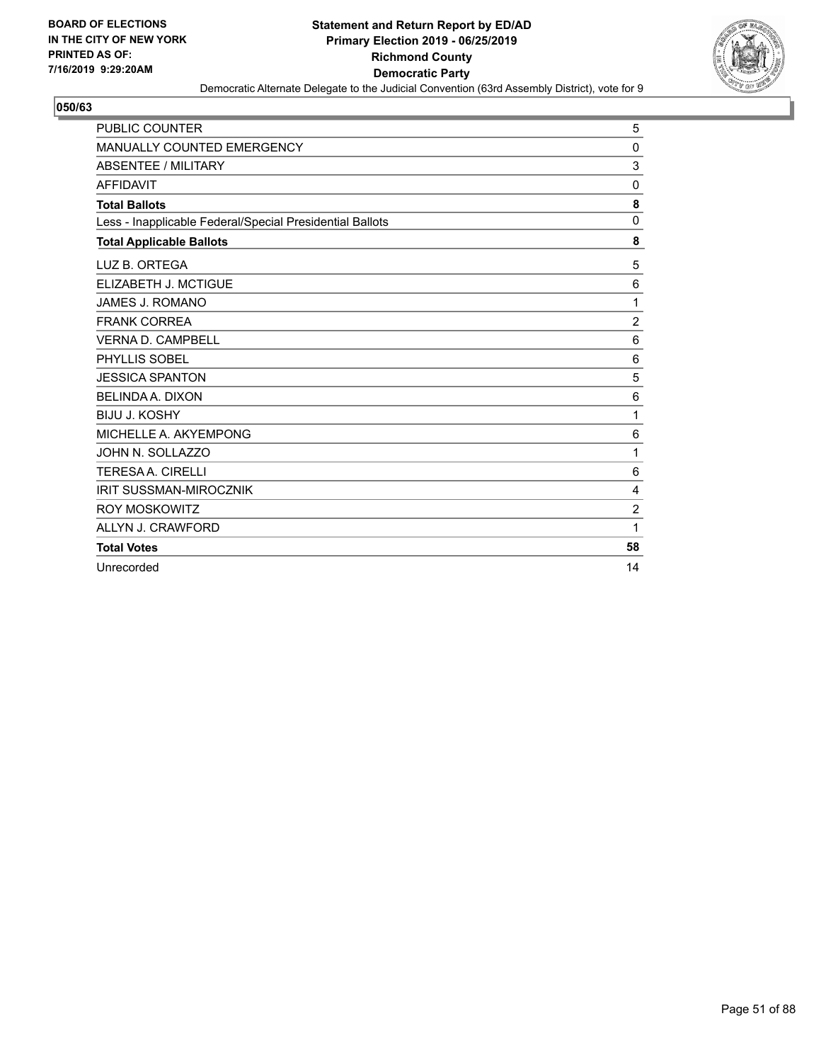**BOARD OF ELECTIONS IN THE CITY OF NEW YORK PRINTED AS OF: 7/16/2019 9:29:20AM**

**Statement and Return Report by ED/AD Primary Election 2019 - 06/25/2019 Richmond County Democratic Party**

Democratic Alternate Delegate to the Judicial Convention (63rd Assembly District), vote for 9

**050/63**

| | |
|---|---|
| PUBLIC COUNTER | 5 |
| MANUALLY COUNTED EMERGENCY | 0 |
| ABSENTEE / MILITARY | 3 |
| AFFIDAVIT | 0 |
| **Total Ballots** | **8** |
| Less - Inapplicable Federal/Special Presidential Ballots | 0 |
| **Total Applicable Ballots** | **8** |
| LUZ B. ORTEGA | 5 |
| ELIZABETH J. MCTIGUE | 6 |
| JAMES J. ROMANO | 1 |
| FRANK CORREA | 2 |
| VERNA D. CAMPBELL | 6 |
| PHYLLIS SOBEL | 6 |
| JESSICA SPANTON | 5 |
| BELINDA A. DIXON | 6 |
| BIJU J. KOSHY | 1 |
| MICHELLE A. AKYEMPONG | 6 |
| JOHN N. SOLLAZZO | 1 |
| TERESA A. CIRELLI | 6 |
| IRIT SUSSMAN-MIROCZNIK | 4 |
| ROY MOSKOWITZ | 2 |
| ALLYN J. CRAWFORD | 1 |
| **Total Votes** | **58** |
| Unrecorded | 14 |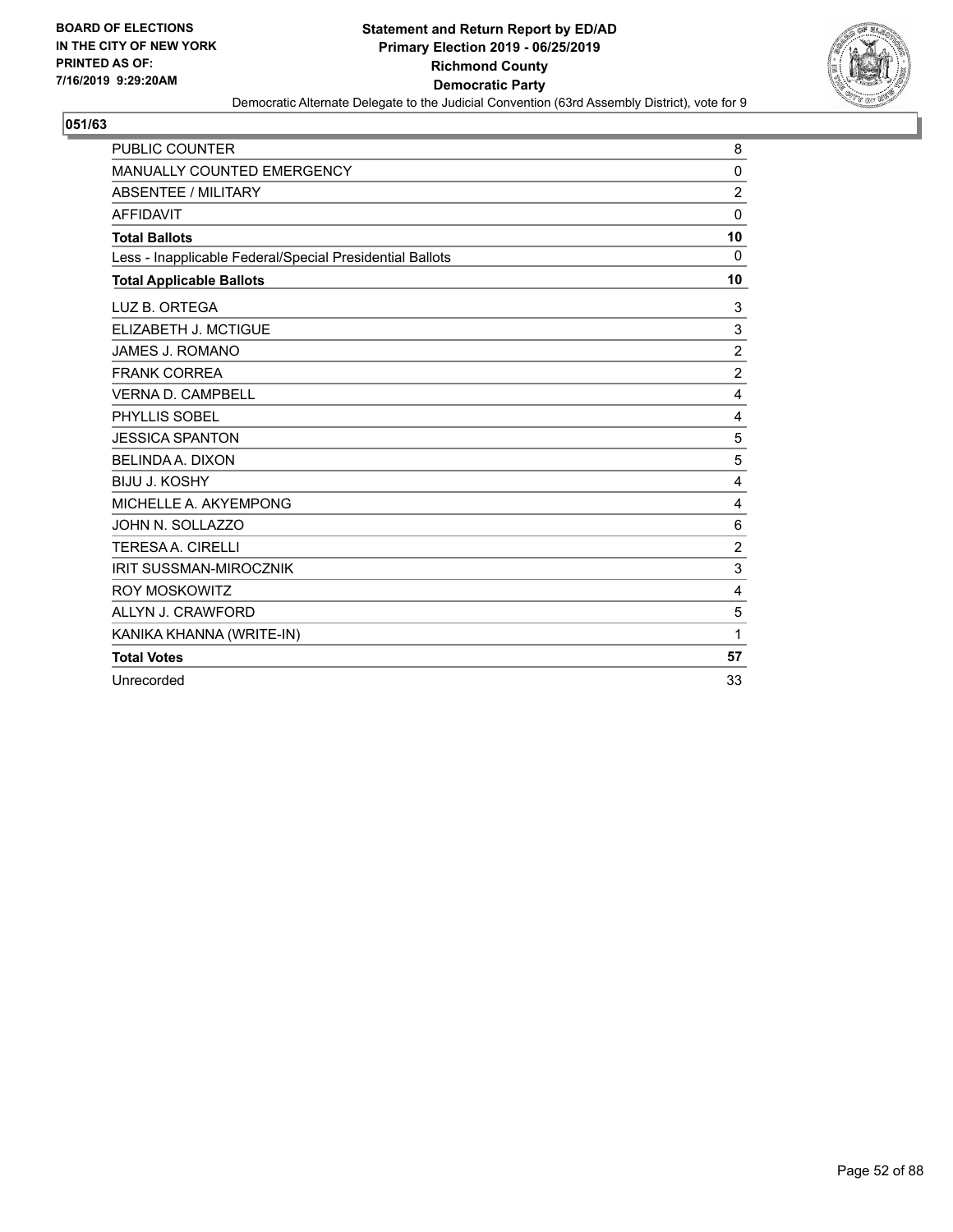BOARD OF ELECTIONS IN THE CITY OF NEW YORK PRINTED AS OF: 7/16/2019 9:29:20AM

**Statement and Return Report by ED/AD**
**Primary Election 2019 - 06/25/2019**
**Richmond County**
**Democratic Party**
Democratic Alternate Delegate to the Judicial Convention (63rd Assembly District), vote for 9

**051/63**

| | |
|---|---|
| PUBLIC COUNTER | 8 |
| MANUALLY COUNTED EMERGENCY | 0 |
| ABSENTEE / MILITARY | 2 |
| AFFIDAVIT | 0 |
| **Total Ballots** | **10** |
| Less - Inapplicable Federal/Special Presidential Ballots | 0 |
| **Total Applicable Ballots** | **10** |
| LUZ B. ORTEGA | 3 |
| ELIZABETH J. MCTIGUE | 3 |
| JAMES J. ROMANO | 2 |
| FRANK CORREA | 2 |
| VERNA D. CAMPBELL | 4 |
| PHYLLIS SOBEL | 4 |
| JESSICA SPANTON | 5 |
| BELINDA A. DIXON | 5 |
| BIJU J. KOSHY | 4 |
| MICHELLE A. AKYEMPONG | 4 |
| JOHN N. SOLLAZZO | 6 |
| TERESA A. CIRELLI | 2 |
| IRIT SUSSMAN-MIROCZNIK | 3 |
| ROY MOSKOWITZ | 4 |
| ALLYN J. CRAWFORD | 5 |
| KANIKA KHANNA (WRITE-IN) | 1 |
| **Total Votes** | **57** |
| Unrecorded | 33 |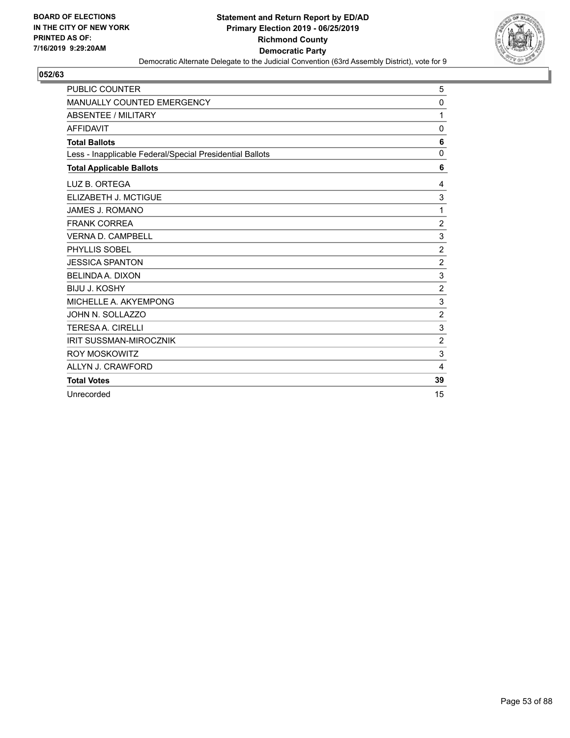BOARD OF ELECTIONS
IN THE CITY OF NEW YORK
PRINTED AS OF:
7/16/2019 9:29:20AM

**Statement and Return Report by ED/AD**
**Primary Election 2019 - 06/25/2019**
**Richmond County**
**Democratic Party**
Democratic Alternate Delegate to the Judicial Convention (63rd Assembly District), vote for 9

## 052/63

| | |
|---|---|
| PUBLIC COUNTER | 5 |
| MANUALLY COUNTED EMERGENCY | 0 |
| ABSENTEE / MILITARY | 1 |
| AFFIDAVIT | 0 |
| **Total Ballots** | **6** |
| Less - Inapplicable Federal/Special Presidential Ballots | 0 |
| **Total Applicable Ballots** | **6** |
| LUZ B. ORTEGA | 4 |
| ELIZABETH J. MCTIGUE | 3 |
| JAMES J. ROMANO | 1 |
| FRANK CORREA | 2 |
| VERNA D. CAMPBELL | 3 |
| PHYLLIS SOBEL | 2 |
| JESSICA SPANTON | 2 |
| BELINDA A. DIXON | 3 |
| BIJU J. KOSHY | 2 |
| MICHELLE A. AKYEMPONG | 3 |
| JOHN N. SOLLAZZO | 2 |
| TERESA A. CIRELLI | 3 |
| IRIT SUSSMAN-MIROCZNIK | 2 |
| ROY MOSKOWITZ | 3 |
| ALLYN J. CRAWFORD | 4 |
| **Total Votes** | **39** |
| Unrecorded | 15 |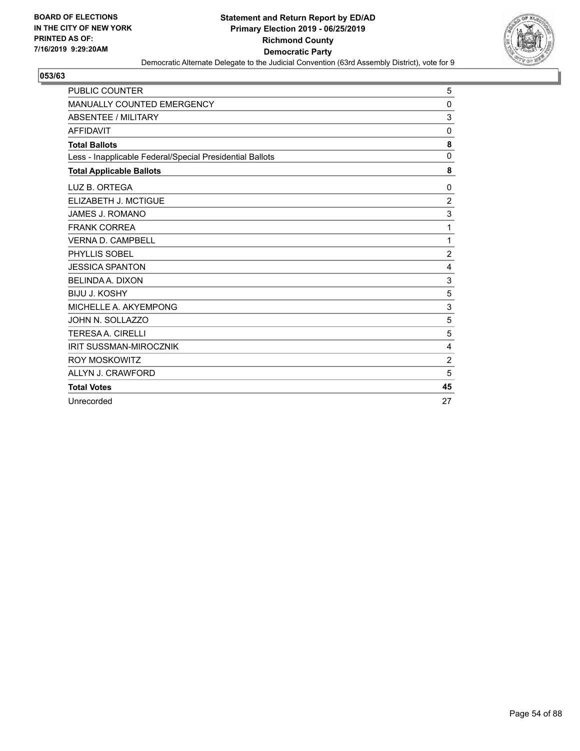**BOARD OF ELECTIONS IN THE CITY OF NEW YORK PRINTED AS OF: 7/16/2019 9:29:20AM**

**Statement and Return Report by ED/AD Primary Election 2019 - 06/25/2019 Richmond County Democratic Party**

Democratic Alternate Delegate to the Judicial Convention (63rd Assembly District), vote for 9

**053/63**

| | |
|---|---|
| PUBLIC COUNTER | 5 |
| MANUALLY COUNTED EMERGENCY | 0 |
| ABSENTEE / MILITARY | 3 |
| AFFIDAVIT | 0 |
| **Total Ballots** | **8** |
| Less - Inapplicable Federal/Special Presidential Ballots | 0 |
| **Total Applicable Ballots** | **8** |
| LUZ B. ORTEGA | 0 |
| ELIZABETH J. MCTIGUE | 2 |
| JAMES J. ROMANO | 3 |
| FRANK CORREA | 1 |
| VERNA D. CAMPBELL | 1 |
| PHYLLIS SOBEL | 2 |
| JESSICA SPANTON | 4 |
| BELINDA A. DIXON | 3 |
| BIJU J. KOSHY | 5 |
| MICHELLE A. AKYEMPONG | 3 |
| JOHN N. SOLLAZZO | 5 |
| TERESA A. CIRELLI | 5 |
| IRIT SUSSMAN-MIROCZNIK | 4 |
| ROY MOSKOWITZ | 2 |
| ALLYN J. CRAWFORD | 5 |
| **Total Votes** | **45** |
| Unrecorded | 27 |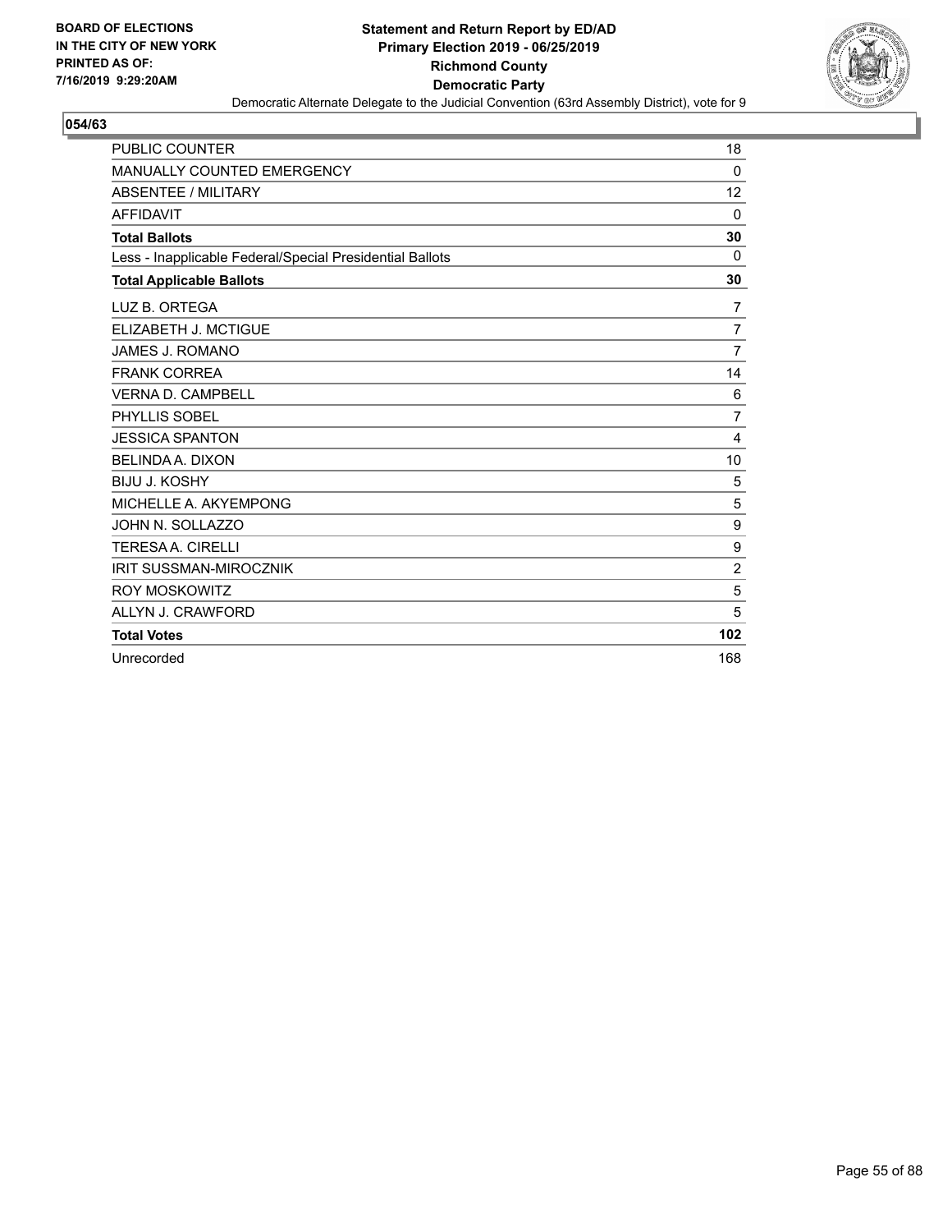BOARD OF ELECTIONS
IN THE CITY OF NEW YORK
PRINTED AS OF:
7/16/2019 9:29:20AM

**Statement and Return Report by ED/AD**
**Primary Election 2019 - 06/25/2019**
**Richmond County**
**Democratic Party**
Democratic Alternate Delegate to the Judicial Convention (63rd Assembly District), vote for 9

## 054/63

| | |
|---|---|
| PUBLIC COUNTER | 18 |
| MANUALLY COUNTED EMERGENCY | 0 |
| ABSENTEE / MILITARY | 12 |
| AFFIDAVIT | 0 |
| **Total Ballots** | **30** |
| Less - Inapplicable Federal/Special Presidential Ballots | 0 |
| **Total Applicable Ballots** | **30** |
| LUZ B. ORTEGA | 7 |
| ELIZABETH J. MCTIGUE | 7 |
| JAMES J. ROMANO | 7 |
| FRANK CORREA | 14 |
| VERNA D. CAMPBELL | 6 |
| PHYLLIS SOBEL | 7 |
| JESSICA SPANTON | 4 |
| BELINDA A. DIXON | 10 |
| BIJU J. KOSHY | 5 |
| MICHELLE A. AKYEMPONG | 5 |
| JOHN N. SOLLAZZO | 9 |
| TERESA A. CIRELLI | 9 |
| IRIT SUSSMAN-MIROCZNIK | 2 |
| ROY MOSKOWITZ | 5 |
| ALLYN J. CRAWFORD | 5 |
| **Total Votes** | **102** |
| Unrecorded | 168 |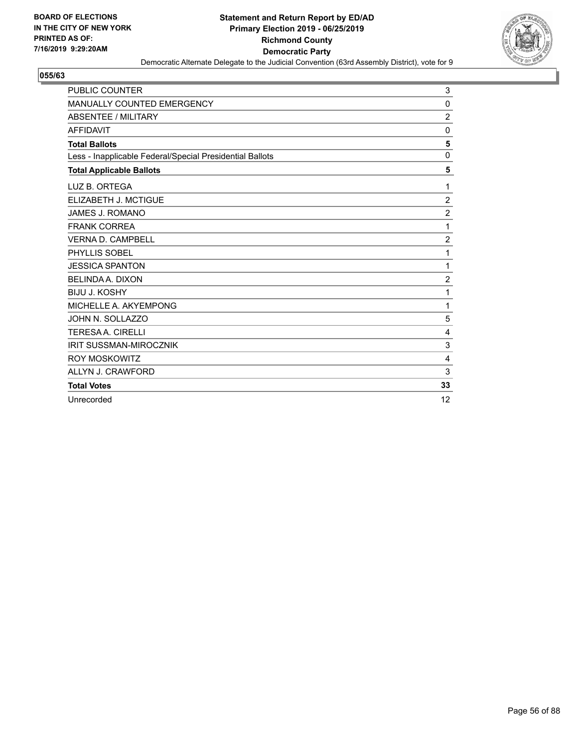BOARD OF ELECTIONS
IN THE CITY OF NEW YORK
PRINTED AS OF:
7/16/2019 9:29:20AM

**Statement and Return Report by ED/AD**
**Primary Election 2019 - 06/25/2019**
**Richmond County**
**Democratic Party**
Democratic Alternate Delegate to the Judicial Convention (63rd Assembly District), vote for 9

**055/63**

| | |
|---|---|
| PUBLIC COUNTER | 3 |
| MANUALLY COUNTED EMERGENCY | 0 |
| ABSENTEE / MILITARY | 2 |
| AFFIDAVIT | 0 |
| **Total Ballots** | **5** |
| Less - Inapplicable Federal/Special Presidential Ballots | 0 |
| **Total Applicable Ballots** | **5** |
| LUZ B. ORTEGA | 1 |
| ELIZABETH J. MCTIGUE | 2 |
| JAMES J. ROMANO | 2 |
| FRANK CORREA | 1 |
| VERNA D. CAMPBELL | 2 |
| PHYLLIS SOBEL | 1 |
| JESSICA SPANTON | 1 |
| BELINDA A. DIXON | 2 |
| BIJU J. KOSHY | 1 |
| MICHELLE A. AKYEMPONG | 1 |
| JOHN N. SOLLAZZO | 5 |
| TERESA A. CIRELLI | 4 |
| IRIT SUSSMAN-MIROCZNIK | 3 |
| ROY MOSKOWITZ | 4 |
| ALLYN J. CRAWFORD | 3 |
| **Total Votes** | **33** |
| Unrecorded | 12 |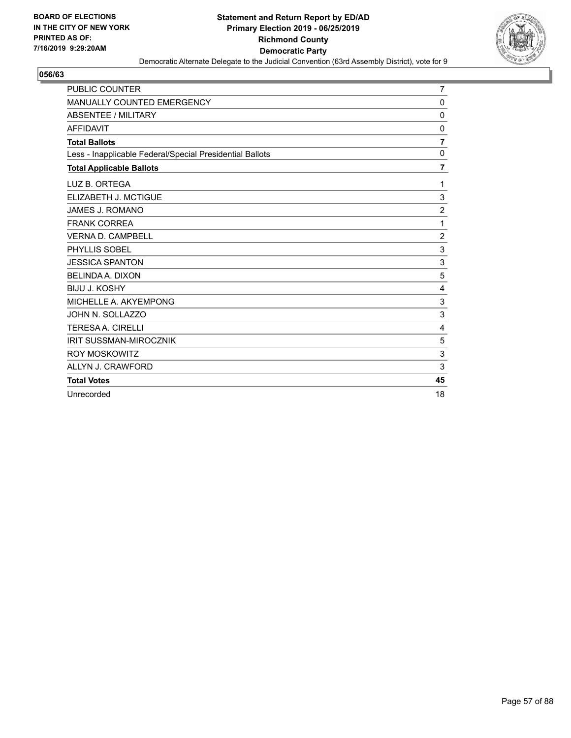BOARD OF ELECTIONS
IN THE CITY OF NEW YORK
PRINTED AS OF:
7/16/2019 9:29:20AM

**Statement and Return Report by ED/AD**
**Primary Election 2019 - 06/25/2019**
**Richmond County**
**Democratic Party**
Democratic Alternate Delegate to the Judicial Convention (63rd Assembly District), vote for 9

## 056/63

| | |
|---|---|
| PUBLIC COUNTER | 7 |
| MANUALLY COUNTED EMERGENCY | 0 |
| ABSENTEE / MILITARY | 0 |
| AFFIDAVIT | 0 |
| **Total Ballots** | **7** |
| Less - Inapplicable Federal/Special Presidential Ballots | 0 |
| **Total Applicable Ballots** | **7** |
| LUZ B. ORTEGA | 1 |
| ELIZABETH J. MCTIGUE | 3 |
| JAMES J. ROMANO | 2 |
| FRANK CORREA | 1 |
| VERNA D. CAMPBELL | 2 |
| PHYLLIS SOBEL | 3 |
| JESSICA SPANTON | 3 |
| BELINDA A. DIXON | 5 |
| BIJU J. KOSHY | 4 |
| MICHELLE A. AKYEMPONG | 3 |
| JOHN N. SOLLAZZO | 3 |
| TERESA A. CIRELLI | 4 |
| IRIT SUSSMAN-MIROCZNIK | 5 |
| ROY MOSKOWITZ | 3 |
| ALLYN J. CRAWFORD | 3 |
| **Total Votes** | **45** |
| Unrecorded | 18 |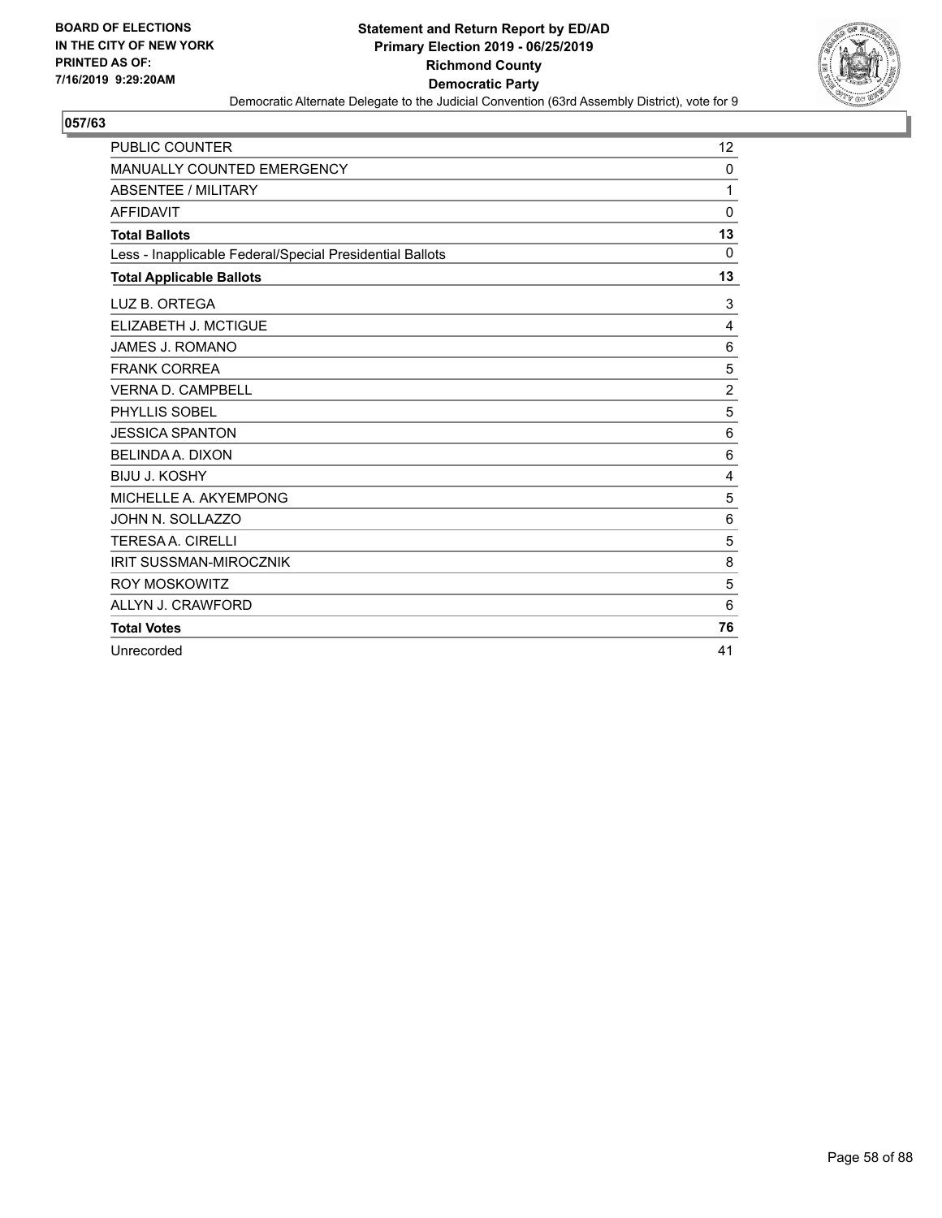BOARD OF ELECTIONS IN THE CITY OF NEW YORK PRINTED AS OF: 7/16/2019 9:29:20AM

**Statement and Return Report by ED/AD**
**Primary Election 2019 - 06/25/2019**
**Richmond County**
**Democratic Party**
Democratic Alternate Delegate to the Judicial Convention (63rd Assembly District), vote for 9

## 057/63

| | |
|---|---|
| PUBLIC COUNTER | 12 |
| MANUALLY COUNTED EMERGENCY | 0 |
| ABSENTEE / MILITARY | 1 |
| AFFIDAVIT | 0 |
| **Total Ballots** | **13** |
| Less - Inapplicable Federal/Special Presidential Ballots | 0 |
| **Total Applicable Ballots** | **13** |
| LUZ B. ORTEGA | 3 |
| ELIZABETH J. MCTIGUE | 4 |
| JAMES J. ROMANO | 6 |
| FRANK CORREA | 5 |
| VERNA D. CAMPBELL | 2 |
| PHYLLIS SOBEL | 5 |
| JESSICA SPANTON | 6 |
| BELINDA A. DIXON | 6 |
| BIJU J. KOSHY | 4 |
| MICHELLE A. AKYEMPONG | 5 |
| JOHN N. SOLLAZZO | 6 |
| TERESA A. CIRELLI | 5 |
| IRIT SUSSMAN-MIROCZNIK | 8 |
| ROY MOSKOWITZ | 5 |
| ALLYN J. CRAWFORD | 6 |
| **Total Votes** | **76** |
| Unrecorded | 41 |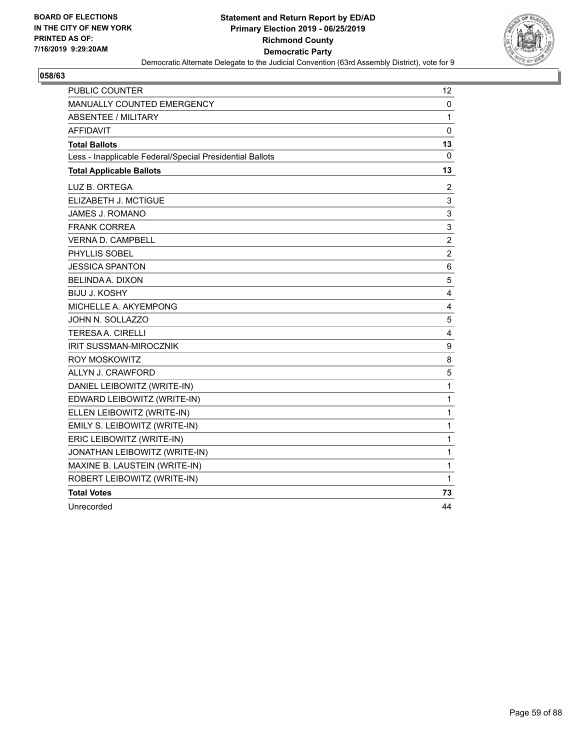**BOARD OF ELECTIONS IN THE CITY OF NEW YORK PRINTED AS OF: 7/16/2019 9:29:20AM**

# Statement and Return Report by ED/AD
## Primary Election 2019 - 06/25/2019
## Richmond County
## Democratic Party

Democratic Alternate Delegate to the Judicial Convention (63rd Assembly District), vote for 9

### 058/63

| | |
|---|---|
| PUBLIC COUNTER | 12 |
| MANUALLY COUNTED EMERGENCY | 0 |
| ABSENTEE / MILITARY | 1 |
| AFFIDAVIT | 0 |
| **Total Ballots** | **13** |
| Less - Inapplicable Federal/Special Presidential Ballots | 0 |
| **Total Applicable Ballots** | **13** |
| LUZ B. ORTEGA | 2 |
| ELIZABETH J. MCTIGUE | 3 |
| JAMES J. ROMANO | 3 |
| FRANK CORREA | 3 |
| VERNA D. CAMPBELL | 2 |
| PHYLLIS SOBEL | 2 |
| JESSICA SPANTON | 6 |
| BELINDA A. DIXON | 5 |
| BIJU J. KOSHY | 4 |
| MICHELLE A. AKYEMPONG | 4 |
| JOHN N. SOLLAZZO | 5 |
| TERESA A. CIRELLI | 4 |
| IRIT SUSSMAN-MIROCZNIK | 9 |
| ROY MOSKOWITZ | 8 |
| ALLYN J. CRAWFORD | 5 |
| DANIEL LEIBOWITZ (WRITE-IN) | 1 |
| EDWARD LEIBOWITZ (WRITE-IN) | 1 |
| ELLEN LEIBOWITZ (WRITE-IN) | 1 |
| EMILY S. LEIBOWITZ (WRITE-IN) | 1 |
| ERIC LEIBOWITZ (WRITE-IN) | 1 |
| JONATHAN LEIBOWITZ (WRITE-IN) | 1 |
| MAXINE B. LAUSTEIN (WRITE-IN) | 1 |
| ROBERT LEIBOWITZ (WRITE-IN) | 1 |
| **Total Votes** | **73** |
| Unrecorded | 44 |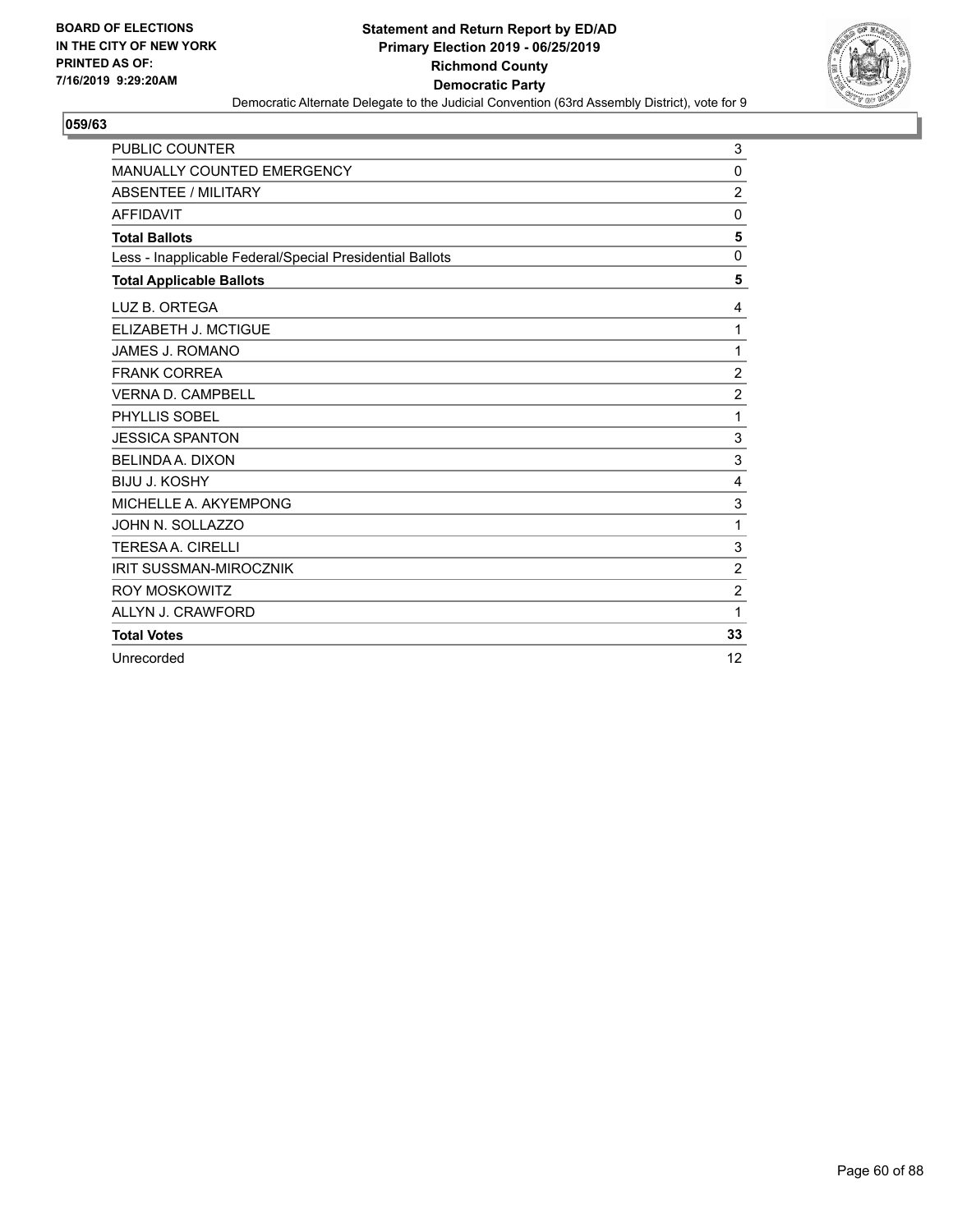**BOARD OF ELECTIONS IN THE CITY OF NEW YORK PRINTED AS OF: 7/16/2019 9:29:20AM**

**Statement and Return Report by ED/AD**
**Primary Election 2019 - 06/25/2019**
**Richmond County**
**Democratic Party**
Democratic Alternate Delegate to the Judicial Convention (63rd Assembly District), vote for 9

**059/63**

| | |
|---|---|
| PUBLIC COUNTER | 3 |
| MANUALLY COUNTED EMERGENCY | 0 |
| ABSENTEE / MILITARY | 2 |
| AFFIDAVIT | 0 |
| **Total Ballots** | **5** |
| Less - Inapplicable Federal/Special Presidential Ballots | 0 |
| **Total Applicable Ballots** | **5** |
| LUZ B. ORTEGA | 4 |
| ELIZABETH J. MCTIGUE | 1 |
| JAMES J. ROMANO | 1 |
| FRANK CORREA | 2 |
| VERNA D. CAMPBELL | 2 |
| PHYLLIS SOBEL | 1 |
| JESSICA SPANTON | 3 |
| BELINDA A. DIXON | 3 |
| BIJU J. KOSHY | 4 |
| MICHELLE A. AKYEMPONG | 3 |
| JOHN N. SOLLAZZO | 1 |
| TERESA A. CIRELLI | 3 |
| IRIT SUSSMAN-MIROCZNIK | 2 |
| ROY MOSKOWITZ | 2 |
| ALLYN J. CRAWFORD | 1 |
| **Total Votes** | **33** |
| Unrecorded | 12 |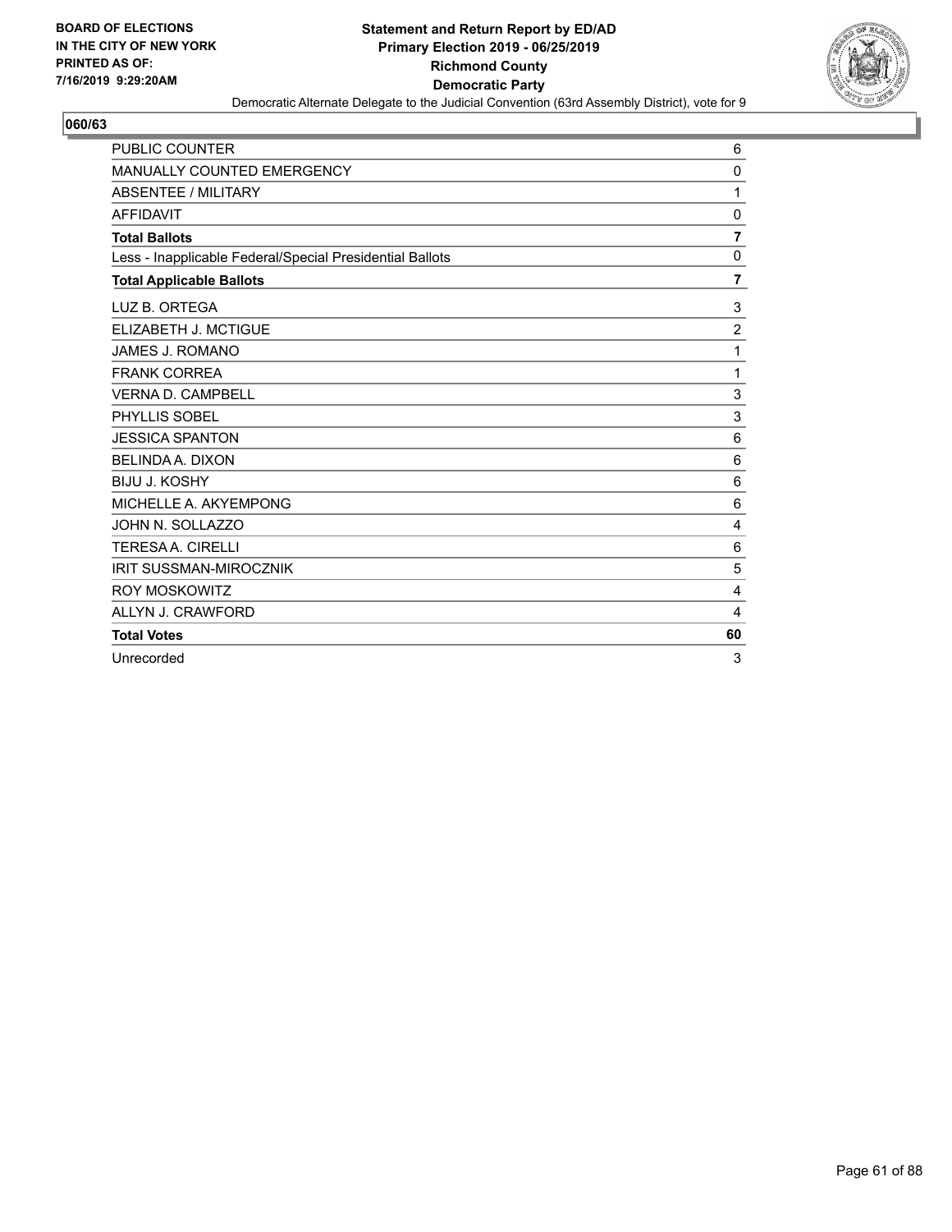BOARD OF ELECTIONS
IN THE CITY OF NEW YORK
PRINTED AS OF:
7/16/2019 9:29:20AM

**Statement and Return Report by ED/AD**
**Primary Election 2019 - 06/25/2019**
**Richmond County**
**Democratic Party**
Democratic Alternate Delegate to the Judicial Convention (63rd Assembly District), vote for 9

**060/63**

| | |
|---|---|
| PUBLIC COUNTER | 6 |
| MANUALLY COUNTED EMERGENCY | 0 |
| ABSENTEE / MILITARY | 1 |
| AFFIDAVIT | 0 |
| **Total Ballots** | **7** |
| Less - Inapplicable Federal/Special Presidential Ballots | 0 |
| **Total Applicable Ballots** | **7** |
| LUZ B. ORTEGA | 3 |
| ELIZABETH J. MCTIGUE | 2 |
| JAMES J. ROMANO | 1 |
| FRANK CORREA | 1 |
| VERNA D. CAMPBELL | 3 |
| PHYLLIS SOBEL | 3 |
| JESSICA SPANTON | 6 |
| BELINDA A. DIXON | 6 |
| BIJU J. KOSHY | 6 |
| MICHELLE A. AKYEMPONG | 6 |
| JOHN N. SOLLAZZO | 4 |
| TERESA A. CIRELLI | 6 |
| IRIT SUSSMAN-MIROCZNIK | 5 |
| ROY MOSKOWITZ | 4 |
| ALLYN J. CRAWFORD | 4 |
| **Total Votes** | **60** |
| Unrecorded | 3 |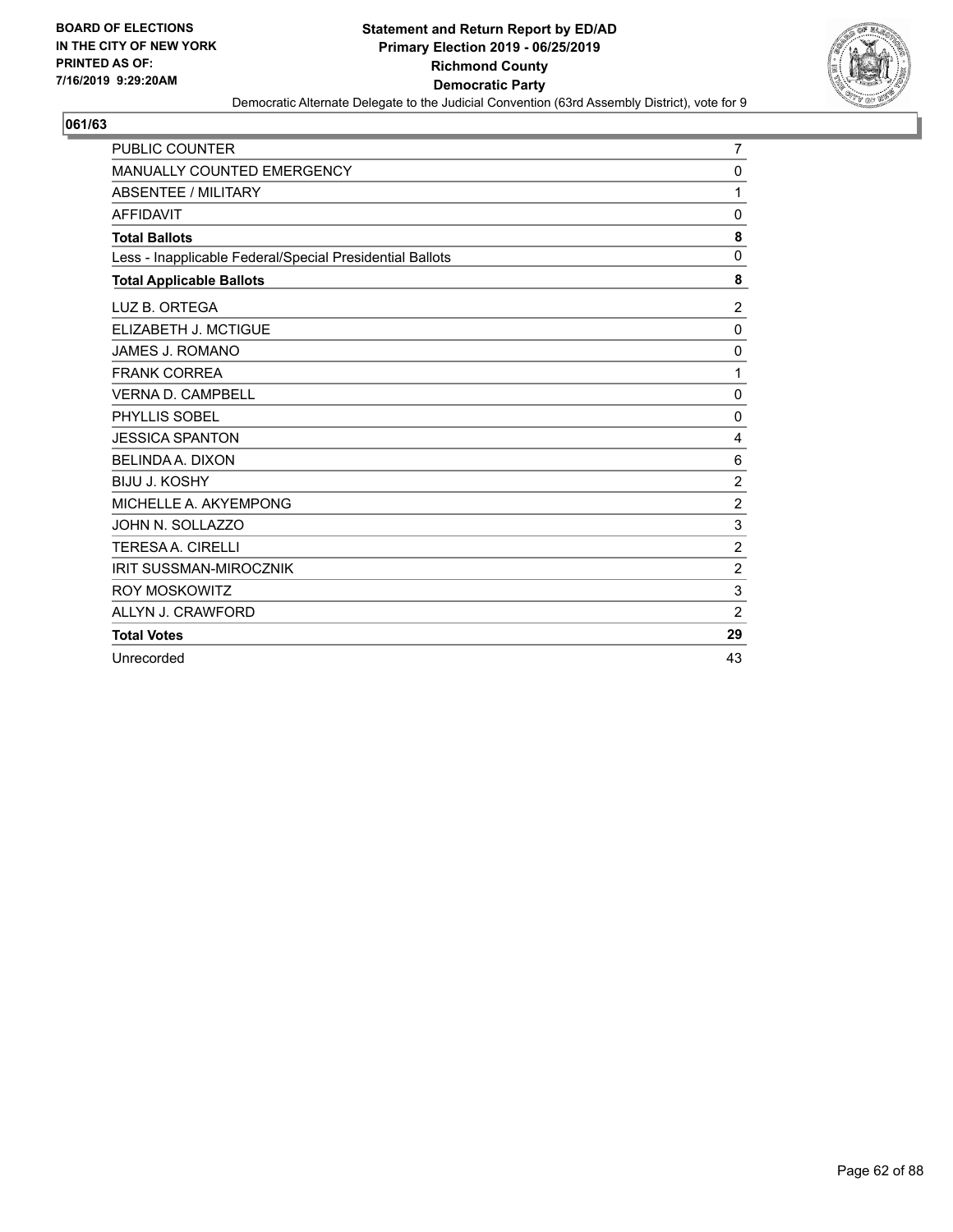BOARD OF ELECTIONS
IN THE CITY OF NEW YORK
PRINTED AS OF:
7/16/2019 9:29:20AM

**Statement and Return Report by ED/AD**
**Primary Election 2019 - 06/25/2019**
**Richmond County**
**Democratic Party**
Democratic Alternate Delegate to the Judicial Convention (63rd Assembly District), vote for 9

## 061/63

| | |
|---|---|
| PUBLIC COUNTER | 7 |
| MANUALLY COUNTED EMERGENCY | 0 |
| ABSENTEE / MILITARY | 1 |
| AFFIDAVIT | 0 |
| **Total Ballots** | **8** |
| Less - Inapplicable Federal/Special Presidential Ballots | 0 |
| **Total Applicable Ballots** | **8** |
| LUZ B. ORTEGA | 2 |
| ELIZABETH J. MCTIGUE | 0 |
| JAMES J. ROMANO | 0 |
| FRANK CORREA | 1 |
| VERNA D. CAMPBELL | 0 |
| PHYLLIS SOBEL | 0 |
| JESSICA SPANTON | 4 |
| BELINDA A. DIXON | 6 |
| BIJU J. KOSHY | 2 |
| MICHELLE A. AKYEMPONG | 2 |
| JOHN N. SOLLAZZO | 3 |
| TERESA A. CIRELLI | 2 |
| IRIT SUSSMAN-MIROCZNIK | 2 |
| ROY MOSKOWITZ | 3 |
| ALLYN J. CRAWFORD | 2 |
| **Total Votes** | **29** |
| Unrecorded | 43 |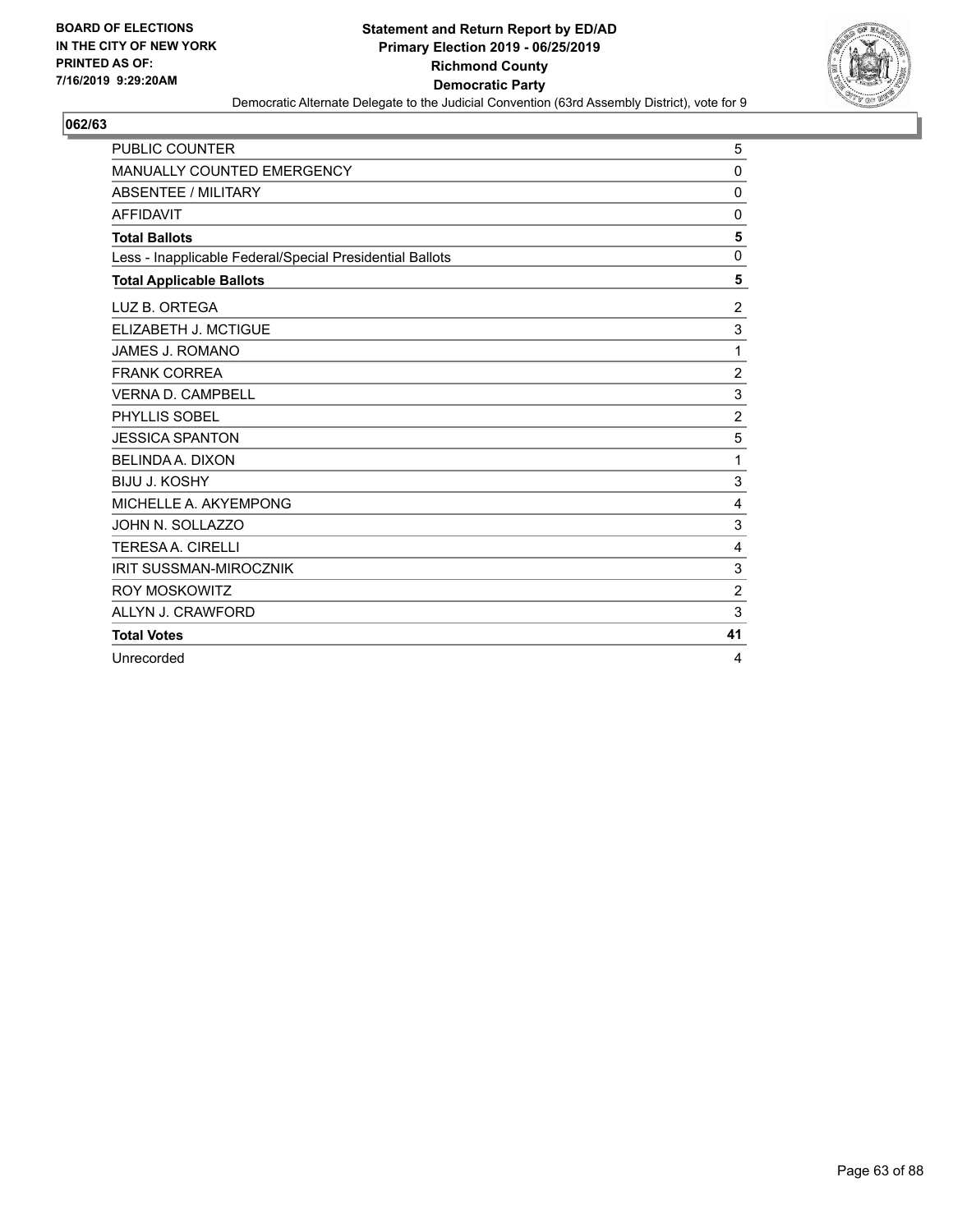BOARD OF ELECTIONS
IN THE CITY OF NEW YORK
PRINTED AS OF:
7/16/2019 9:29:20AM

**Statement and Return Report by ED/AD**
**Primary Election 2019 - 06/25/2019**
**Richmond County**
**Democratic Party**
Democratic Alternate Delegate to the Judicial Convention (63rd Assembly District), vote for 9

**062/63**

| | |
|---|---|
| PUBLIC COUNTER | 5 |
| MANUALLY COUNTED EMERGENCY | 0 |
| ABSENTEE / MILITARY | 0 |
| AFFIDAVIT | 0 |
| **Total Ballots** | **5** |
| Less - Inapplicable Federal/Special Presidential Ballots | 0 |
| **Total Applicable Ballots** | **5** |
| LUZ B. ORTEGA | 2 |
| ELIZABETH J. MCTIGUE | 3 |
| JAMES J. ROMANO | 1 |
| FRANK CORREA | 2 |
| VERNA D. CAMPBELL | 3 |
| PHYLLIS SOBEL | 2 |
| JESSICA SPANTON | 5 |
| BELINDA A. DIXON | 1 |
| BIJU J. KOSHY | 3 |
| MICHELLE A. AKYEMPONG | 4 |
| JOHN N. SOLLAZZO | 3 |
| TERESA A. CIRELLI | 4 |
| IRIT SUSSMAN-MIROCZNIK | 3 |
| ROY MOSKOWITZ | 2 |
| ALLYN J. CRAWFORD | 3 |
| **Total Votes** | **41** |
| Unrecorded | 4 |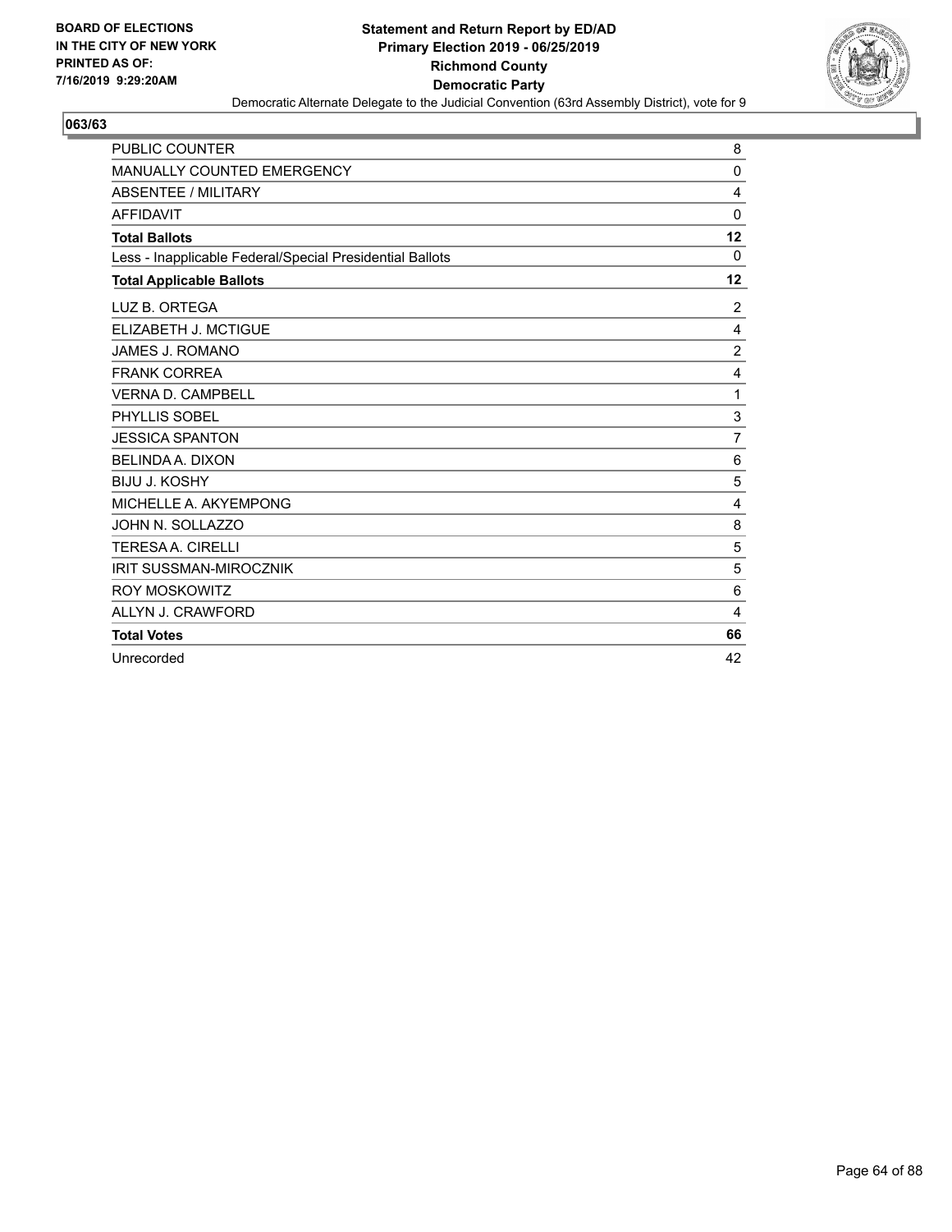BOARD OF ELECTIONS
IN THE CITY OF NEW YORK
PRINTED AS OF:
7/16/2019 9:29:20AM

**Statement and Return Report by ED/AD**
**Primary Election 2019 - 06/25/2019**
**Richmond County**
**Democratic Party**
Democratic Alternate Delegate to the Judicial Convention (63rd Assembly District), vote for 9

## 063/63

| | |
|---|---|
| PUBLIC COUNTER | 8 |
| MANUALLY COUNTED EMERGENCY | 0 |
| ABSENTEE / MILITARY | 4 |
| AFFIDAVIT | 0 |
| **Total Ballots** | **12** |
| Less - Inapplicable Federal/Special Presidential Ballots | 0 |
| **Total Applicable Ballots** | **12** |
| LUZ B. ORTEGA | 2 |
| ELIZABETH J. MCTIGUE | 4 |
| JAMES J. ROMANO | 2 |
| FRANK CORREA | 4 |
| VERNA D. CAMPBELL | 1 |
| PHYLLIS SOBEL | 3 |
| JESSICA SPANTON | 7 |
| BELINDA A. DIXON | 6 |
| BIJU J. KOSHY | 5 |
| MICHELLE A. AKYEMPONG | 4 |
| JOHN N. SOLLAZZO | 8 |
| TERESA A. CIRELLI | 5 |
| IRIT SUSSMAN-MIROCZNIK | 5 |
| ROY MOSKOWITZ | 6 |
| ALLYN J. CRAWFORD | 4 |
| **Total Votes** | **66** |
| Unrecorded | 42 |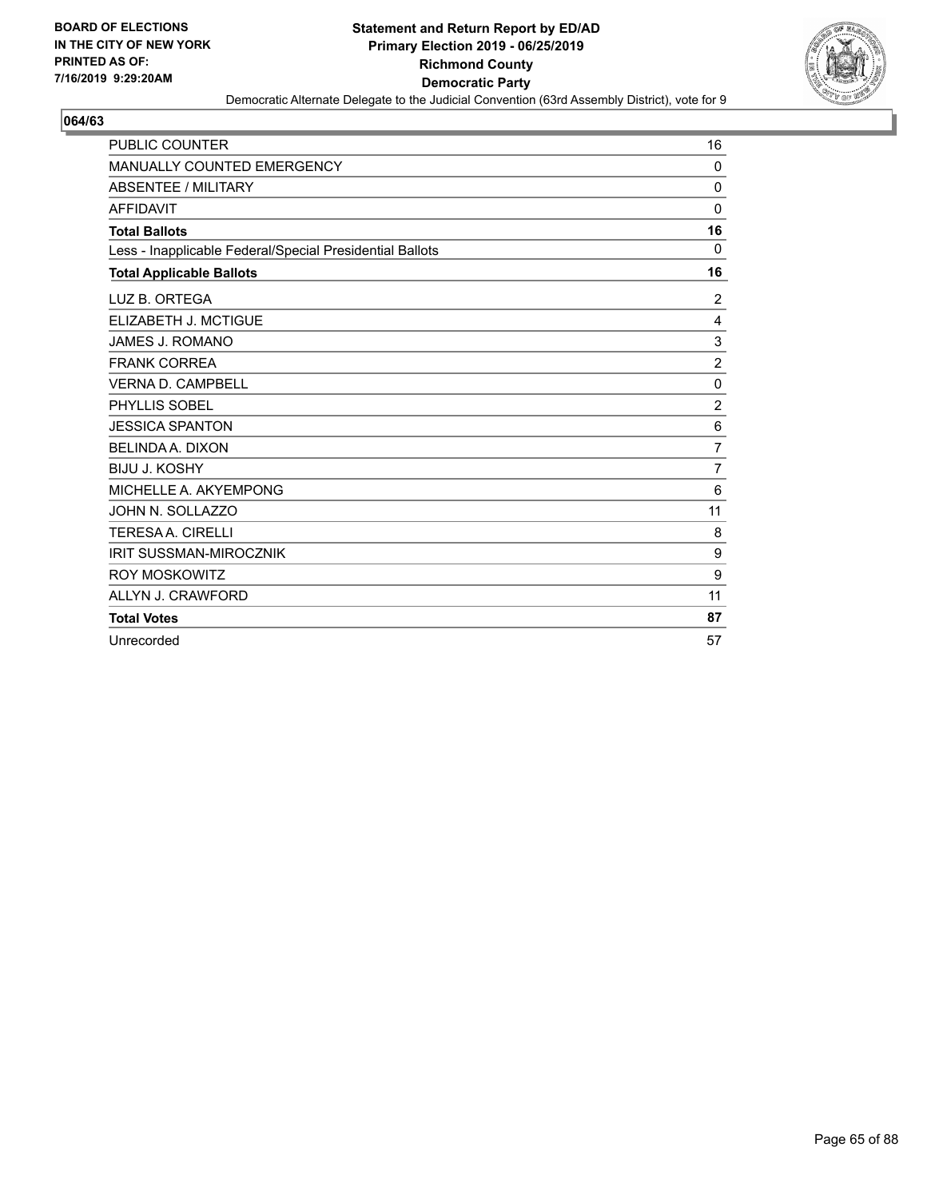BOARD OF ELECTIONS
IN THE CITY OF NEW YORK
PRINTED AS OF:
7/16/2019 9:29:20AM

**Statement and Return Report by ED/AD**
**Primary Election 2019 - 06/25/2019**
**Richmond County**
**Democratic Party**
Democratic Alternate Delegate to the Judicial Convention (63rd Assembly District), vote for 9

## 064/63

| | |
|---|---|
| PUBLIC COUNTER | 16 |
| MANUALLY COUNTED EMERGENCY | 0 |
| ABSENTEE / MILITARY | 0 |
| AFFIDAVIT | 0 |
| **Total Ballots** | **16** |
| Less - Inapplicable Federal/Special Presidential Ballots | 0 |
| **Total Applicable Ballots** | **16** |
| LUZ B. ORTEGA | 2 |
| ELIZABETH J. MCTIGUE | 4 |
| JAMES J. ROMANO | 3 |
| FRANK CORREA | 2 |
| VERNA D. CAMPBELL | 0 |
| PHYLLIS SOBEL | 2 |
| JESSICA SPANTON | 6 |
| BELINDA A. DIXON | 7 |
| BIJU J. KOSHY | 7 |
| MICHELLE A. AKYEMPONG | 6 |
| JOHN N. SOLLAZZO | 11 |
| TERESA A. CIRELLI | 8 |
| IRIT SUSSMAN-MIROCZNIK | 9 |
| ROY MOSKOWITZ | 9 |
| ALLYN J. CRAWFORD | 11 |
| **Total Votes** | **87** |
| Unrecorded | 57 |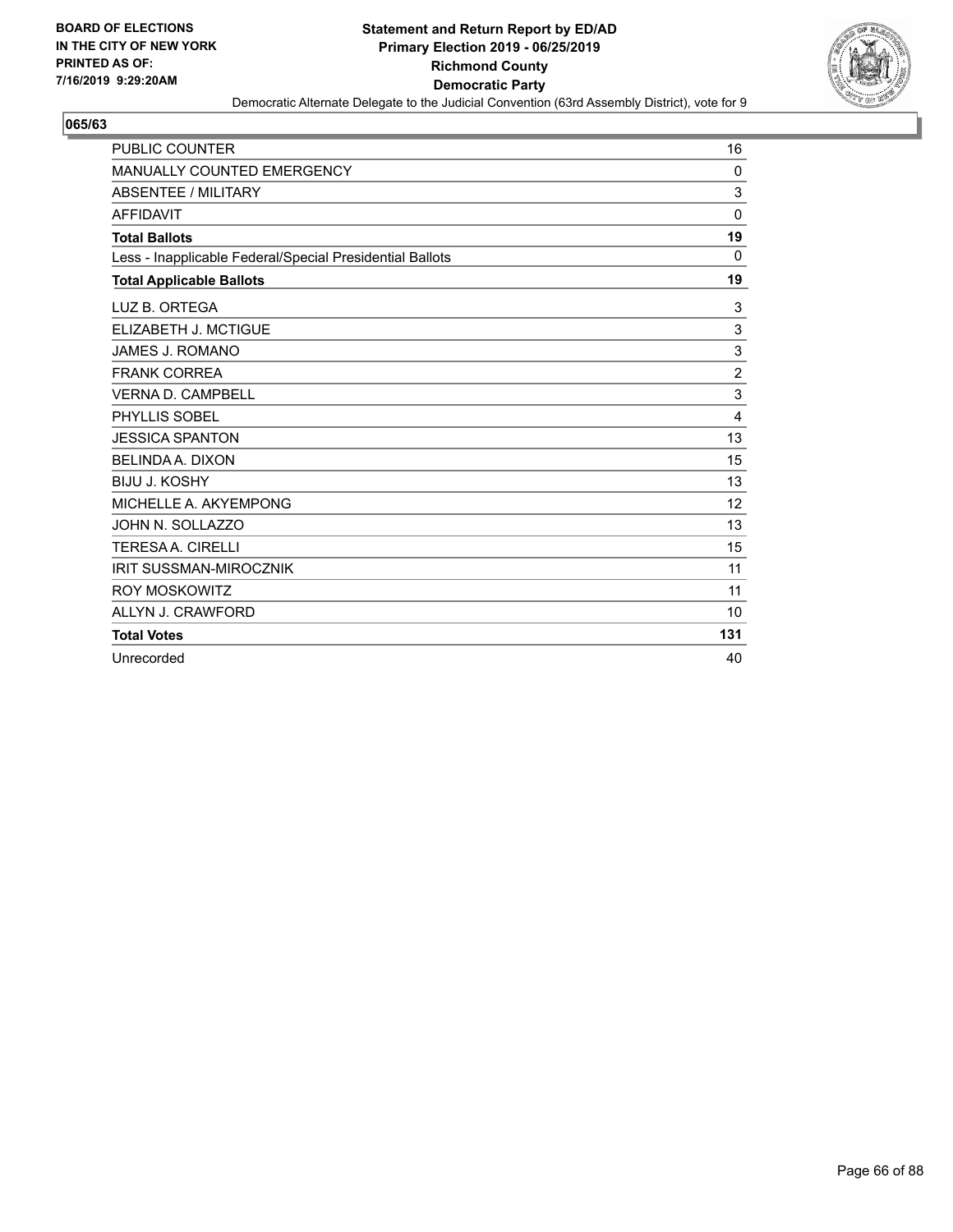**BOARD OF ELECTIONS IN THE CITY OF NEW YORK PRINTED AS OF: 7/16/2019 9:29:20AM**

**Statement and Return Report by ED/AD**
**Primary Election 2019 - 06/25/2019**
**Richmond County**
**Democratic Party**
Democratic Alternate Delegate to the Judicial Convention (63rd Assembly District), vote for 9

**065/63**

| | |
|---|---|
| PUBLIC COUNTER | 16 |
| MANUALLY COUNTED EMERGENCY | 0 |
| ABSENTEE / MILITARY | 3 |
| AFFIDAVIT | 0 |
| **Total Ballots** | **19** |
| Less - Inapplicable Federal/Special Presidential Ballots | 0 |
| **Total Applicable Ballots** | **19** |
| LUZ B. ORTEGA | 3 |
| ELIZABETH J. MCTIGUE | 3 |
| JAMES J. ROMANO | 3 |
| FRANK CORREA | 2 |
| VERNA D. CAMPBELL | 3 |
| PHYLLIS SOBEL | 4 |
| JESSICA SPANTON | 13 |
| BELINDA A. DIXON | 15 |
| BIJU J. KOSHY | 13 |
| MICHELLE A. AKYEMPONG | 12 |
| JOHN N. SOLLAZZO | 13 |
| TERESA A. CIRELLI | 15 |
| IRIT SUSSMAN-MIROCZNIK | 11 |
| ROY MOSKOWITZ | 11 |
| ALLYN J. CRAWFORD | 10 |
| **Total Votes** | **131** |
| Unrecorded | 40 |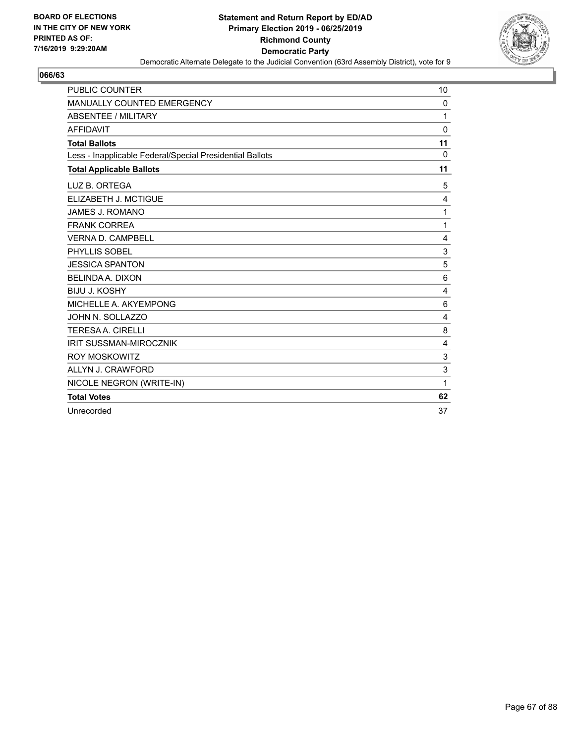BOARD OF ELECTIONS
IN THE CITY OF NEW YORK
PRINTED AS OF:
7/16/2019 9:29:20AM

**Statement and Return Report by ED/AD**
**Primary Election 2019 - 06/25/2019**
**Richmond County**
**Democratic Party**
Democratic Alternate Delegate to the Judicial Convention (63rd Assembly District), vote for 9

**066/63**

| | |
|---|---|
| PUBLIC COUNTER | 10 |
| MANUALLY COUNTED EMERGENCY | 0 |
| ABSENTEE / MILITARY | 1 |
| AFFIDAVIT | 0 |
| **Total Ballots** | **11** |
| Less - Inapplicable Federal/Special Presidential Ballots | 0 |
| **Total Applicable Ballots** | **11** |
| LUZ B. ORTEGA | 5 |
| ELIZABETH J. MCTIGUE | 4 |
| JAMES J. ROMANO | 1 |
| FRANK CORREA | 1 |
| VERNA D. CAMPBELL | 4 |
| PHYLLIS SOBEL | 3 |
| JESSICA SPANTON | 5 |
| BELINDA A. DIXON | 6 |
| BIJU J. KOSHY | 4 |
| MICHELLE A. AKYEMPONG | 6 |
| JOHN N. SOLLAZZO | 4 |
| TERESA A. CIRELLI | 8 |
| IRIT SUSSMAN-MIROCZNIK | 4 |
| ROY MOSKOWITZ | 3 |
| ALLYN J. CRAWFORD | 3 |
| NICOLE NEGRON (WRITE-IN) | 1 |
| **Total Votes** | **62** |
| Unrecorded | 37 |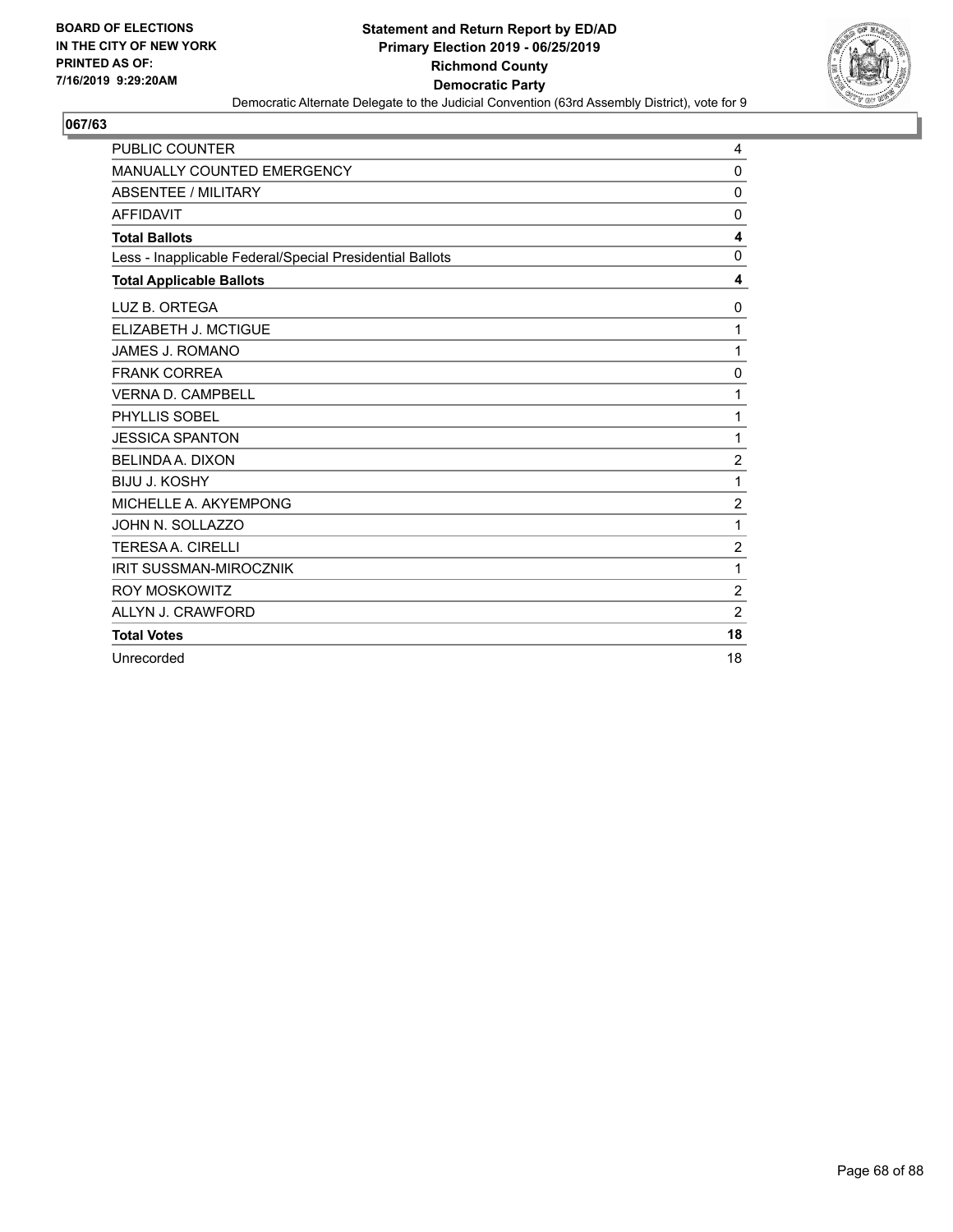BOARD OF ELECTIONS
IN THE CITY OF NEW YORK
PRINTED AS OF:
7/16/2019 9:29:20AM

**Statement and Return Report by ED/AD**
**Primary Election 2019 - 06/25/2019**
**Richmond County**
**Democratic Party**
Democratic Alternate Delegate to the Judicial Convention (63rd Assembly District), vote for 9

## 067/63

| | |
|---|---|
| PUBLIC COUNTER | 4 |
| MANUALLY COUNTED EMERGENCY | 0 |
| ABSENTEE / MILITARY | 0 |
| AFFIDAVIT | 0 |
| **Total Ballots** | **4** |
| Less - Inapplicable Federal/Special Presidential Ballots | 0 |
| **Total Applicable Ballots** | **4** |
| LUZ B. ORTEGA | 0 |
| ELIZABETH J. MCTIGUE | 1 |
| JAMES J. ROMANO | 1 |
| FRANK CORREA | 0 |
| VERNA D. CAMPBELL | 1 |
| PHYLLIS SOBEL | 1 |
| JESSICA SPANTON | 1 |
| BELINDA A. DIXON | 2 |
| BIJU J. KOSHY | 1 |
| MICHELLE A. AKYEMPONG | 2 |
| JOHN N. SOLLAZZO | 1 |
| TERESA A. CIRELLI | 2 |
| IRIT SUSSMAN-MIROCZNIK | 1 |
| ROY MOSKOWITZ | 2 |
| ALLYN J. CRAWFORD | 2 |
| **Total Votes** | **18** |
| Unrecorded | 18 |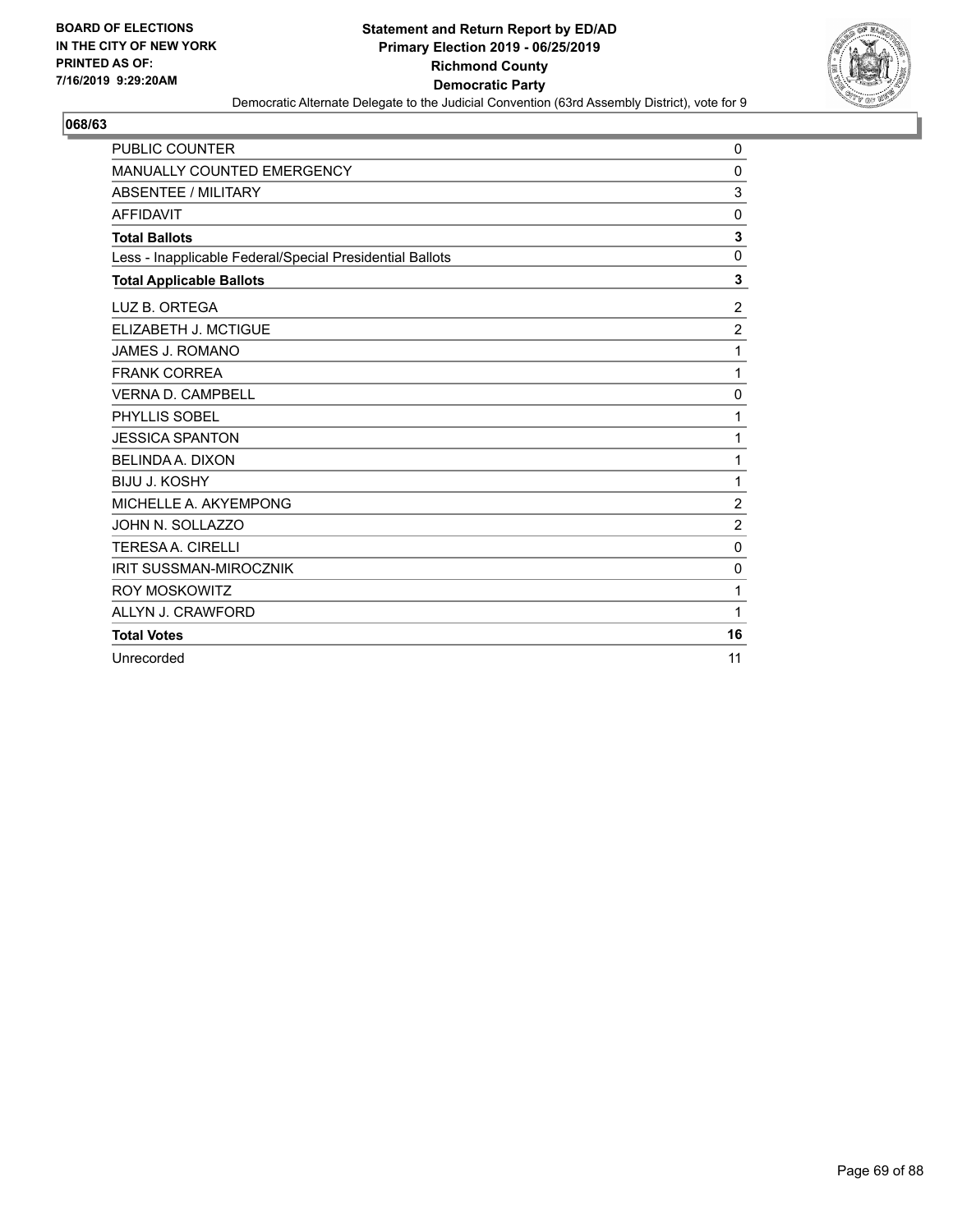BOARD OF ELECTIONS
IN THE CITY OF NEW YORK
PRINTED AS OF:
7/16/2019 9:29:20AM

**Statement and Return Report by ED/AD**
**Primary Election 2019 - 06/25/2019**
**Richmond County**
**Democratic Party**
Democratic Alternate Delegate to the Judicial Convention (63rd Assembly District), vote for 9

**068/63**

| | |
|---|---|
| PUBLIC COUNTER | 0 |
| MANUALLY COUNTED EMERGENCY | 0 |
| ABSENTEE / MILITARY | 3 |
| AFFIDAVIT | 0 |
| **Total Ballots** | **3** |
| Less - Inapplicable Federal/Special Presidential Ballots | 0 |
| **Total Applicable Ballots** | **3** |
| LUZ B. ORTEGA | 2 |
| ELIZABETH J. MCTIGUE | 2 |
| JAMES J. ROMANO | 1 |
| FRANK CORREA | 1 |
| VERNA D. CAMPBELL | 0 |
| PHYLLIS SOBEL | 1 |
| JESSICA SPANTON | 1 |
| BELINDA A. DIXON | 1 |
| BIJU J. KOSHY | 1 |
| MICHELLE A. AKYEMPONG | 2 |
| JOHN N. SOLLAZZO | 2 |
| TERESA A. CIRELLI | 0 |
| IRIT SUSSMAN-MIROCZNIK | 0 |
| ROY MOSKOWITZ | 1 |
| ALLYN J. CRAWFORD | 1 |
| **Total Votes** | **16** |
| Unrecorded | 11 |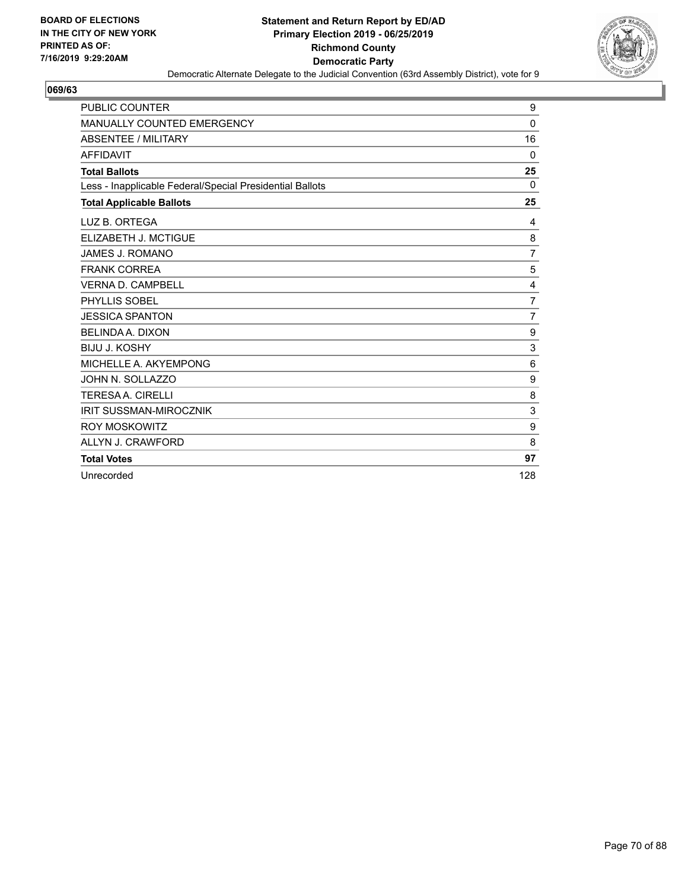BOARD OF ELECTIONS
IN THE CITY OF NEW YORK
PRINTED AS OF:
7/16/2019 9:29:20AM

**Statement and Return Report by ED/AD**
**Primary Election 2019 - 06/25/2019**
**Richmond County**
**Democratic Party**
Democratic Alternate Delegate to the Judicial Convention (63rd Assembly District), vote for 9

## 069/63

| | |
|---|---|
| PUBLIC COUNTER | 9 |
| MANUALLY COUNTED EMERGENCY | 0 |
| ABSENTEE / MILITARY | 16 |
| AFFIDAVIT | 0 |
| **Total Ballots** | **25** |
| Less - Inapplicable Federal/Special Presidential Ballots | 0 |
| **Total Applicable Ballots** | **25** |
| LUZ B. ORTEGA | 4 |
| ELIZABETH J. MCTIGUE | 8 |
| JAMES J. ROMANO | 7 |
| FRANK CORREA | 5 |
| VERNA D. CAMPBELL | 4 |
| PHYLLIS SOBEL | 7 |
| JESSICA SPANTON | 7 |
| BELINDA A. DIXON | 9 |
| BIJU J. KOSHY | 3 |
| MICHELLE A. AKYEMPONG | 6 |
| JOHN N. SOLLAZZO | 9 |
| TERESA A. CIRELLI | 8 |
| IRIT SUSSMAN-MIROCZNIK | 3 |
| ROY MOSKOWITZ | 9 |
| ALLYN J. CRAWFORD | 8 |
| **Total Votes** | **97** |
| Unrecorded | 128 |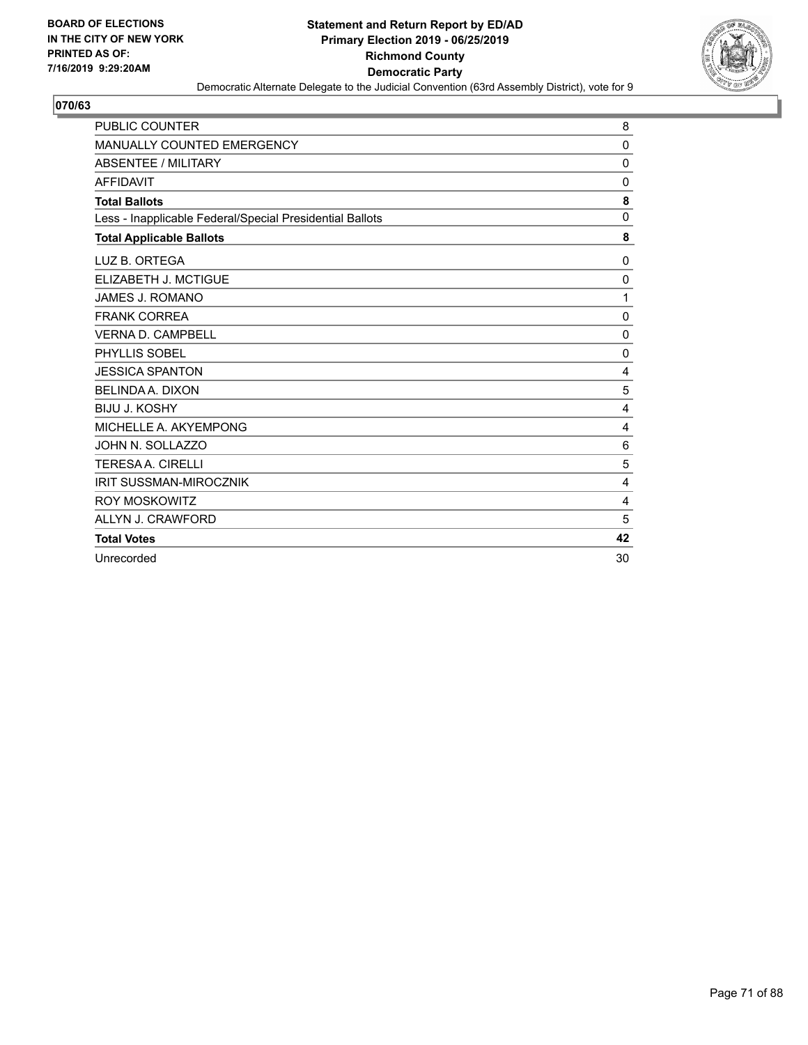BOARD OF ELECTIONS
IN THE CITY OF NEW YORK
PRINTED AS OF:
7/16/2019 9:29:20AM

**Statement and Return Report by ED/AD**
**Primary Election 2019 - 06/25/2019**
**Richmond County**
**Democratic Party**
Democratic Alternate Delegate to the Judicial Convention (63rd Assembly District), vote for 9

## 070/63

| | |
|---|---|
| PUBLIC COUNTER | 8 |
| MANUALLY COUNTED EMERGENCY | 0 |
| ABSENTEE / MILITARY | 0 |
| AFFIDAVIT | 0 |
| **Total Ballots** | **8** |
| Less - Inapplicable Federal/Special Presidential Ballots | 0 |
| **Total Applicable Ballots** | **8** |
| LUZ B. ORTEGA | 0 |
| ELIZABETH J. MCTIGUE | 0 |
| JAMES J. ROMANO | 1 |
| FRANK CORREA | 0 |
| VERNA D. CAMPBELL | 0 |
| PHYLLIS SOBEL | 0 |
| JESSICA SPANTON | 4 |
| BELINDA A. DIXON | 5 |
| BIJU J. KOSHY | 4 |
| MICHELLE A. AKYEMPONG | 4 |
| JOHN N. SOLLAZZO | 6 |
| TERESA A. CIRELLI | 5 |
| IRIT SUSSMAN-MIROCZNIK | 4 |
| ROY MOSKOWITZ | 4 |
| ALLYN J. CRAWFORD | 5 |
| **Total Votes** | **42** |
| Unrecorded | 30 |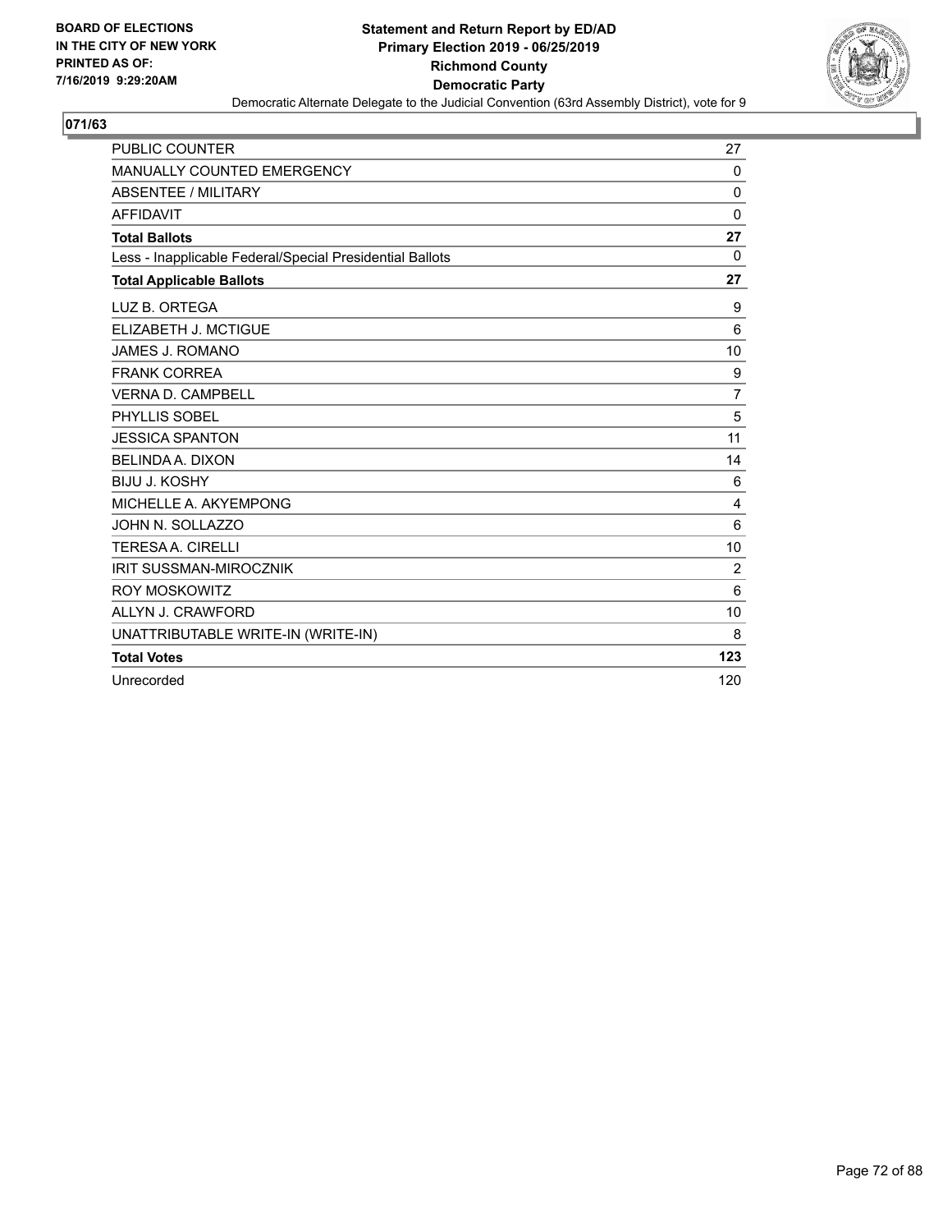BOARD OF ELECTIONS
IN THE CITY OF NEW YORK
PRINTED AS OF:
7/16/2019 9:29:20AM

**Statement and Return Report by ED/AD**
**Primary Election 2019 - 06/25/2019**
**Richmond County**
**Democratic Party**
Democratic Alternate Delegate to the Judicial Convention (63rd Assembly District), vote for 9

## 071/63

| | |
|---|---|
| PUBLIC COUNTER | 27 |
| MANUALLY COUNTED EMERGENCY | 0 |
| ABSENTEE / MILITARY | 0 |
| AFFIDAVIT | 0 |
| **Total Ballots** | **27** |
| Less - Inapplicable Federal/Special Presidential Ballots | 0 |
| **Total Applicable Ballots** | **27** |
| LUZ B. ORTEGA | 9 |
| ELIZABETH J. MCTIGUE | 6 |
| JAMES J. ROMANO | 10 |
| FRANK CORREA | 9 |
| VERNA D. CAMPBELL | 7 |
| PHYLLIS SOBEL | 5 |
| JESSICA SPANTON | 11 |
| BELINDA A. DIXON | 14 |
| BIJU J. KOSHY | 6 |
| MICHELLE A. AKYEMPONG | 4 |
| JOHN N. SOLLAZZO | 6 |
| TERESA A. CIRELLI | 10 |
| IRIT SUSSMAN-MIROCZNIK | 2 |
| ROY MOSKOWITZ | 6 |
| ALLYN J. CRAWFORD | 10 |
| UNATTRIBUTABLE WRITE-IN (WRITE-IN) | 8 |
| **Total Votes** | **123** |
| Unrecorded | 120 |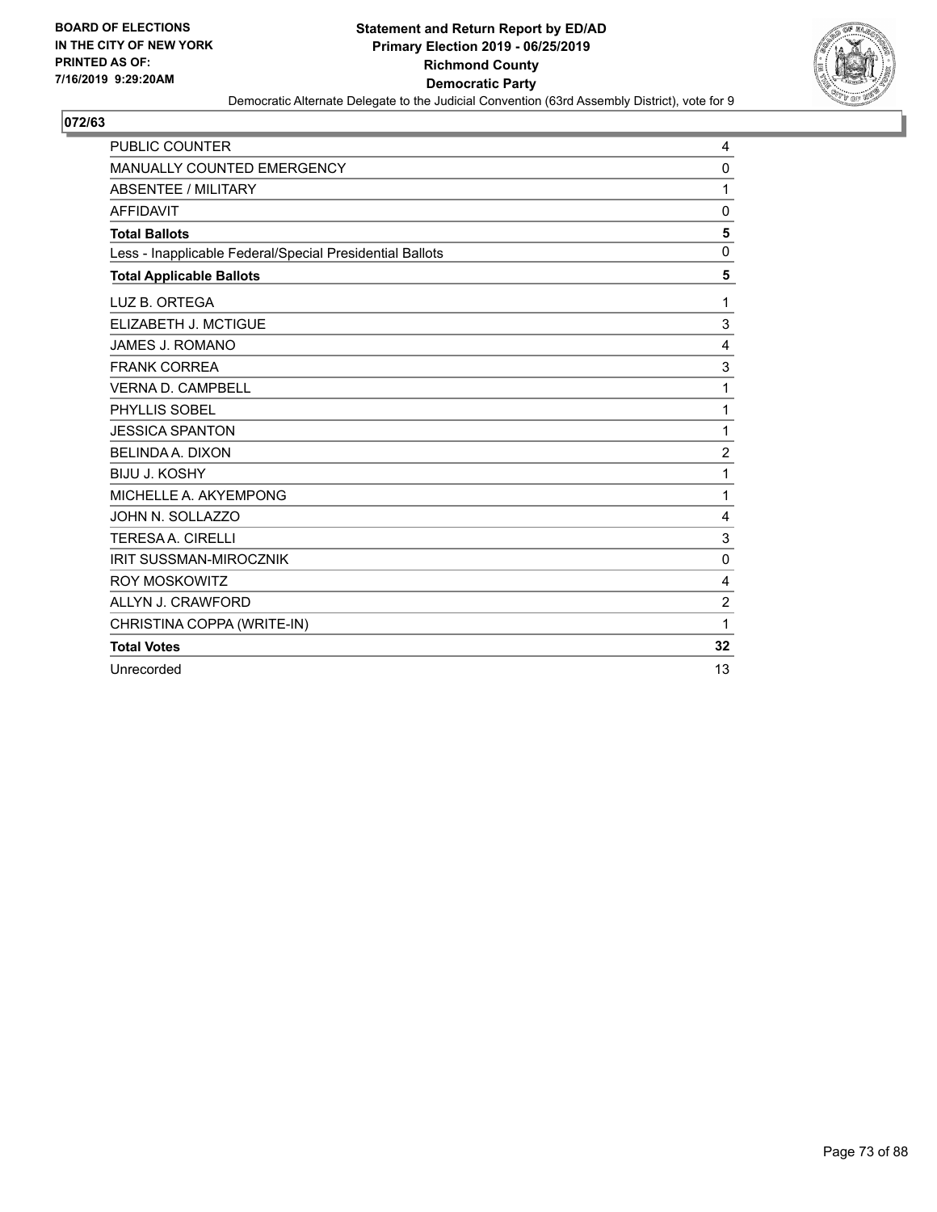BOARD OF ELECTIONS
IN THE CITY OF NEW YORK
PRINTED AS OF:
7/16/2019 9:29:20AM

**Statement and Return Report by ED/AD**
**Primary Election 2019 - 06/25/2019**
**Richmond County**
**Democratic Party**
Democratic Alternate Delegate to the Judicial Convention (63rd Assembly District), vote for 9

## 072/63

| | |
|---|---|
| PUBLIC COUNTER | 4 |
| MANUALLY COUNTED EMERGENCY | 0 |
| ABSENTEE / MILITARY | 1 |
| AFFIDAVIT | 0 |
| **Total Ballots** | **5** |
| Less - Inapplicable Federal/Special Presidential Ballots | 0 |
| **Total Applicable Ballots** | **5** |
| LUZ B. ORTEGA | 1 |
| ELIZABETH J. MCTIGUE | 3 |
| JAMES J. ROMANO | 4 |
| FRANK CORREA | 3 |
| VERNA D. CAMPBELL | 1 |
| PHYLLIS SOBEL | 1 |
| JESSICA SPANTON | 1 |
| BELINDA A. DIXON | 2 |
| BIJU J. KOSHY | 1 |
| MICHELLE A. AKYEMPONG | 1 |
| JOHN N. SOLLAZZO | 4 |
| TERESA A. CIRELLI | 3 |
| IRIT SUSSMAN-MIROCZNIK | 0 |
| ROY MOSKOWITZ | 4 |
| ALLYN J. CRAWFORD | 2 |
| CHRISTINA COPPA (WRITE-IN) | 1 |
| **Total Votes** | **32** |
| Unrecorded | 13 |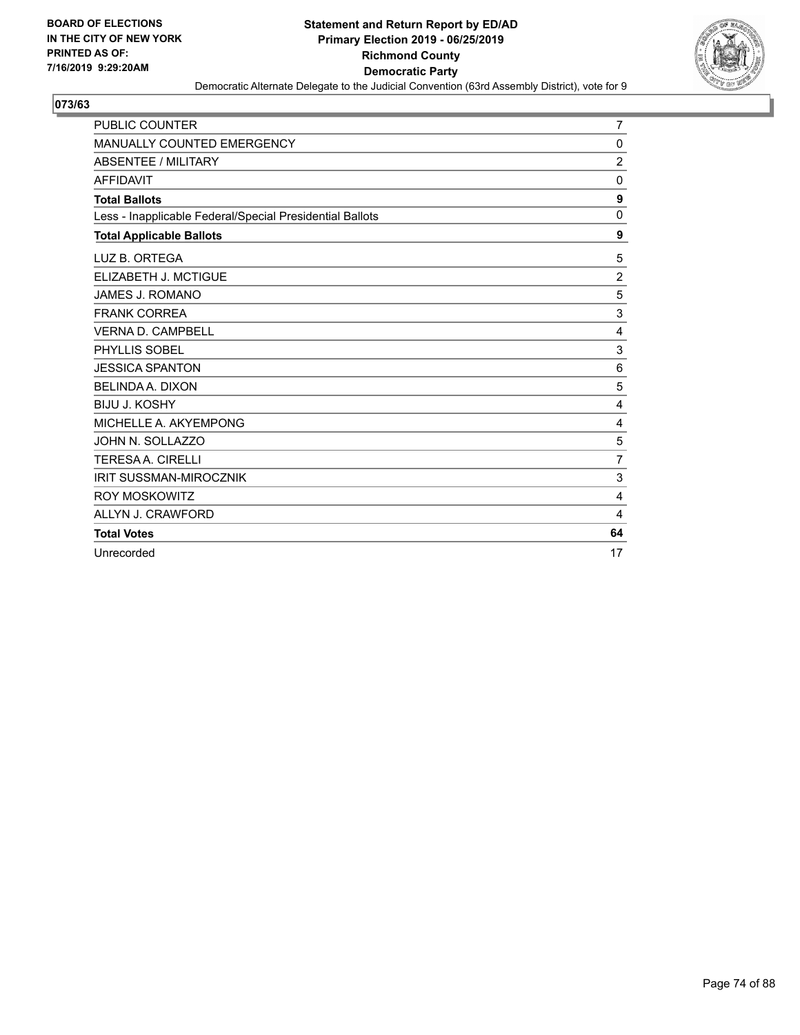BOARD OF ELECTIONS
IN THE CITY OF NEW YORK
PRINTED AS OF:
7/16/2019 9:29:20AM

**Statement and Return Report by ED/AD**
**Primary Election 2019 - 06/25/2019**
**Richmond County**
**Democratic Party**
Democratic Alternate Delegate to the Judicial Convention (63rd Assembly District), vote for 9

## 073/63

| | |
|---|---|
| PUBLIC COUNTER | 7 |
| MANUALLY COUNTED EMERGENCY | 0 |
| ABSENTEE / MILITARY | 2 |
| AFFIDAVIT | 0 |
| **Total Ballots** | **9** |
| Less - Inapplicable Federal/Special Presidential Ballots | 0 |
| **Total Applicable Ballots** | **9** |
| LUZ B. ORTEGA | 5 |
| ELIZABETH J. MCTIGUE | 2 |
| JAMES J. ROMANO | 5 |
| FRANK CORREA | 3 |
| VERNA D. CAMPBELL | 4 |
| PHYLLIS SOBEL | 3 |
| JESSICA SPANTON | 6 |
| BELINDA A. DIXON | 5 |
| BIJU J. KOSHY | 4 |
| MICHELLE A. AKYEMPONG | 4 |
| JOHN N. SOLLAZZO | 5 |
| TERESA A. CIRELLI | 7 |
| IRIT SUSSMAN-MIROCZNIK | 3 |
| ROY MOSKOWITZ | 4 |
| ALLYN J. CRAWFORD | 4 |
| **Total Votes** | **64** |
| Unrecorded | 17 |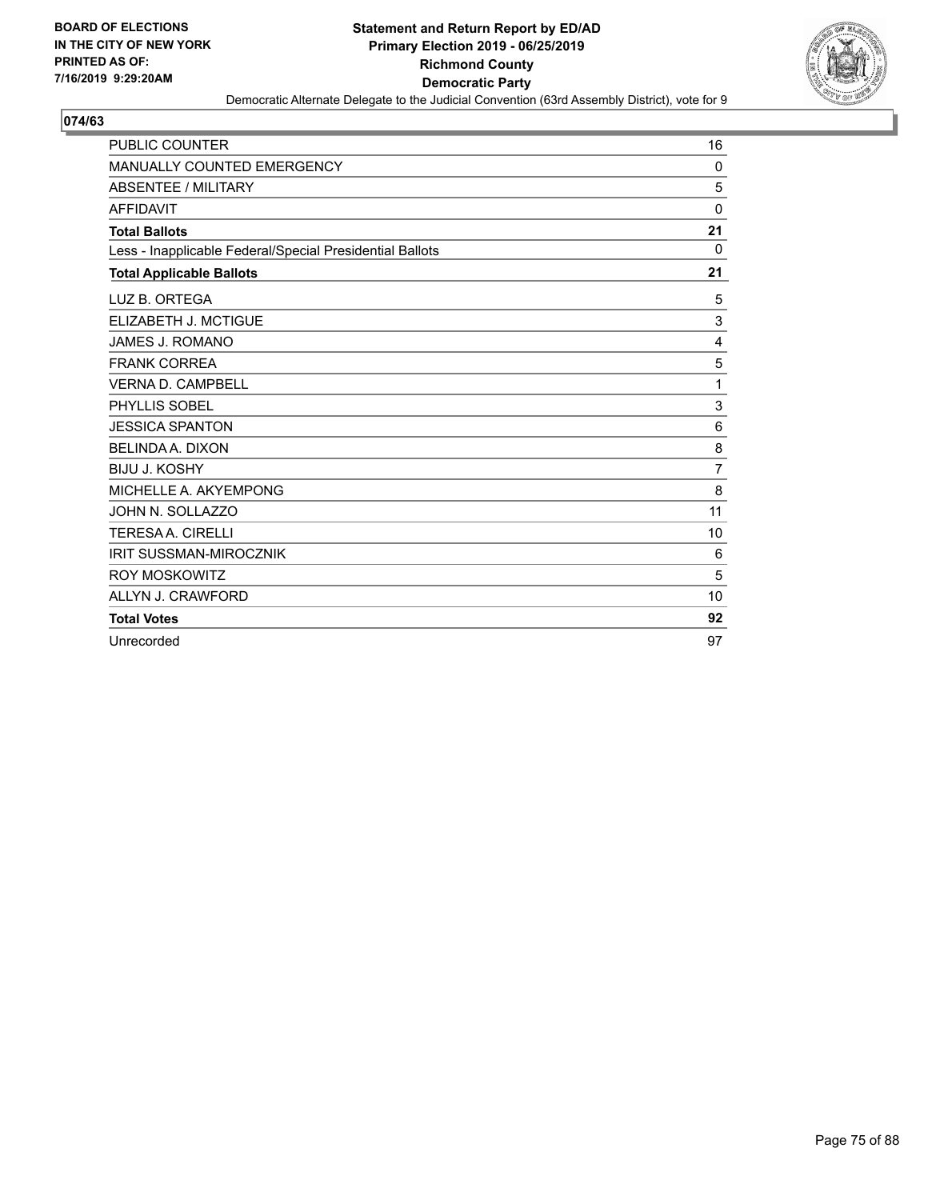BOARD OF ELECTIONS
IN THE CITY OF NEW YORK
PRINTED AS OF:
7/16/2019 9:29:20AM

**Statement and Return Report by ED/AD**
**Primary Election 2019 - 06/25/2019**
**Richmond County**
**Democratic Party**
Democratic Alternate Delegate to the Judicial Convention (63rd Assembly District), vote for 9

**074/63**

| | |
|---|---|
| PUBLIC COUNTER | 16 |
| MANUALLY COUNTED EMERGENCY | 0 |
| ABSENTEE / MILITARY | 5 |
| AFFIDAVIT | 0 |
| **Total Ballots** | **21** |
| Less - Inapplicable Federal/Special Presidential Ballots | 0 |
| **Total Applicable Ballots** | **21** |
| LUZ B. ORTEGA | 5 |
| ELIZABETH J. MCTIGUE | 3 |
| JAMES J. ROMANO | 4 |
| FRANK CORREA | 5 |
| VERNA D. CAMPBELL | 1 |
| PHYLLIS SOBEL | 3 |
| JESSICA SPANTON | 6 |
| BELINDA A. DIXON | 8 |
| BIJU J. KOSHY | 7 |
| MICHELLE A. AKYEMPONG | 8 |
| JOHN N. SOLLAZZO | 11 |
| TERESA A. CIRELLI | 10 |
| IRIT SUSSMAN-MIROCZNIK | 6 |
| ROY MOSKOWITZ | 5 |
| ALLYN J. CRAWFORD | 10 |
| **Total Votes** | **92** |
| Unrecorded | 97 |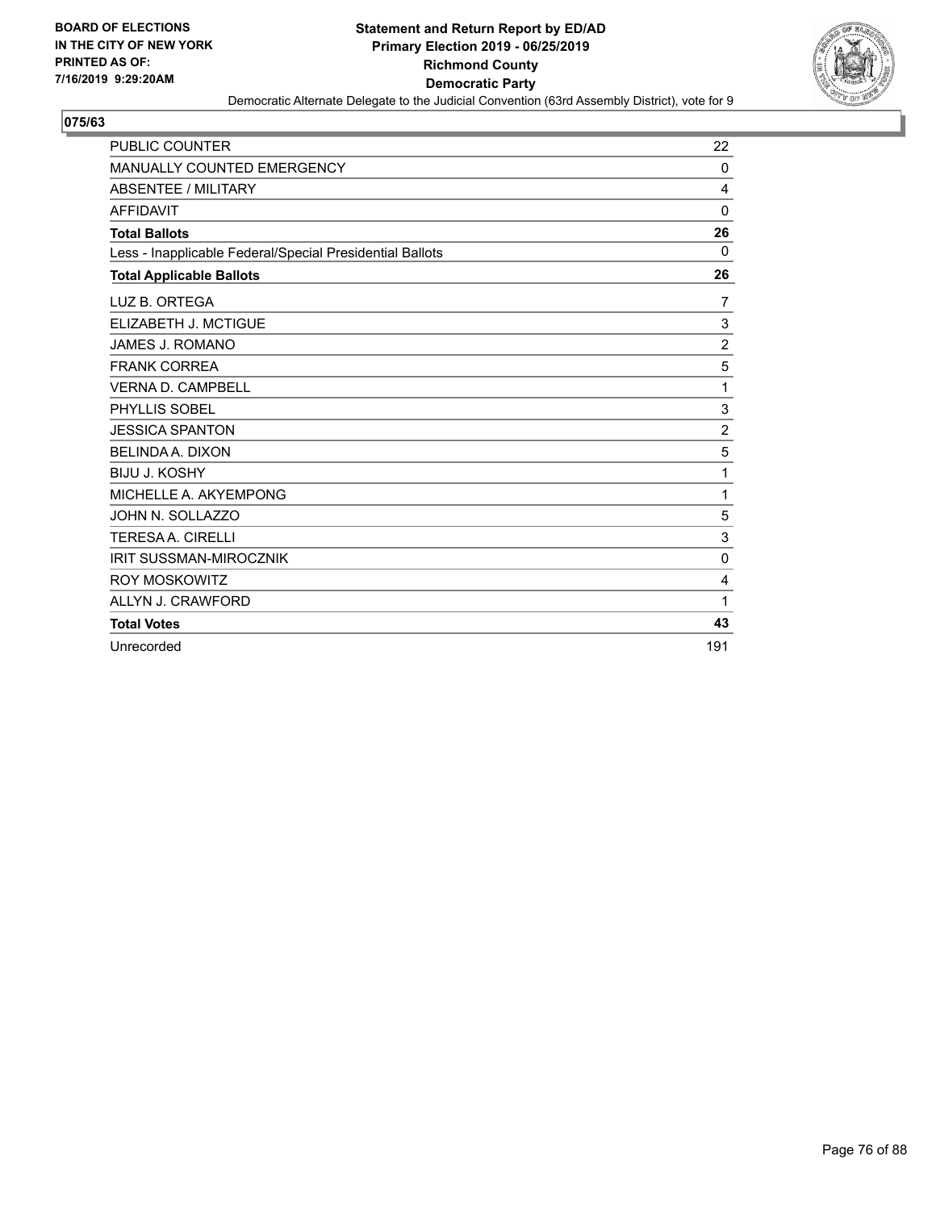BOARD OF ELECTIONS
IN THE CITY OF NEW YORK
PRINTED AS OF:
7/16/2019 9:29:20AM

**Statement and Return Report by ED/AD**
**Primary Election 2019 - 06/25/2019**
**Richmond County**
**Democratic Party**
Democratic Alternate Delegate to the Judicial Convention (63rd Assembly District), vote for 9

## 075/63

| | |
|---|---|
| PUBLIC COUNTER | 22 |
| MANUALLY COUNTED EMERGENCY | 0 |
| ABSENTEE / MILITARY | 4 |
| AFFIDAVIT | 0 |
| **Total Ballots** | **26** |
| Less - Inapplicable Federal/Special Presidential Ballots | 0 |
| **Total Applicable Ballots** | **26** |
| LUZ B. ORTEGA | 7 |
| ELIZABETH J. MCTIGUE | 3 |
| JAMES J. ROMANO | 2 |
| FRANK CORREA | 5 |
| VERNA D. CAMPBELL | 1 |
| PHYLLIS SOBEL | 3 |
| JESSICA SPANTON | 2 |
| BELINDA A. DIXON | 5 |
| BIJU J. KOSHY | 1 |
| MICHELLE A. AKYEMPONG | 1 |
| JOHN N. SOLLAZZO | 5 |
| TERESA A. CIRELLI | 3 |
| IRIT SUSSMAN-MIROCZNIK | 0 |
| ROY MOSKOWITZ | 4 |
| ALLYN J. CRAWFORD | 1 |
| **Total Votes** | **43** |
| Unrecorded | 191 |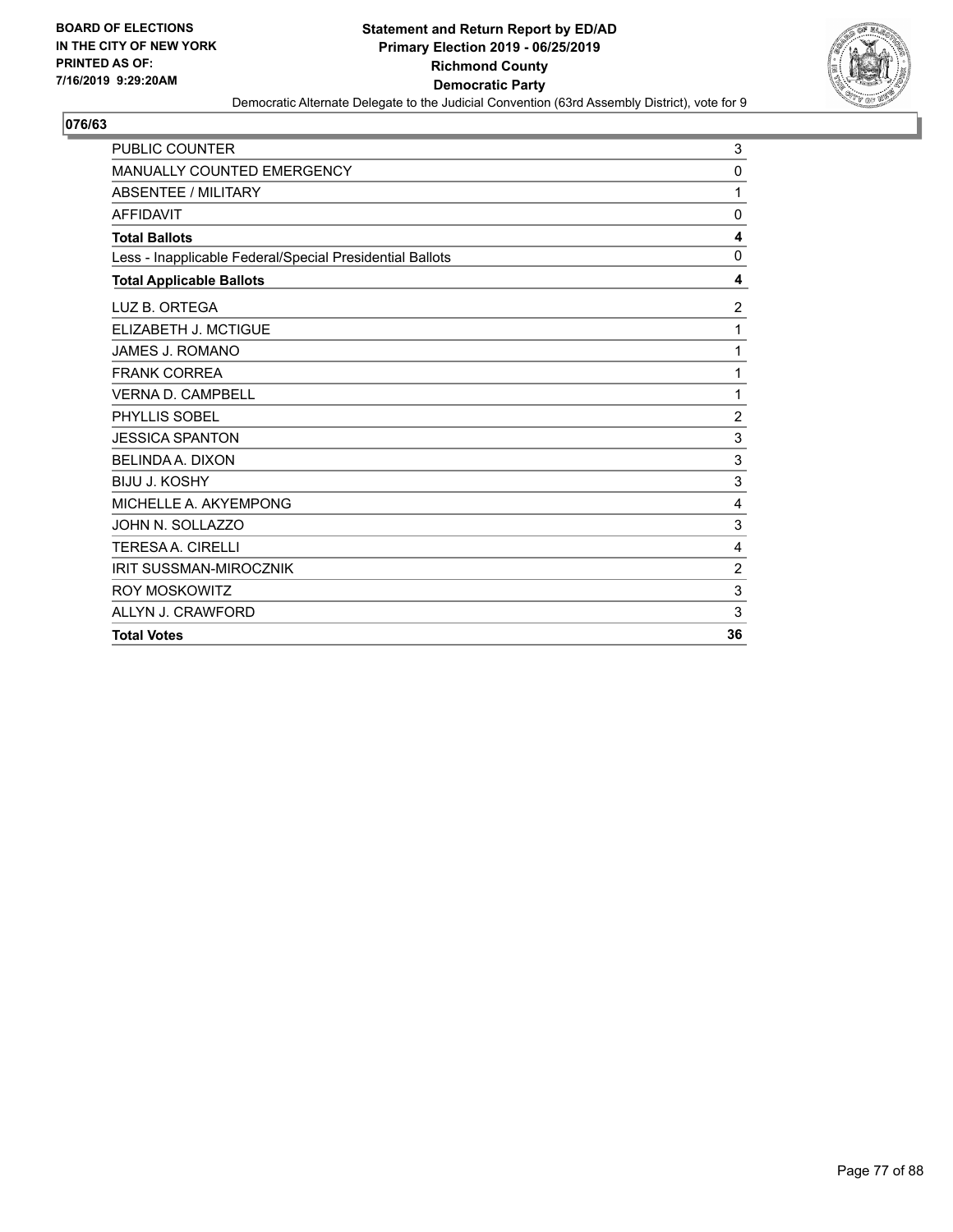BOARD OF ELECTIONS
IN THE CITY OF NEW YORK
PRINTED AS OF:
7/16/2019 9:29:20AM

**Statement and Return Report by ED/AD**
**Primary Election 2019 - 06/25/2019**
**Richmond County**
**Democratic Party**
Democratic Alternate Delegate to the Judicial Convention (63rd Assembly District), vote for 9

## 076/63

| | |
|---|---|
| PUBLIC COUNTER | 3 |
| MANUALLY COUNTED EMERGENCY | 0 |
| ABSENTEE / MILITARY | 1 |
| AFFIDAVIT | 0 |
| **Total Ballots** | **4** |
| Less - Inapplicable Federal/Special Presidential Ballots | 0 |
| **Total Applicable Ballots** | **4** |
| LUZ B. ORTEGA | 2 |
| ELIZABETH J. MCTIGUE | 1 |
| JAMES J. ROMANO | 1 |
| FRANK CORREA | 1 |
| VERNA D. CAMPBELL | 1 |
| PHYLLIS SOBEL | 2 |
| JESSICA SPANTON | 3 |
| BELINDA A. DIXON | 3 |
| BIJU J. KOSHY | 3 |
| MICHELLE A. AKYEMPONG | 4 |
| JOHN N. SOLLAZZO | 3 |
| TERESA A. CIRELLI | 4 |
| IRIT SUSSMAN-MIROCZNIK | 2 |
| ROY MOSKOWITZ | 3 |
| ALLYN J. CRAWFORD | 3 |
| **Total Votes** | **36** |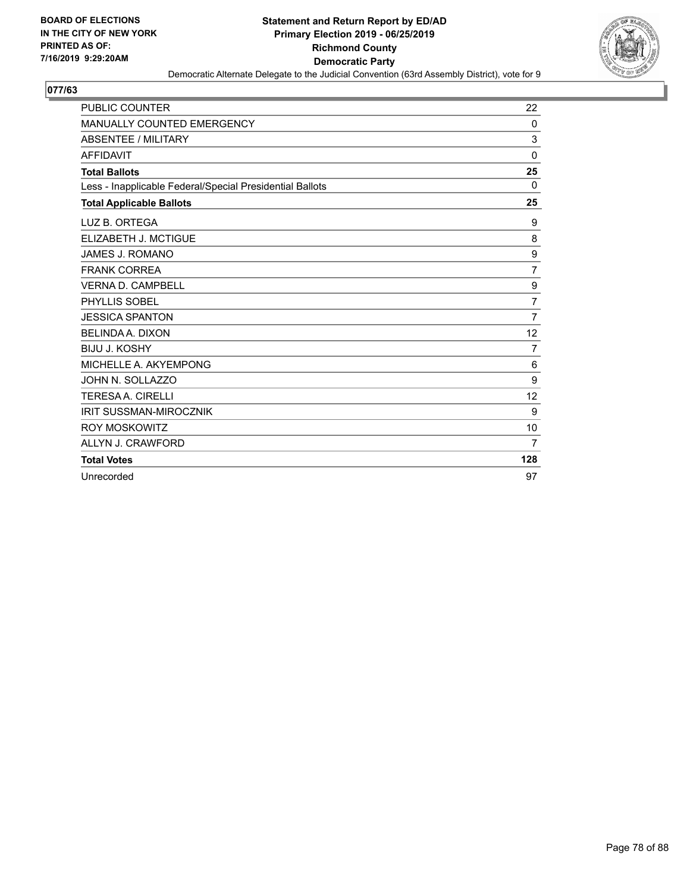**BOARD OF ELECTIONS IN THE CITY OF NEW YORK PRINTED AS OF: 7/16/2019 9:29:20AM**

# Statement and Return Report by ED/AD
## Primary Election 2019 - 06/25/2019
## Richmond County
## Democratic Party

Democratic Alternate Delegate to the Judicial Convention (63rd Assembly District), vote for 9

### 077/63

| | |
|---|---|
| PUBLIC COUNTER | 22 |
| MANUALLY COUNTED EMERGENCY | 0 |
| ABSENTEE / MILITARY | 3 |
| AFFIDAVIT | 0 |
| **Total Ballots** | **25** |
| Less - Inapplicable Federal/Special Presidential Ballots | 0 |
| **Total Applicable Ballots** | **25** |
| LUZ B. ORTEGA | 9 |
| ELIZABETH J. MCTIGUE | 8 |
| JAMES J. ROMANO | 9 |
| FRANK CORREA | 7 |
| VERNA D. CAMPBELL | 9 |
| PHYLLIS SOBEL | 7 |
| JESSICA SPANTON | 7 |
| BELINDA A. DIXON | 12 |
| BIJU J. KOSHY | 7 |
| MICHELLE A. AKYEMPONG | 6 |
| JOHN N. SOLLAZZO | 9 |
| TERESA A. CIRELLI | 12 |
| IRIT SUSSMAN-MIROCZNIK | 9 |
| ROY MOSKOWITZ | 10 |
| ALLYN J. CRAWFORD | 7 |
| **Total Votes** | **128** |
| Unrecorded | 97 |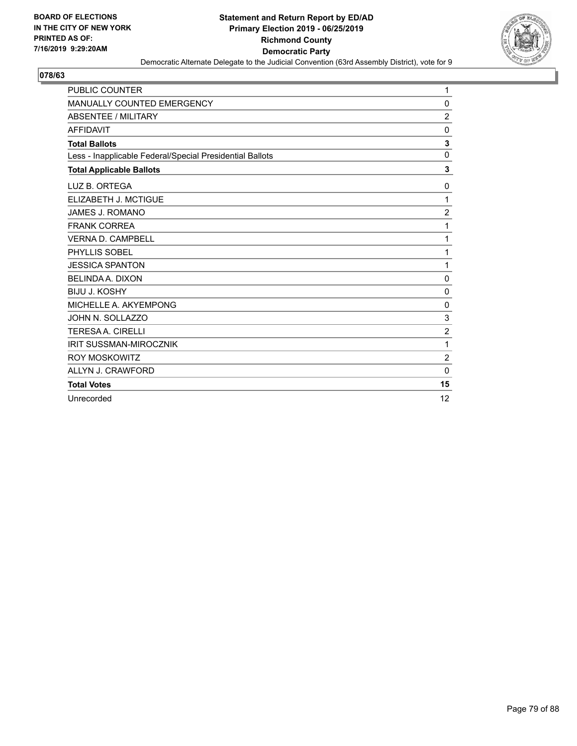**BOARD OF ELECTIONS IN THE CITY OF NEW YORK PRINTED AS OF: 7/16/2019 9:29:20AM**

**Statement and Return Report by ED/AD**
**Primary Election 2019 - 06/25/2019**
**Richmond County**
**Democratic Party**
Democratic Alternate Delegate to the Judicial Convention (63rd Assembly District), vote for 9

## 078/63

| | |
|---|---|
| PUBLIC COUNTER | 1 |
| MANUALLY COUNTED EMERGENCY | 0 |
| ABSENTEE / MILITARY | 2 |
| AFFIDAVIT | 0 |
| **Total Ballots** | **3** |
| Less - Inapplicable Federal/Special Presidential Ballots | 0 |
| **Total Applicable Ballots** | **3** |
| LUZ B. ORTEGA | 0 |
| ELIZABETH J. MCTIGUE | 1 |
| JAMES J. ROMANO | 2 |
| FRANK CORREA | 1 |
| VERNA D. CAMPBELL | 1 |
| PHYLLIS SOBEL | 1 |
| JESSICA SPANTON | 1 |
| BELINDA A. DIXON | 0 |
| BIJU J. KOSHY | 0 |
| MICHELLE A. AKYEMPONG | 0 |
| JOHN N. SOLLAZZO | 3 |
| TERESA A. CIRELLI | 2 |
| IRIT SUSSMAN-MIROCZNIK | 1 |
| ROY MOSKOWITZ | 2 |
| ALLYN J. CRAWFORD | 0 |
| **Total Votes** | **15** |
| Unrecorded | 12 |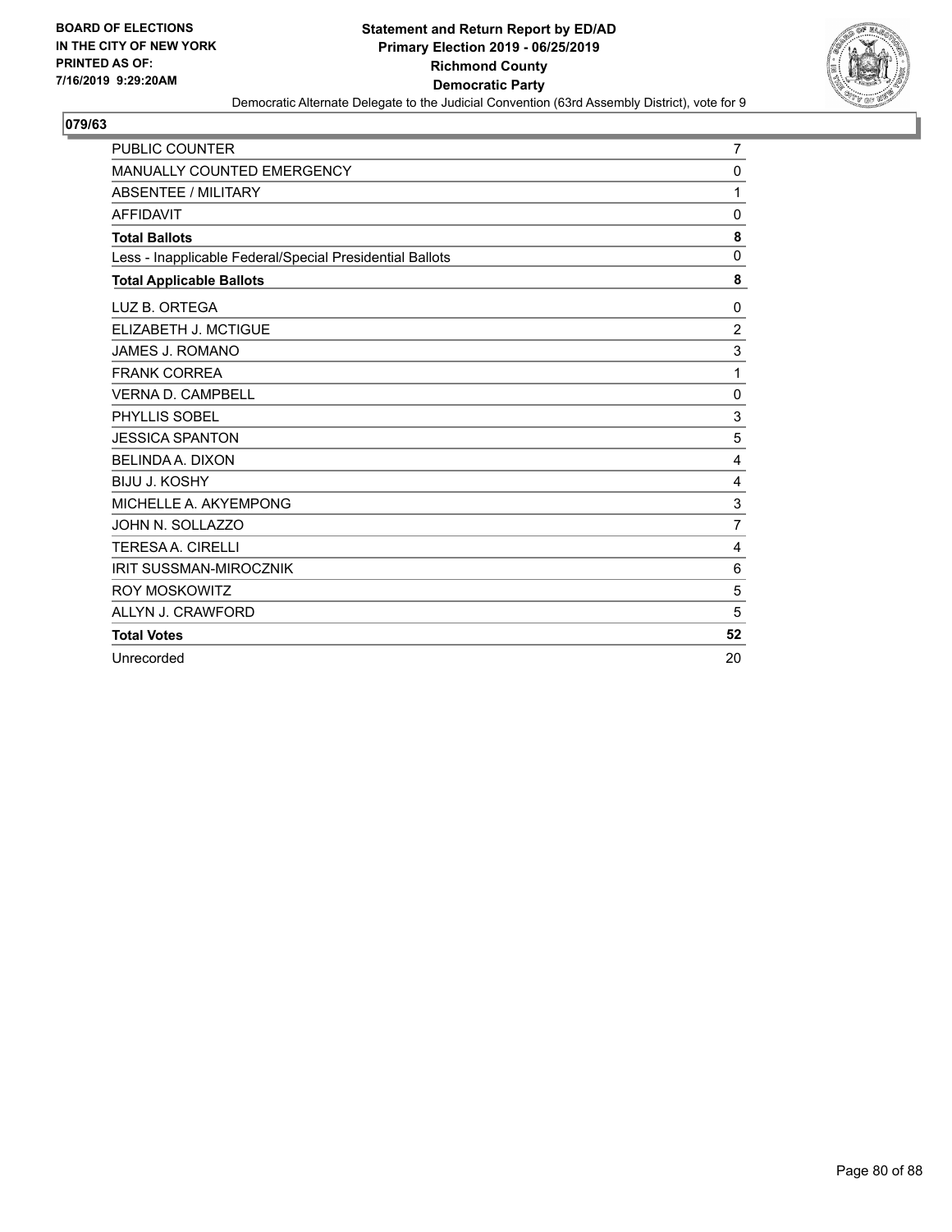**BOARD OF ELECTIONS IN THE CITY OF NEW YORK PRINTED AS OF: 7/16/2019 9:29:20AM**

**Statement and Return Report by ED/AD**
**Primary Election 2019 - 06/25/2019**
**Richmond County**
**Democratic Party**
Democratic Alternate Delegate to the Judicial Convention (63rd Assembly District), vote for 9

## 079/63

| | |
|---|---|
| PUBLIC COUNTER | 7 |
| MANUALLY COUNTED EMERGENCY | 0 |
| ABSENTEE / MILITARY | 1 |
| AFFIDAVIT | 0 |
| **Total Ballots** | **8** |
| Less - Inapplicable Federal/Special Presidential Ballots | 0 |
| **Total Applicable Ballots** | **8** |
| LUZ B. ORTEGA | 0 |
| ELIZABETH J. MCTIGUE | 2 |
| JAMES J. ROMANO | 3 |
| FRANK CORREA | 1 |
| VERNA D. CAMPBELL | 0 |
| PHYLLIS SOBEL | 3 |
| JESSICA SPANTON | 5 |
| BELINDA A. DIXON | 4 |
| BIJU J. KOSHY | 4 |
| MICHELLE A. AKYEMPONG | 3 |
| JOHN N. SOLLAZZO | 7 |
| TERESA A. CIRELLI | 4 |
| IRIT SUSSMAN-MIROCZNIK | 6 |
| ROY MOSKOWITZ | 5 |
| ALLYN J. CRAWFORD | 5 |
| **Total Votes** | **52** |
| Unrecorded | 20 |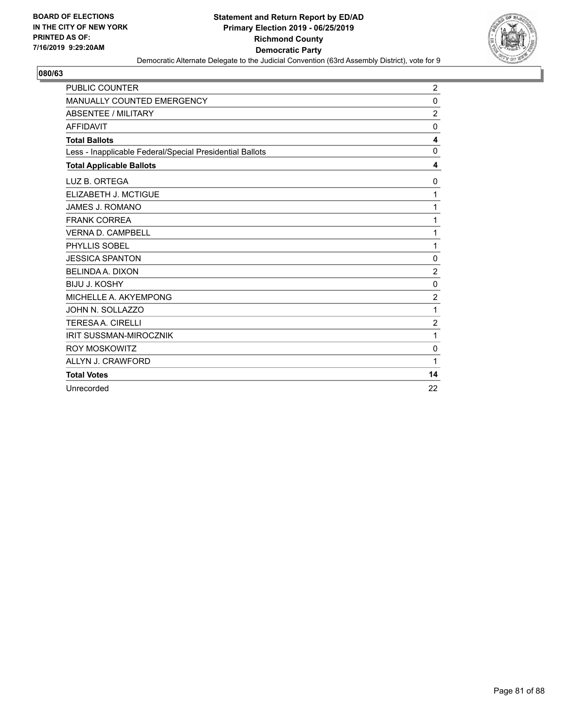BOARD OF ELECTIONS
IN THE CITY OF NEW YORK
PRINTED AS OF:
7/16/2019 9:29:20AM

**Statement and Return Report by ED/AD**
**Primary Election 2019 - 06/25/2019**
**Richmond County**
**Democratic Party**
Democratic Alternate Delegate to the Judicial Convention (63rd Assembly District), vote for 9

## 080/63

| | |
|---|---|
| PUBLIC COUNTER | 2 |
| MANUALLY COUNTED EMERGENCY | 0 |
| ABSENTEE / MILITARY | 2 |
| AFFIDAVIT | 0 |
| **Total Ballots** | **4** |
| Less - Inapplicable Federal/Special Presidential Ballots | 0 |
| **Total Applicable Ballots** | **4** |
| LUZ B. ORTEGA | 0 |
| ELIZABETH J. MCTIGUE | 1 |
| JAMES J. ROMANO | 1 |
| FRANK CORREA | 1 |
| VERNA D. CAMPBELL | 1 |
| PHYLLIS SOBEL | 1 |
| JESSICA SPANTON | 0 |
| BELINDA A. DIXON | 2 |
| BIJU J. KOSHY | 0 |
| MICHELLE A. AKYEMPONG | 2 |
| JOHN N. SOLLAZZO | 1 |
| TERESA A. CIRELLI | 2 |
| IRIT SUSSMAN-MIROCZNIK | 1 |
| ROY MOSKOWITZ | 0 |
| ALLYN J. CRAWFORD | 1 |
| **Total Votes** | **14** |
| Unrecorded | 22 |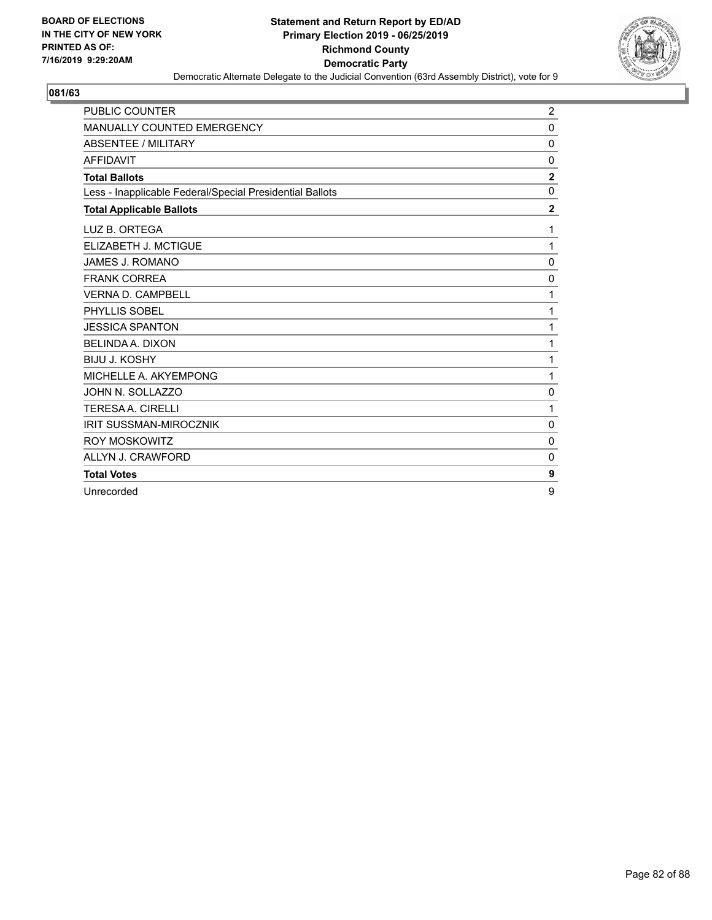**BOARD OF ELECTIONS IN THE CITY OF NEW YORK PRINTED AS OF: 7/16/2019 9:29:20AM**

# Statement and Return Report by ED/AD
## Primary Election 2019 - 06/25/2019
## Richmond County
## Democratic Party

Democratic Alternate Delegate to the Judicial Convention (63rd Assembly District), vote for 9

### 081/63

| | |
|---|---|
| PUBLIC COUNTER | 2 |
| MANUALLY COUNTED EMERGENCY | 0 |
| ABSENTEE / MILITARY | 0 |
| AFFIDAVIT | 0 |
| **Total Ballots** | **2** |
| Less - Inapplicable Federal/Special Presidential Ballots | 0 |
| **Total Applicable Ballots** | **2** |
| LUZ B. ORTEGA | 1 |
| ELIZABETH J. MCTIGUE | 1 |
| JAMES J. ROMANO | 0 |
| FRANK CORREA | 0 |
| VERNA D. CAMPBELL | 1 |
| PHYLLIS SOBEL | 1 |
| JESSICA SPANTON | 1 |
| BELINDA A. DIXON | 1 |
| BIJU J. KOSHY | 1 |
| MICHELLE A. AKYEMPONG | 1 |
| JOHN N. SOLLAZZO | 0 |
| TERESA A. CIRELLI | 1 |
| IRIT SUSSMAN-MIROCZNIK | 0 |
| ROY MOSKOWITZ | 0 |
| ALLYN J. CRAWFORD | 0 |
| **Total Votes** | **9** |
| Unrecorded | 9 |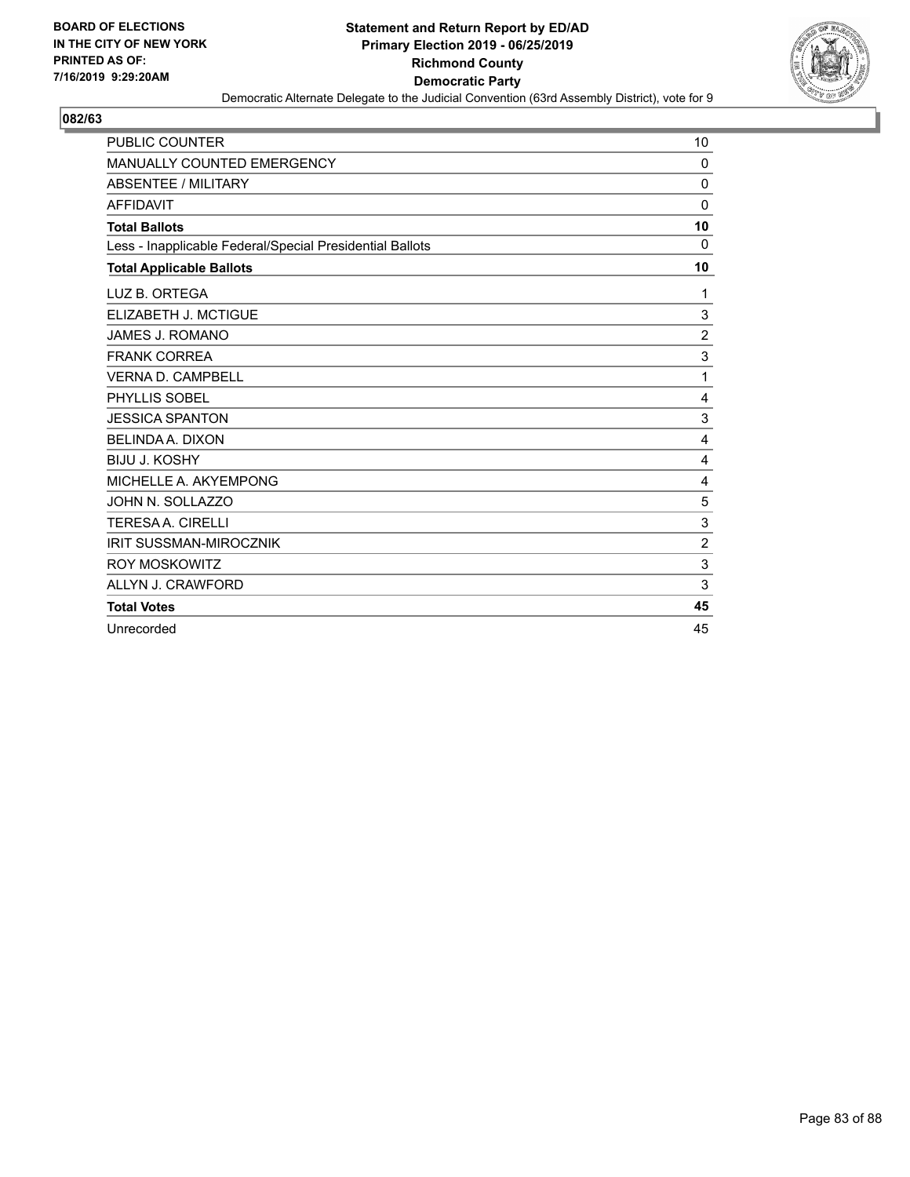BOARD OF ELECTIONS
IN THE CITY OF NEW YORK
PRINTED AS OF:
7/16/2019 9:29:20AM

**Statement and Return Report by ED/AD**
**Primary Election 2019 - 06/25/2019**
**Richmond County**
**Democratic Party**
Democratic Alternate Delegate to the Judicial Convention (63rd Assembly District), vote for 9

**082/63**

| | |
|---|---|
| PUBLIC COUNTER | 10 |
| MANUALLY COUNTED EMERGENCY | 0 |
| ABSENTEE / MILITARY | 0 |
| AFFIDAVIT | 0 |
| **Total Ballots** | **10** |
| Less - Inapplicable Federal/Special Presidential Ballots | 0 |
| **Total Applicable Ballots** | **10** |
| LUZ B. ORTEGA | 1 |
| ELIZABETH J. MCTIGUE | 3 |
| JAMES J. ROMANO | 2 |
| FRANK CORREA | 3 |
| VERNA D. CAMPBELL | 1 |
| PHYLLIS SOBEL | 4 |
| JESSICA SPANTON | 3 |
| BELINDA A. DIXON | 4 |
| BIJU J. KOSHY | 4 |
| MICHELLE A. AKYEMPONG | 4 |
| JOHN N. SOLLAZZO | 5 |
| TERESA A. CIRELLI | 3 |
| IRIT SUSSMAN-MIROCZNIK | 2 |
| ROY MOSKOWITZ | 3 |
| ALLYN J. CRAWFORD | 3 |
| **Total Votes** | **45** |
| Unrecorded | 45 |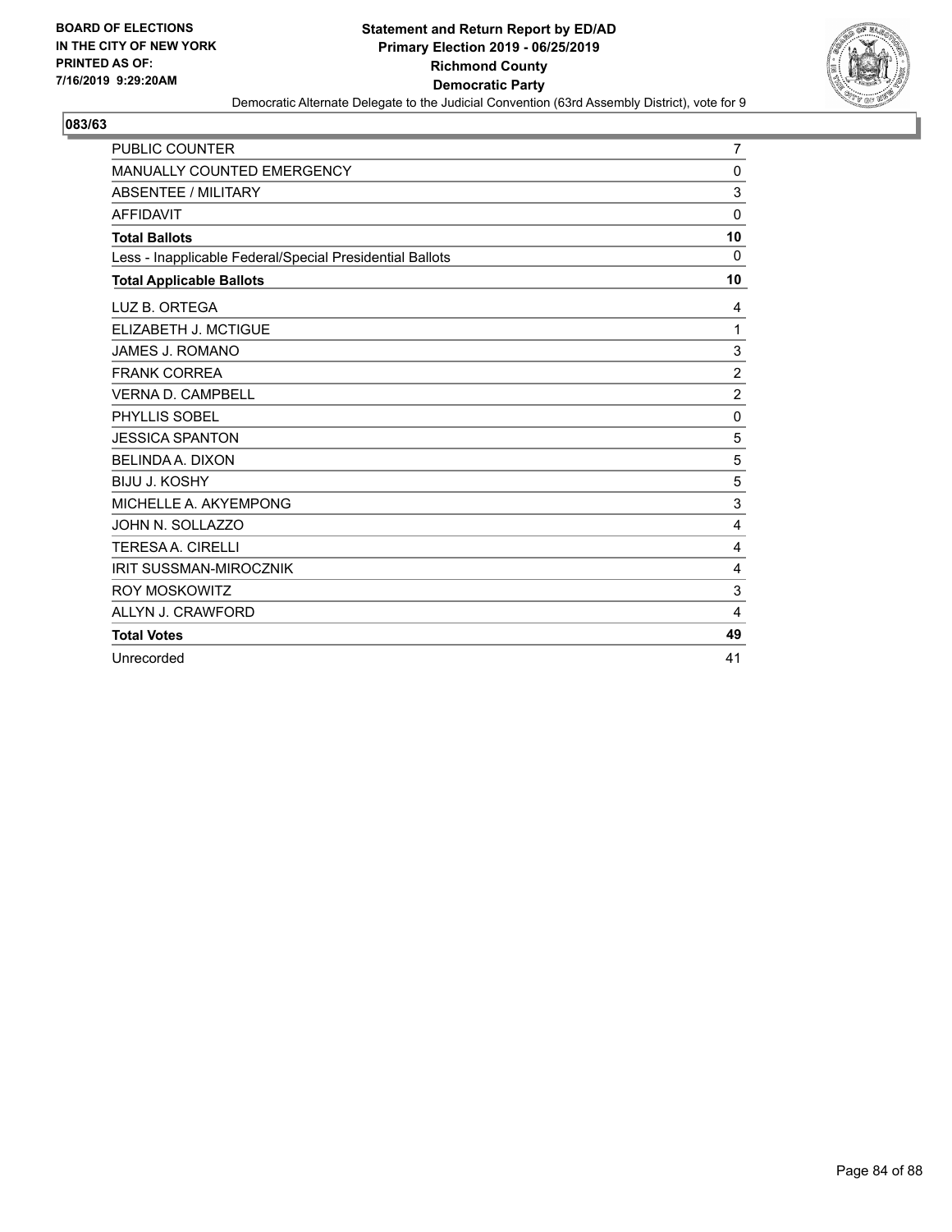BOARD OF ELECTIONS
IN THE CITY OF NEW YORK
PRINTED AS OF:
7/16/2019 9:29:20AM

**Statement and Return Report by ED/AD**
**Primary Election 2019 - 06/25/2019**
**Richmond County**
**Democratic Party**
Democratic Alternate Delegate to the Judicial Convention (63rd Assembly District), vote for 9

**083/63**

| | |
|---|---|
| PUBLIC COUNTER | 7 |
| MANUALLY COUNTED EMERGENCY | 0 |
| ABSENTEE / MILITARY | 3 |
| AFFIDAVIT | 0 |
| **Total Ballots** | **10** |
| Less - Inapplicable Federal/Special Presidential Ballots | 0 |
| **Total Applicable Ballots** | **10** |
| LUZ B. ORTEGA | 4 |
| ELIZABETH J. MCTIGUE | 1 |
| JAMES J. ROMANO | 3 |
| FRANK CORREA | 2 |
| VERNA D. CAMPBELL | 2 |
| PHYLLIS SOBEL | 0 |
| JESSICA SPANTON | 5 |
| BELINDA A. DIXON | 5 |
| BIJU J. KOSHY | 5 |
| MICHELLE A. AKYEMPONG | 3 |
| JOHN N. SOLLAZZO | 4 |
| TERESA A. CIRELLI | 4 |
| IRIT SUSSMAN-MIROCZNIK | 4 |
| ROY MOSKOWITZ | 3 |
| ALLYN J. CRAWFORD | 4 |
| **Total Votes** | **49** |
| Unrecorded | 41 |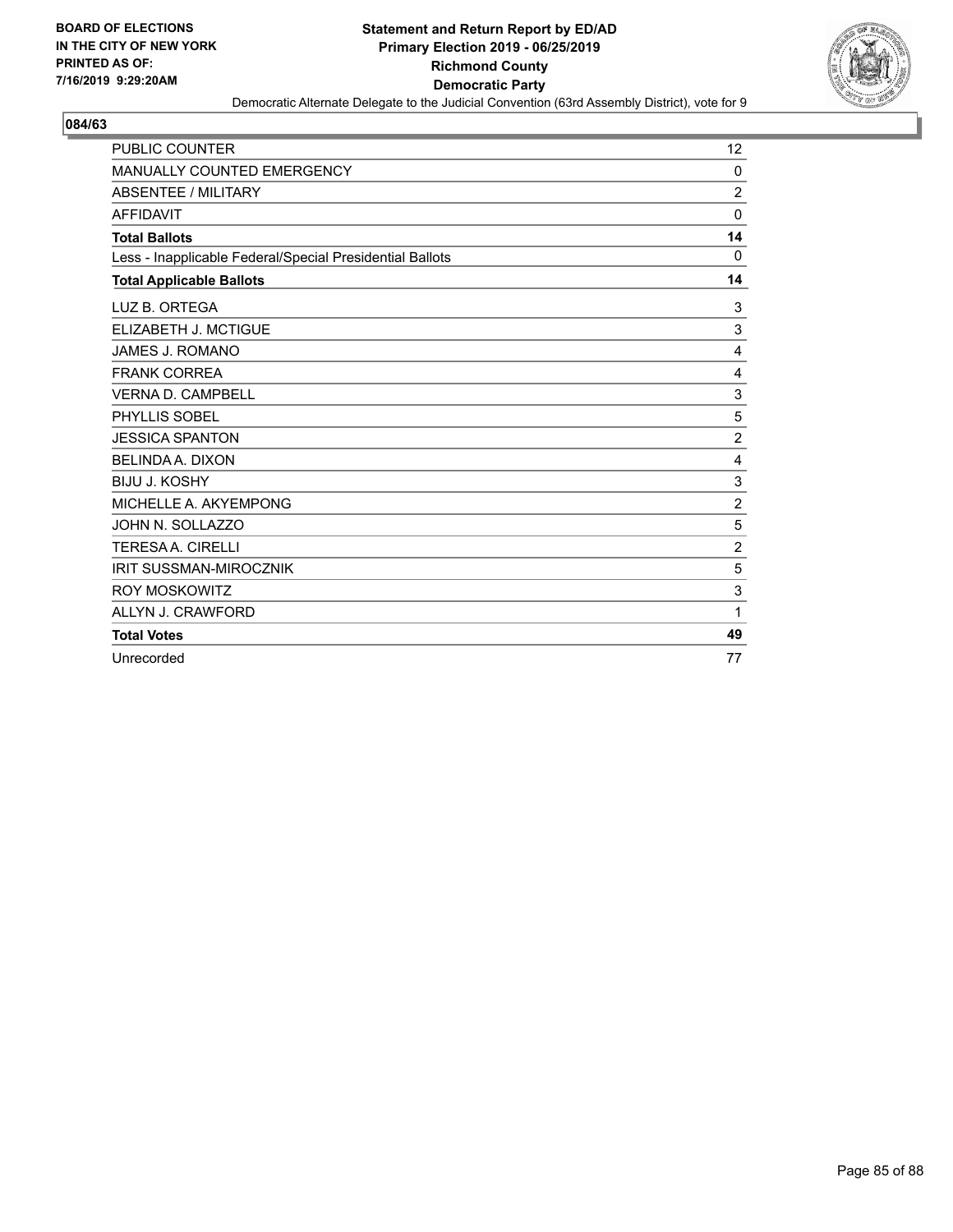**BOARD OF ELECTIONS IN THE CITY OF NEW YORK PRINTED AS OF: 7/16/2019 9:29:20AM**

**Statement and Return Report by ED/AD**
**Primary Election 2019 - 06/25/2019**
**Richmond County**
**Democratic Party**
Democratic Alternate Delegate to the Judicial Convention (63rd Assembly District), vote for 9

## 084/63

| | |
|---|---|
| PUBLIC COUNTER | 12 |
| MANUALLY COUNTED EMERGENCY | 0 |
| ABSENTEE / MILITARY | 2 |
| AFFIDAVIT | 0 |
| **Total Ballots** | **14** |
| Less - Inapplicable Federal/Special Presidential Ballots | 0 |
| **Total Applicable Ballots** | **14** |
| LUZ B. ORTEGA | 3 |
| ELIZABETH J. MCTIGUE | 3 |
| JAMES J. ROMANO | 4 |
| FRANK CORREA | 4 |
| VERNA D. CAMPBELL | 3 |
| PHYLLIS SOBEL | 5 |
| JESSICA SPANTON | 2 |
| BELINDA A. DIXON | 4 |
| BIJU J. KOSHY | 3 |
| MICHELLE A. AKYEMPONG | 2 |
| JOHN N. SOLLAZZO | 5 |
| TERESA A. CIRELLI | 2 |
| IRIT SUSSMAN-MIROCZNIK | 5 |
| ROY MOSKOWITZ | 3 |
| ALLYN J. CRAWFORD | 1 |
| **Total Votes** | **49** |
| Unrecorded | 77 |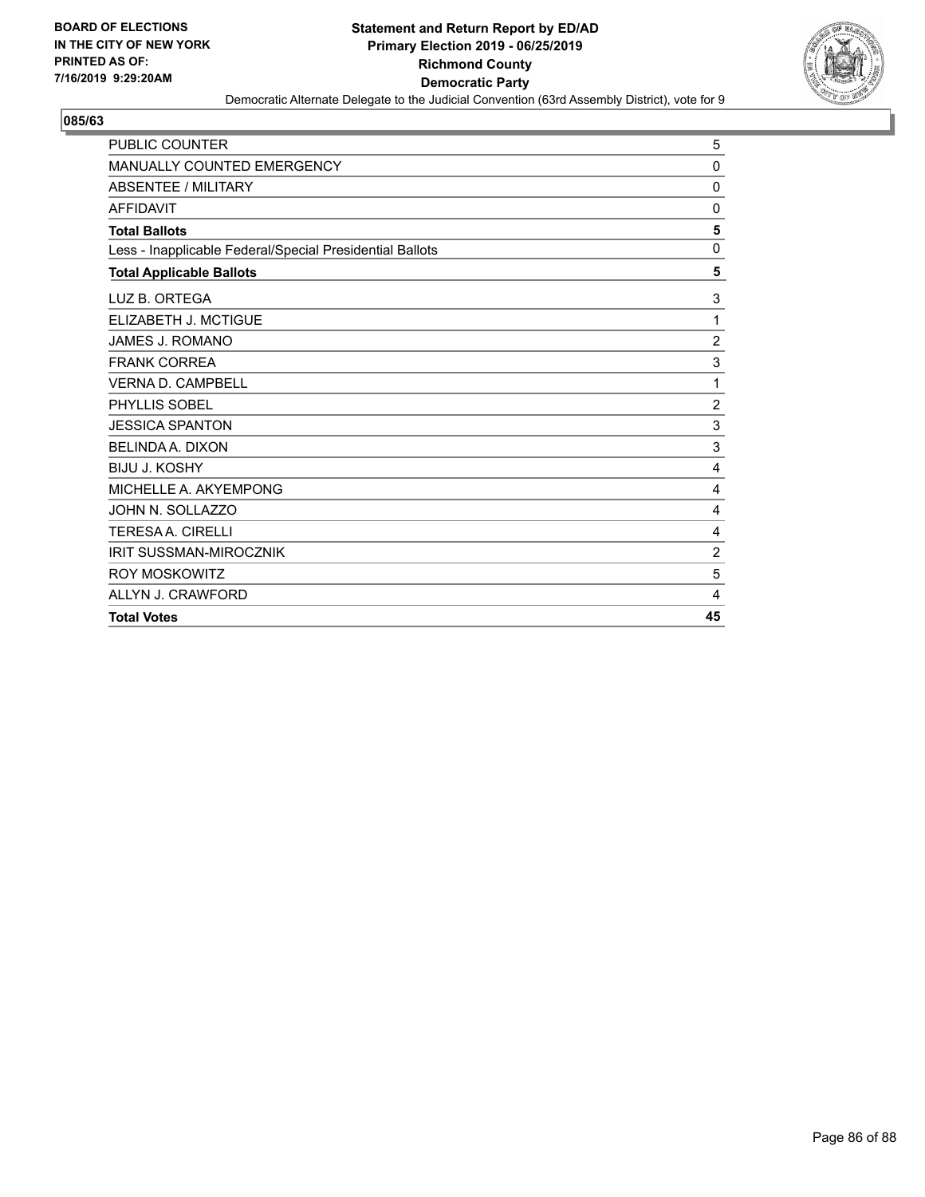BOARD OF ELECTIONS
IN THE CITY OF NEW YORK
PRINTED AS OF:
7/16/2019 9:29:20AM

**Statement and Return Report by ED/AD**
**Primary Election 2019 - 06/25/2019**
**Richmond County**
**Democratic Party**
Democratic Alternate Delegate to the Judicial Convention (63rd Assembly District), vote for 9

## 085/63

| | |
|---|---|
| PUBLIC COUNTER | 5 |
| MANUALLY COUNTED EMERGENCY | 0 |
| ABSENTEE / MILITARY | 0 |
| AFFIDAVIT | 0 |
| **Total Ballots** | **5** |
| Less - Inapplicable Federal/Special Presidential Ballots | 0 |
| **Total Applicable Ballots** | **5** |
| LUZ B. ORTEGA | 3 |
| ELIZABETH J. MCTIGUE | 1 |
| JAMES J. ROMANO | 2 |
| FRANK CORREA | 3 |
| VERNA D. CAMPBELL | 1 |
| PHYLLIS SOBEL | 2 |
| JESSICA SPANTON | 3 |
| BELINDA A. DIXON | 3 |
| BIJU J. KOSHY | 4 |
| MICHELLE A. AKYEMPONG | 4 |
| JOHN N. SOLLAZZO | 4 |
| TERESA A. CIRELLI | 4 |
| IRIT SUSSMAN-MIROCZNIK | 2 |
| ROY MOSKOWITZ | 5 |
| ALLYN J. CRAWFORD | 4 |
| **Total Votes** | **45** |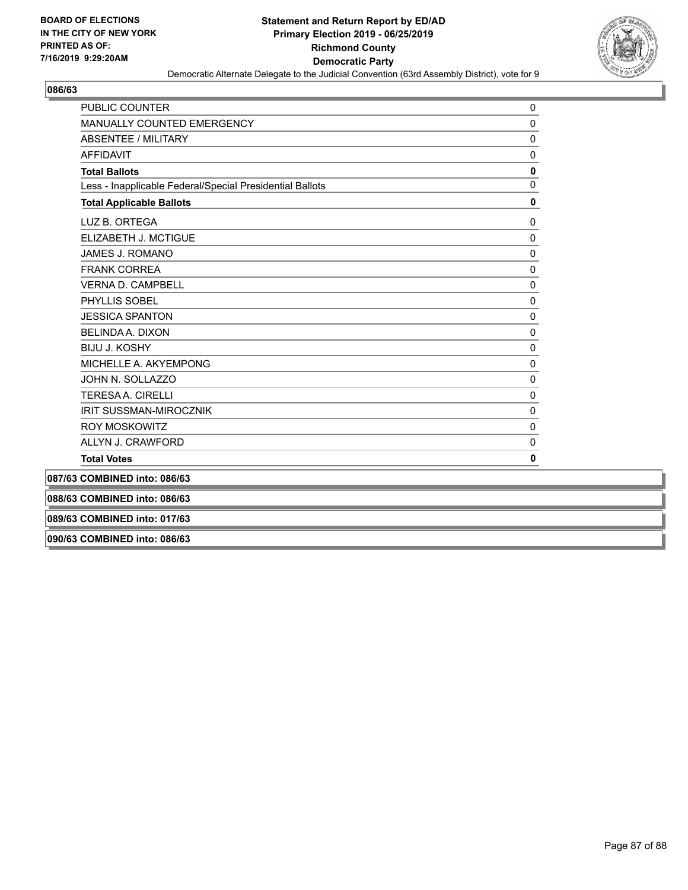## 086/63

| | |
|---|---|
| PUBLIC COUNTER | 0 |
| MANUALLY COUNTED EMERGENCY | 0 |
| ABSENTEE / MILITARY | 0 |
| AFFIDAVIT | 0 |
| **Total Ballots** | **0** |
| Less - Inapplicable Federal/Special Presidential Ballots | 0 |
| **Total Applicable Ballots** | **0** |
| LUZ B. ORTEGA | 0 |
| ELIZABETH J. MCTIGUE | 0 |
| JAMES J. ROMANO | 0 |
| FRANK CORREA | 0 |
| VERNA D. CAMPBELL | 0 |
| PHYLLIS SOBEL | 0 |
| JESSICA SPANTON | 0 |
| BELINDA A. DIXON | 0 |
| BIJU J. KOSHY | 0 |
| MICHELLE A. AKYEMPONG | 0 |
| JOHN N. SOLLAZZO | 0 |
| TERESA A. CIRELLI | 0 |
| IRIT SUSSMAN-MIROCZNIK | 0 |
| ROY MOSKOWITZ | 0 |
| ALLYN J. CRAWFORD | 0 |
| **Total Votes** | **0** |

**087/63 COMBINED into: 086/63**

**088/63 COMBINED into: 086/63**

**089/63 COMBINED into: 017/63**

**090/63 COMBINED into: 086/63**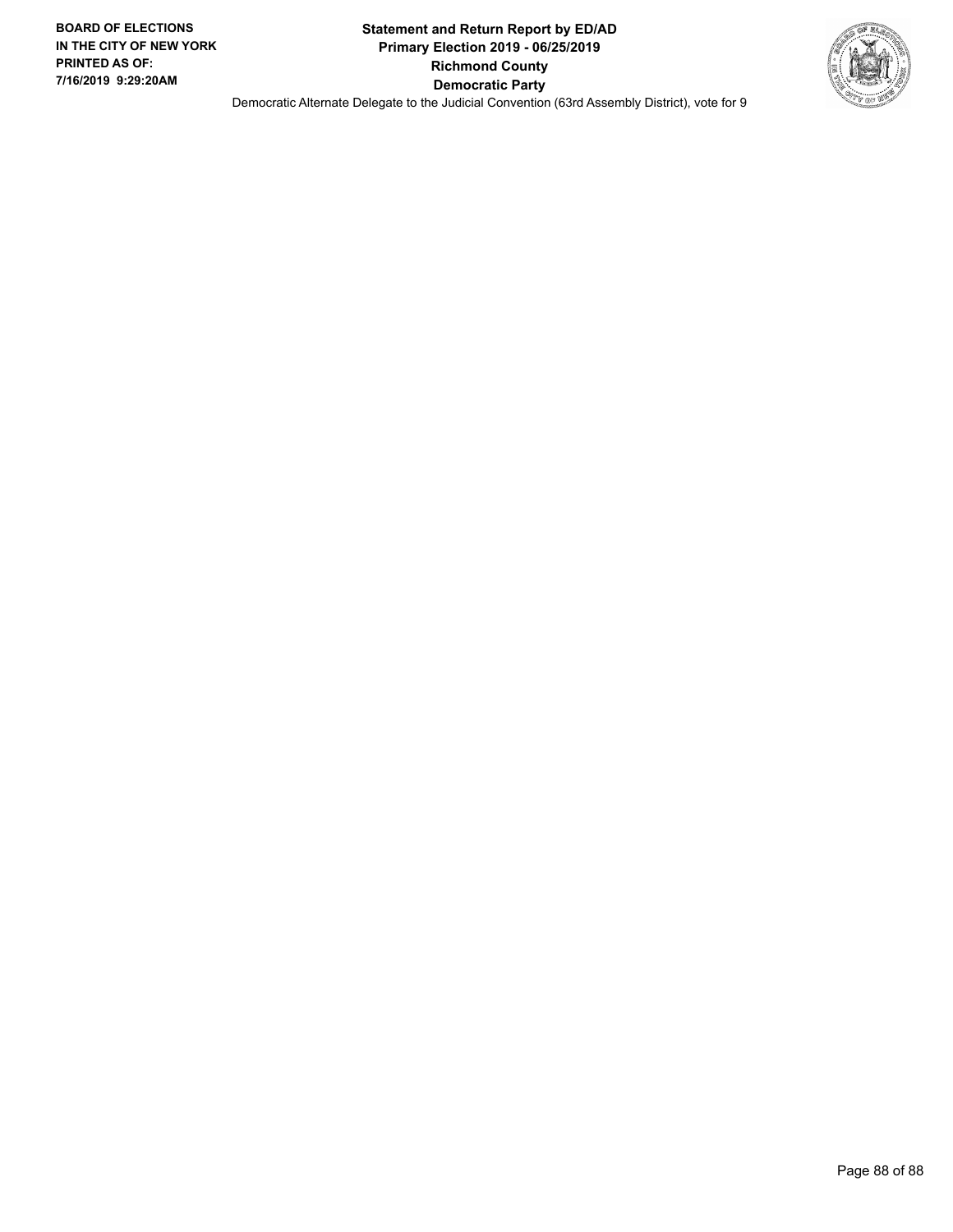**BOARD OF ELECTIONS IN THE CITY OF NEW YORK PRINTED AS OF: 7/16/2019 9:29:20AM**

**Statement and Return Report by ED/AD**
**Primary Election 2019 - 06/25/2019**
**Richmond County**
**Democratic Party**

Democratic Alternate Delegate to the Judicial Convention (63rd Assembly District), vote for 9